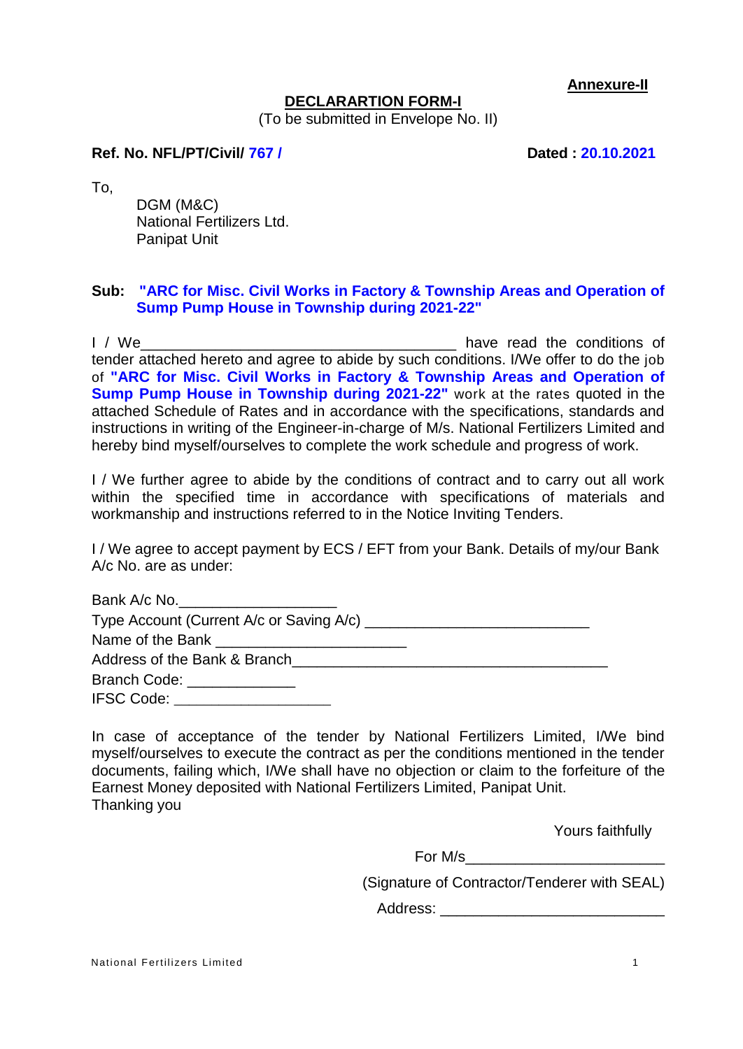**Annexure-II**

## DECLARARTION FORM-I

(To be submitted in Envelope No. II)

**Ref. No. NFL/PT/Civil/ 767 /** **Dated : 20.10.2021**

To,

DGM (M&C)
National Fertilizers Ltd.
Panipat Unit

**Sub: "ARC for Misc. Civil Works in Factory & Township Areas and Operation of Sump Pump House in Township during 2021-22"**

I / We_______________________________________ have read the conditions of tender attached hereto and agree to abide by such conditions. I/We offer to do the job of **"ARC for Misc. Civil Works in Factory & Township Areas and Operation of Sump Pump House in Township during 2021-22"** work at the rates quoted in the attached Schedule of Rates and in accordance with the specifications, standards and instructions in writing of the Engineer-in-charge of M/s. National Fertilizers Limited and hereby bind myself/ourselves to complete the work schedule and progress of work.

I / We further agree to abide by the conditions of contract and to carry out all work within the specified time in accordance with specifications of materials and workmanship and instructions referred to in the Notice Inviting Tenders.

I / We agree to accept payment by ECS / EFT from your Bank. Details of my/our Bank A/c No. are as under:

Bank A/c No.___________________
Type Account (Current A/c or Saving A/c) ___________________________
Name of the Bank _______________________
Address of the Bank & Branch_______________________________________
Branch Code: _____________
IFSC Code: ___________________

In case of acceptance of the tender by National Fertilizers Limited, I/We bind myself/ourselves to execute the contract as per the conditions mentioned in the tender documents, failing which, I/We shall have no objection or claim to the forfeiture of the Earnest Money deposited with National Fertilizers Limited, Panipat Unit.
Thanking you

Yours faithfully

For M/s________________________

(Signature of Contractor/Tenderer with SEAL)

Address: ___________________________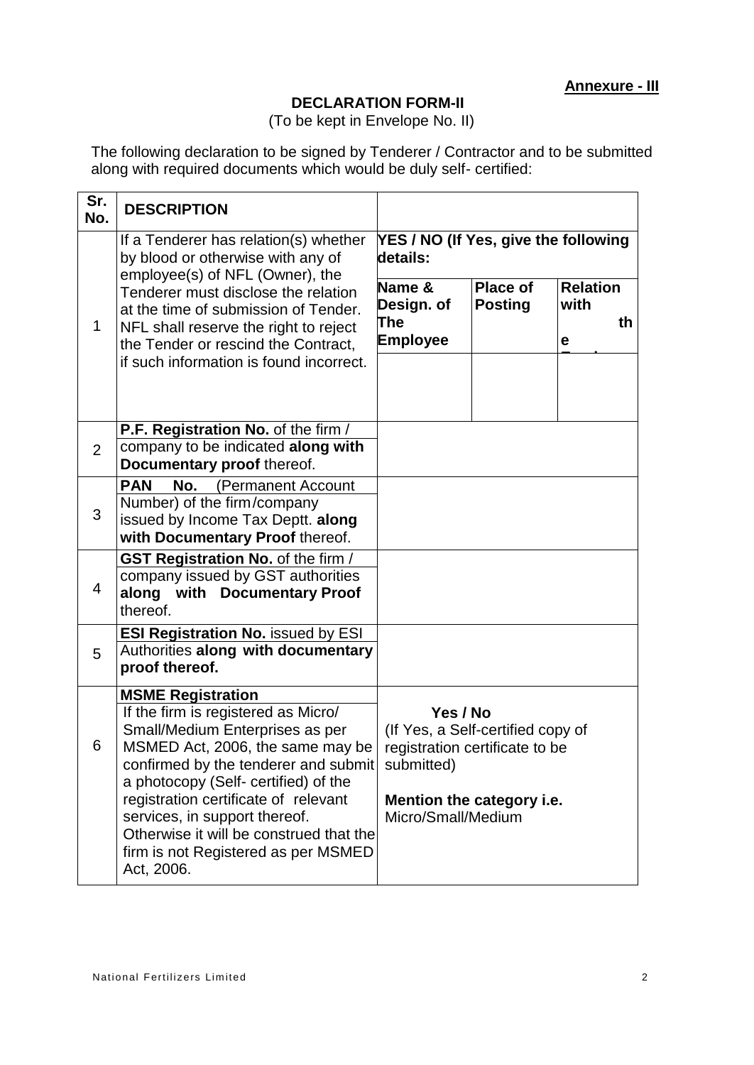**Annexure - III**

**DECLARATION FORM-II**

(To be kept in Envelope No. II)

The following declaration to be signed by Tenderer / Contractor and to be submitted along with required documents which would be duly self- certified:

| Sr. No. | DESCRIPTION | | | |
|---|---|---|---|---|
| 1 | If a Tenderer has relation(s) whether by blood or otherwise with any of employee(s) of NFL (Owner), the Tenderer must disclose the relation at the time of submission of Tender. NFL shall reserve the right to reject the Tender or rescind the Contract, if such information is found incorrect. | **YES / NO (If Yes, give the following details:** | | |
| | | **Name & Design. of The Employee** | **Place of Posting** | **Relation with the** |
| | | | | |
| 2 | **P.F. Registration No.** of the firm / company to be indicated **along with Documentary proof** thereof. | | | |
| 3 | **PAN No.** (Permanent Account Number) of the firm/company issued by Income Tax Deptt. **along with Documentary Proof** thereof. | | | |
| 4 | **GST Registration No.** of the firm / company issued by GST authorities **along with Documentary Proof** thereof. | | | |
| 5 | **ESI Registration No.** issued by ESI Authorities **along with documentary proof thereof.** | | | |
| 6 | **MSME Registration** If the firm is registered as Micro/ Small/Medium Enterprises as per MSMED Act, 2006, the same may be confirmed by the tenderer and submit a photocopy (Self- certified) of the registration certificate of relevant services, in support thereof. Otherwise it will be construed that the firm is not Registered as per MSMED Act, 2006. | **Yes / No** (If Yes, a Self-certified copy of registration certificate to be submitted) **Mention the category i.e.** Micro/Small/Medium | | |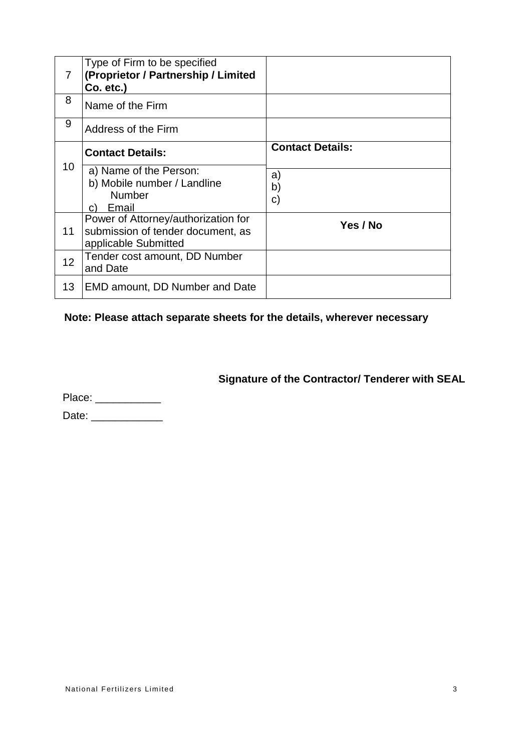| 7 | Type of Firm to be specified **(Proprietor / Partnership / Limited Co. etc.)** | |
|---|---|---|
| 8 | Name of the Firm | |
| 9 | Address of the Firm | |
| 10 | **Contact Details:**<br>a) Name of the Person:<br>b) Mobile number / Landline Number<br>c) Email | **Contact Details:**<br>a)<br>b)<br>c) |
| 11 | Power of Attorney/authorization for submission of tender document, as applicable Submitted | **Yes / No** |
| 12 | Tender cost amount, DD Number and Date | |
| 13 | EMD amount, DD Number and Date | |

**Note: Please attach separate sheets for the details, wherever necessary**

**Signature of the Contractor/ Tenderer with SEAL**

Place: ___________

Date: ____________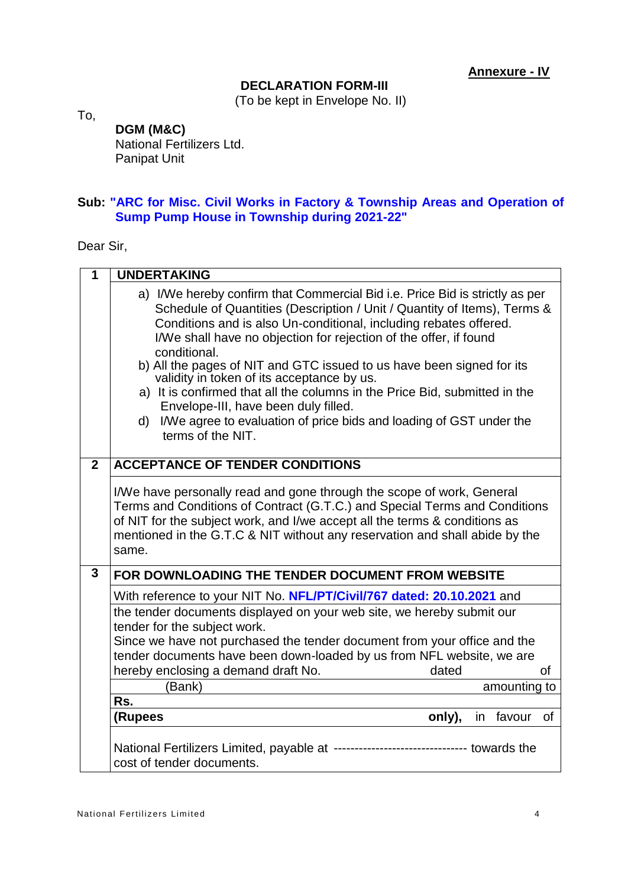**Annexure - IV**

**DECLARATION FORM-III**

(To be kept in Envelope No. II)

To,

**DGM (M&C)**
National Fertilizers Ltd.
Panipat Unit

**Sub: "ARC for Misc. Civil Works in Factory & Township Areas and Operation of Sump Pump House in Township during 2021-22"**

Dear Sir,

| | |
|---|---|
| **1** | **UNDERTAKING** |
| | a) I/We hereby confirm that Commercial Bid i.e. Price Bid is strictly as per Schedule of Quantities (Description / Unit / Quantity of Items), Terms & Conditions and is also Un-conditional, including rebates offered. I/We shall have no objection for rejection of the offer, if found conditional.<br>b) All the pages of NIT and GTC issued to us have been signed for its validity in token of its acceptance by us.<br>a) It is confirmed that all the columns in the Price Bid, submitted in the Envelope-III, have been duly filled.<br>d) I/We agree to evaluation of price bids and loading of GST under the terms of the NIT. |
| **2** | **ACCEPTANCE OF TENDER CONDITIONS** |
| | I/We have personally read and gone through the scope of work, General Terms and Conditions of Contract (G.T.C.) and Special Terms and Conditions of NIT for the subject work, and I/we accept all the terms & conditions as mentioned in the G.T.C & NIT without any reservation and shall abide by the same. |
| **3** | **FOR DOWNLOADING THE TENDER DOCUMENT FROM WEBSITE** |
| | With reference to your NIT No. **NFL/PT/Civil/767 dated: 20.10.2021** and |
| | the tender documents displayed on your web site, we hereby submit our tender for the subject work.<br>Since we have not purchased the tender document from your office and the tender documents have been down-loaded by us from NFL website, we are hereby enclosing a demand draft No. dated of |
| | (Bank) amounting to |
| | **Rs.** |
| | **(Rupees only),** in favour of |
| | National Fertilizers Limited, payable at -------------------------------- towards the cost of tender documents. |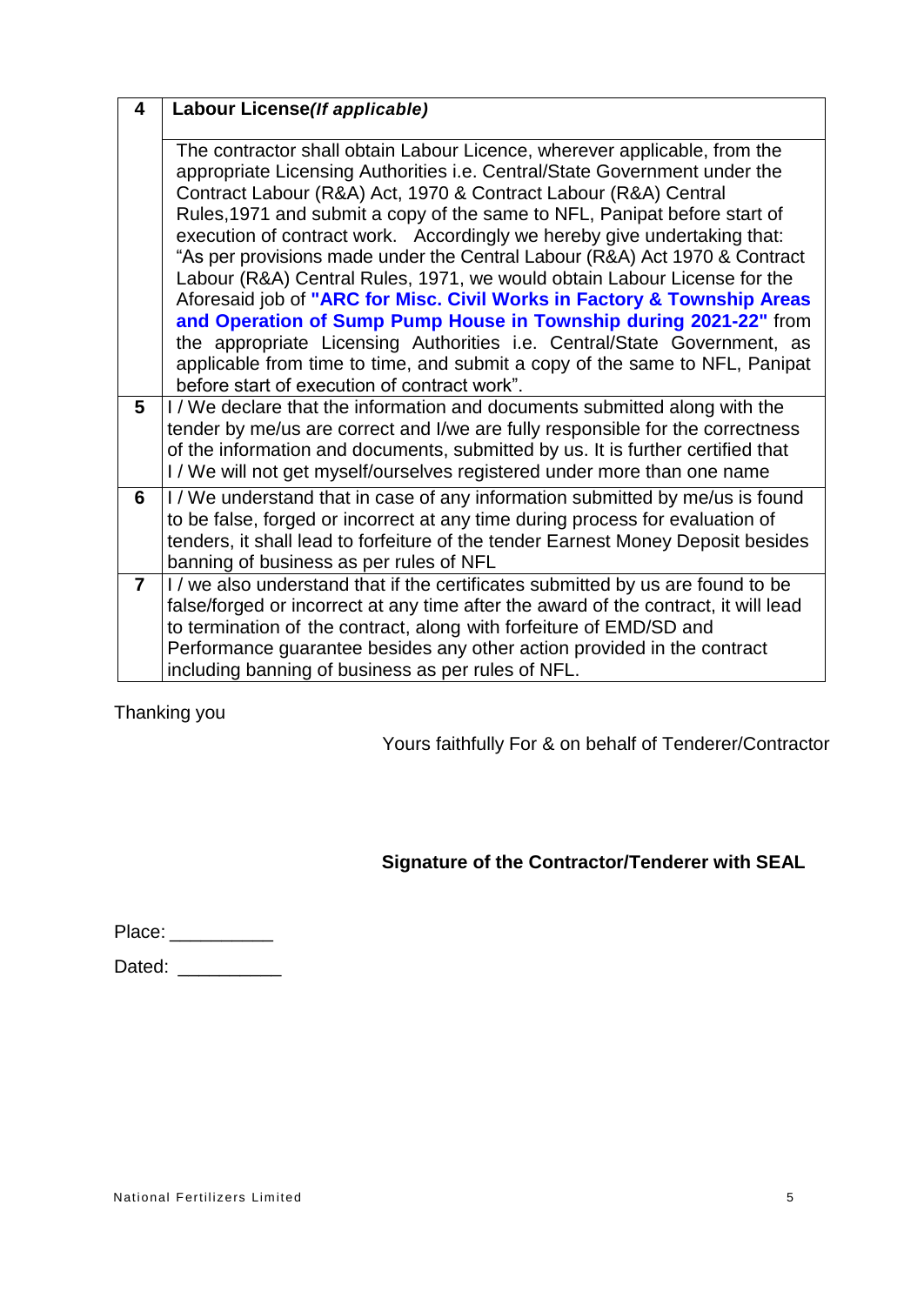| 4 | **Labour License*(If applicable)*** |
|---|---|
| | The contractor shall obtain Labour Licence, wherever applicable, from the appropriate Licensing Authorities i.e. Central/State Government under the Contract Labour (R&A) Act, 1970 & Contract Labour (R&A) Central Rules,1971 and submit a copy of the same to NFL, Panipat before start of execution of contract work. Accordingly we hereby give undertaking that: "As per provisions made under the Central Labour (R&A) Act 1970 & Contract Labour (R&A) Central Rules, 1971, we would obtain Labour License for the Aforesaid job of **"ARC for Misc. Civil Works in Factory & Township Areas and Operation of Sump Pump House in Township during 2021-22"** from the appropriate Licensing Authorities i.e. Central/State Government, as applicable from time to time, and submit a copy of the same to NFL, Panipat before start of execution of contract work". |
| 5 | I / We declare that the information and documents submitted along with the tender by me/us are correct and I/we are fully responsible for the correctness of the information and documents, submitted by us. It is further certified that I / We will not get myself/ourselves registered under more than one name |
| 6 | I / We understand that in case of any information submitted by me/us is found to be false, forged or incorrect at any time during process for evaluation of tenders, it shall lead to forfeiture of the tender Earnest Money Deposit besides banning of business as per rules of NFL |
| 7 | I / we also understand that if the certificates submitted by us are found to be false/forged or incorrect at any time after the award of the contract, it will lead to termination of the contract, along with forfeiture of EMD/SD and Performance guarantee besides any other action provided in the contract including banning of business as per rules of NFL. |

Thanking you

Yours faithfully For & on behalf of Tenderer/Contractor

**Signature of the Contractor/Tenderer with SEAL**

Place: __________

Dated: __________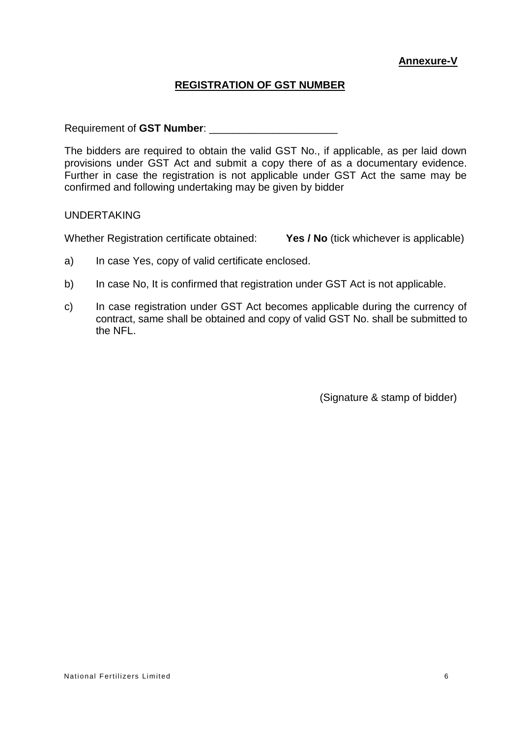**Annexure-V**

## REGISTRATION OF GST NUMBER

Requirement of **GST Number**: ______________________

The bidders are required to obtain the valid GST No., if applicable, as per laid down provisions under GST Act and submit a copy there of as a documentary evidence. Further in case the registration is not applicable under GST Act the same may be confirmed and following undertaking may be given by bidder

UNDERTAKING

Whether Registration certificate obtained: **Yes / No** (tick whichever is applicable)

a) In case Yes, copy of valid certificate enclosed.

b) In case No, It is confirmed that registration under GST Act is not applicable.

c) In case registration under GST Act becomes applicable during the currency of contract, same shall be obtained and copy of valid GST No. shall be submitted to the NFL.

(Signature & stamp of bidder)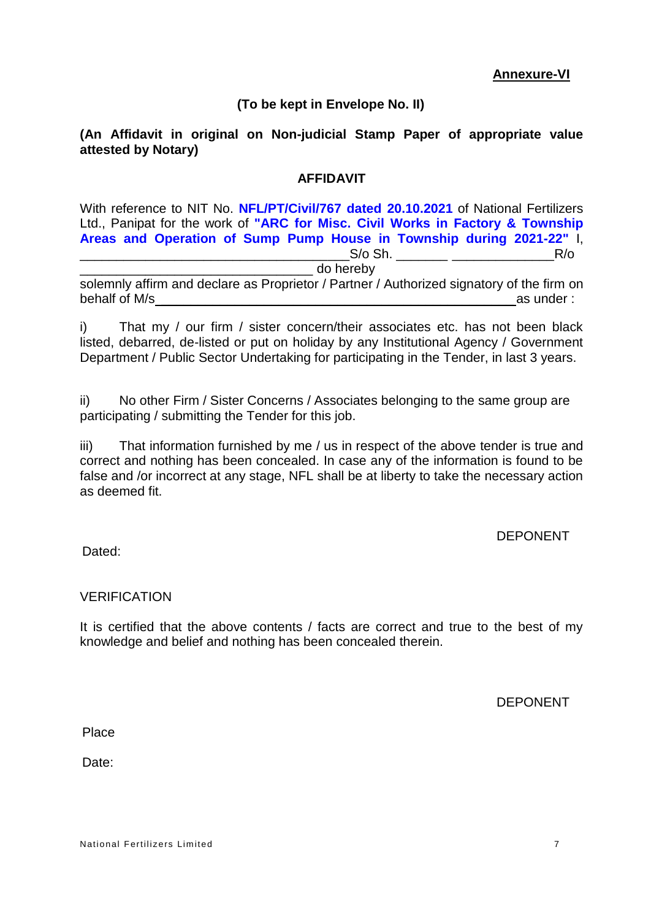**Annexure-VI**

**(To be kept in Envelope No. II)**

**(An Affidavit in original on Non-judicial Stamp Paper of appropriate value attested by Notary)**

**AFFIDAVIT**

With reference to NIT No. **NFL/PT/Civil/767 dated 20.10.2021** of National Fertilizers Ltd., Panipat for the work of **"ARC for Misc. Civil Works in Factory & Township Areas and Operation of Sump Pump House in Township during 2021-22"** I, \_\_\_\_\_\_\_\_\_\_\_\_\_\_\_\_\_\_\_\_\_\_\_\_\_\_\_\_\_\_\_\_\_\_\_\_S/o Sh. \_\_\_\_\_\_\_ \_\_\_\_\_\_\_\_\_\_\_\_\_\_R/o \_\_\_\_\_\_\_\_\_\_\_\_\_\_\_\_\_\_\_\_\_\_\_\_\_\_\_\_\_\_\_\_\_ do hereby solemnly affirm and declare as Proprietor / Partner / Authorized signatory of the firm on behalf of M/s\_\_\_\_\_\_\_\_\_\_\_\_\_\_\_\_\_\_\_\_\_\_\_\_\_\_\_\_\_\_\_\_\_\_\_\_\_\_\_\_\_\_\_\_\_\_\_\_as under :

i) That my / our firm / sister concern/their associates etc. has not been black listed, debarred, de-listed or put on holiday by any Institutional Agency / Government Department / Public Sector Undertaking for participating in the Tender, in last 3 years.

ii) No other Firm / Sister Concerns / Associates belonging to the same group are participating / submitting the Tender for this job.

iii) That information furnished by me / us in respect of the above tender is true and correct and nothing has been concealed. In case any of the information is found to be false and /or incorrect at any stage, NFL shall be at liberty to take the necessary action as deemed fit.

DEPONENT

Dated:

VERIFICATION

It is certified that the above contents / facts are correct and true to the best of my knowledge and belief and nothing has been concealed therein.

DEPONENT

Place

Date: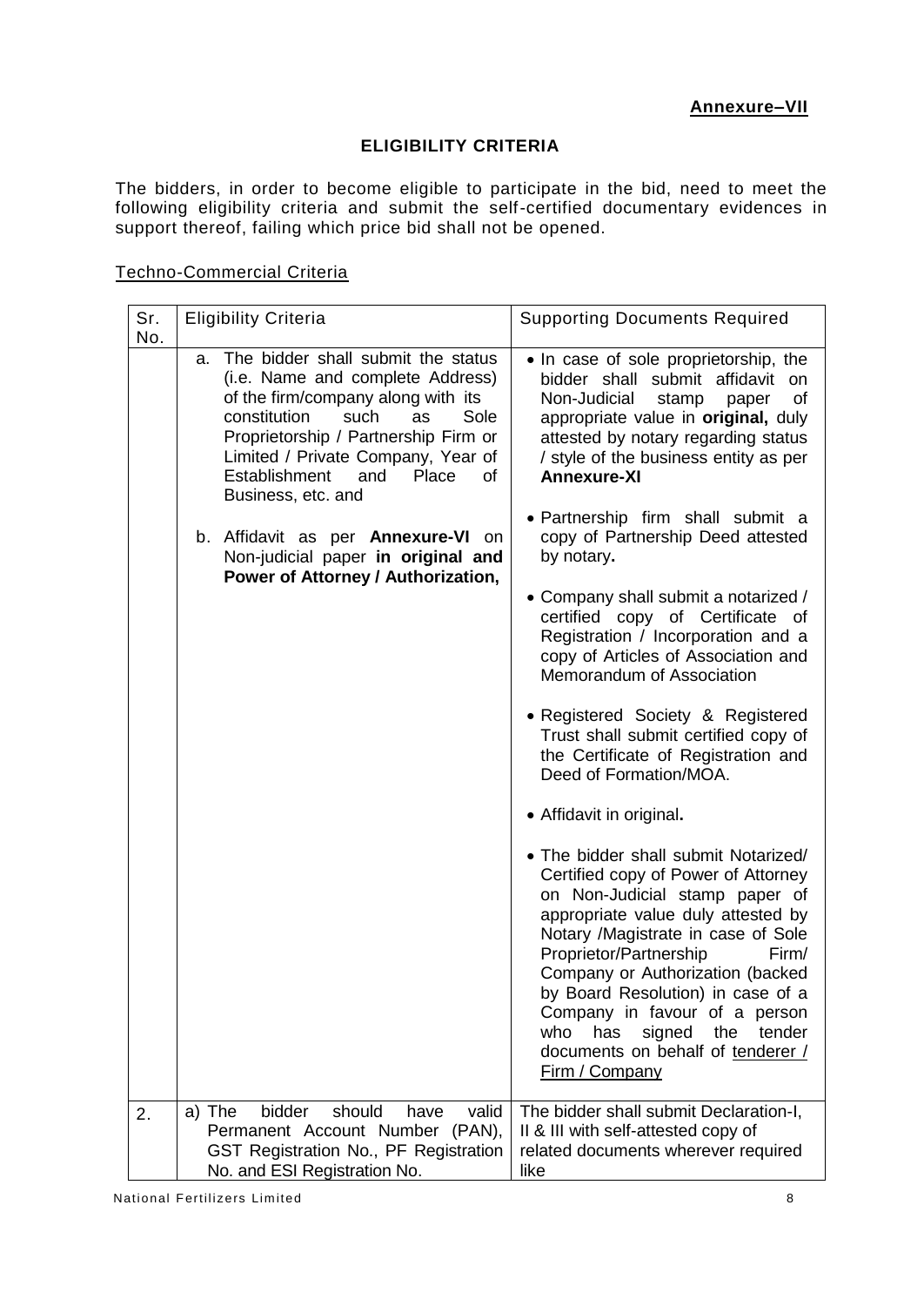**Annexure–VII**

## ELIGIBILITY CRITERIA

The bidders, in order to become eligible to participate in the bid, need to meet the following eligibility criteria and submit the self-certified documentary evidences in support thereof, failing which price bid shall not be opened.

Techno-Commercial Criteria

| Sr. No. | Eligibility Criteria | Supporting Documents Required |
|---|---|---|
| | a. The bidder shall submit the status (i.e. Name and complete Address) of the firm/company along with its constitution such as Sole Proprietorship / Partnership Firm or Limited / Private Company, Year of Establishment and Place of Business, etc. and<br><br>b. Affidavit as per **Annexure-VI** on Non-judicial paper **in original and Power of Attorney / Authorization,** | • In case of sole proprietorship, the bidder shall submit affidavit on Non-Judicial stamp paper of appropriate value in **original,** duly attested by notary regarding status / style of the business entity as per **Annexure-XI**<br><br>• Partnership firm shall submit a copy of Partnership Deed attested by notary**.**<br><br>• Company shall submit a notarized / certified copy of Certificate of Registration / Incorporation and a copy of Articles of Association and Memorandum of Association<br><br>• Registered Society & Registered Trust shall submit certified copy of the Certificate of Registration and Deed of Formation/MOA.<br><br>• Affidavit in original**.**<br><br>• The bidder shall submit Notarized/ Certified copy of Power of Attorney on Non-Judicial stamp paper of appropriate value duly attested by Notary /Magistrate in case of Sole Proprietor/Partnership Firm/ Company or Authorization (backed by Board Resolution) in case of a Company in favour of a person who has signed the tender documents on behalf of tenderer / Firm / Company |
| 2. | a) The bidder should have valid Permanent Account Number (PAN), GST Registration No., PF Registration No. and ESI Registration No. | The bidder shall submit Declaration-I, II & III with self-attested copy of related documents wherever required like |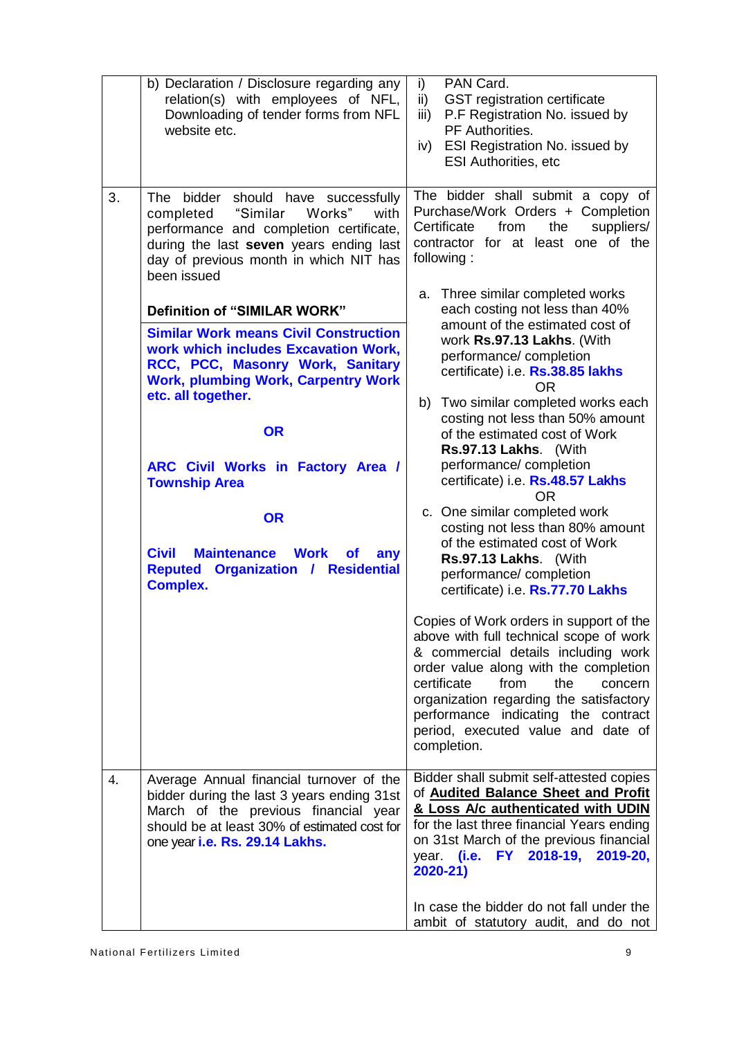| | | |
|---|---|---|
| | b) Declaration / Disclosure regarding any relation(s) with employees of NFL, Downloading of tender forms from NFL website etc. | i) PAN Card.<br>ii) GST registration certificate<br>iii) P.F Registration No. issued by PF Authorities.<br>iv) ESI Registration No. issued by ESI Authorities, etc |
| 3. | The bidder should have successfully completed "Similar Works" with performance and completion certificate, during the last **seven** years ending last day of previous month in which NIT has been issued<br><br>**Definition of "SIMILAR WORK"**<br><br>**Similar Work means Civil Construction work which includes Excavation Work, RCC, PCC, Masonry Work, Sanitary Work, plumbing Work, Carpentry Work etc. all together.**<br><br>**OR**<br><br>**ARC Civil Works in Factory Area / Township Area**<br><br>**OR**<br><br>**Civil Maintenance Work of any Reputed Organization / Residential Complex.** | The bidder shall submit a copy of Purchase/Work Orders + Completion Certificate from the suppliers/ contractor for at least one of the following :<br><br>a. Three similar completed works each costing not less than 40% amount of the estimated cost of work **Rs.97.13 Lakhs**. (With performance/ completion certificate) i.e. **Rs.38.85 lakhs**<br>OR<br>b) Two similar completed works each costing not less than 50% amount of the estimated cost of Work **Rs.97.13 Lakhs**. (With performance/ completion certificate) i.e. **Rs.48.57 Lakhs**<br>OR<br>c. One similar completed work costing not less than 80% amount of the estimated cost of Work **Rs.97.13 Lakhs**. (With performance/ completion certificate) i.e. **Rs.77.70 Lakhs**<br><br>Copies of Work orders in support of the above with full technical scope of work & commercial details including work order value along with the completion certificate from the concern organization regarding the satisfactory performance indicating the contract period, executed value and date of completion. |
| 4. | Average Annual financial turnover of the bidder during the last 3 years ending 31st March of the previous financial year should be at least 30% of estimated cost for one year **i.e. Rs. 29.14 Lakhs.** | Bidder shall submit self-attested copies of **Audited Balance Sheet and Profit & Loss A/c authenticated with UDIN** for the last three financial Years ending on 31st March of the previous financial year. **(i.e. FY 2018-19, 2019-20, 2020-21)**<br><br>In case the bidder do not fall under the ambit of statutory audit, and do not |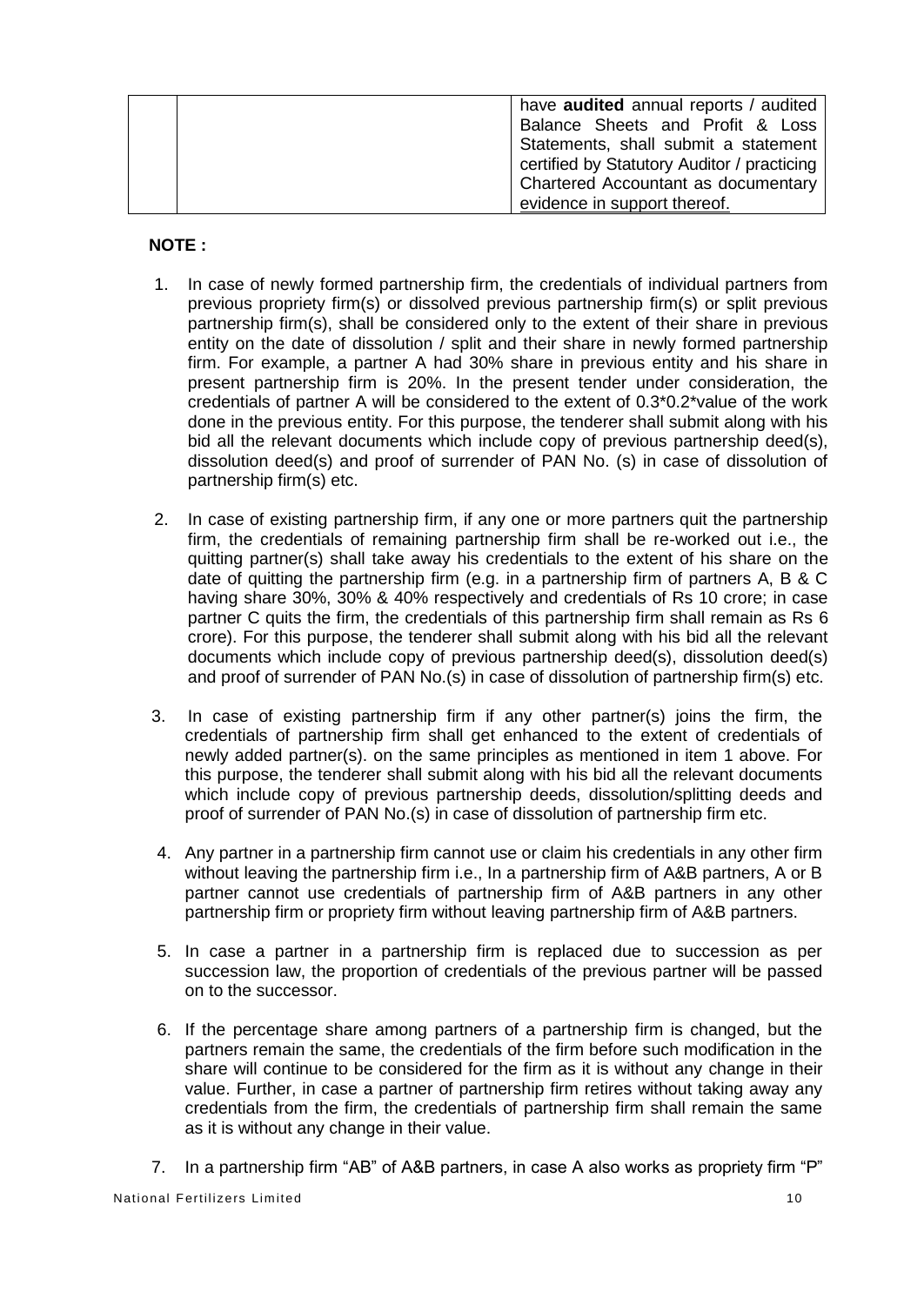| | | have **audited** annual reports / audited Balance Sheets and Profit & Loss Statements, shall submit a statement certified by Statutory Auditor / practicing Chartered Accountant as documentary evidence in support thereof. |
|---|---|---|

**NOTE :**

1. In case of newly formed partnership firm, the credentials of individual partners from previous propriety firm(s) or dissolved previous partnership firm(s) or split previous partnership firm(s), shall be considered only to the extent of their share in previous entity on the date of dissolution / split and their share in newly formed partnership firm. For example, a partner A had 30% share in previous entity and his share in present partnership firm is 20%. In the present tender under consideration, the credentials of partner A will be considered to the extent of 0.3*0.2*value of the work done in the previous entity. For this purpose, the tenderer shall submit along with his bid all the relevant documents which include copy of previous partnership deed(s), dissolution deed(s) and proof of surrender of PAN No. (s) in case of dissolution of partnership firm(s) etc.

2. In case of existing partnership firm, if any one or more partners quit the partnership firm, the credentials of remaining partnership firm shall be re-worked out i.e., the quitting partner(s) shall take away his credentials to the extent of his share on the date of quitting the partnership firm (e.g. in a partnership firm of partners A, B & C having share 30%, 30% & 40% respectively and credentials of Rs 10 crore; in case partner C quits the firm, the credentials of this partnership firm shall remain as Rs 6 crore). For this purpose, the tenderer shall submit along with his bid all the relevant documents which include copy of previous partnership deed(s), dissolution deed(s) and proof of surrender of PAN No.(s) in case of dissolution of partnership firm(s) etc.

3. In case of existing partnership firm if any other partner(s) joins the firm, the credentials of partnership firm shall get enhanced to the extent of credentials of newly added partner(s). on the same principles as mentioned in item 1 above. For this purpose, the tenderer shall submit along with his bid all the relevant documents which include copy of previous partnership deeds, dissolution/splitting deeds and proof of surrender of PAN No.(s) in case of dissolution of partnership firm etc.

4. Any partner in a partnership firm cannot use or claim his credentials in any other firm without leaving the partnership firm i.e., In a partnership firm of A&B partners, A or B partner cannot use credentials of partnership firm of A&B partners in any other partnership firm or propriety firm without leaving partnership firm of A&B partners.

5. In case a partner in a partnership firm is replaced due to succession as per succession law, the proportion of credentials of the previous partner will be passed on to the successor.

6. If the percentage share among partners of a partnership firm is changed, but the partners remain the same, the credentials of the firm before such modification in the share will continue to be considered for the firm as it is without any change in their value. Further, in case a partner of partnership firm retires without taking away any credentials from the firm, the credentials of partnership firm shall remain the same as it is without any change in their value.

7. In a partnership firm "AB" of A&B partners, in case A also works as propriety firm "P"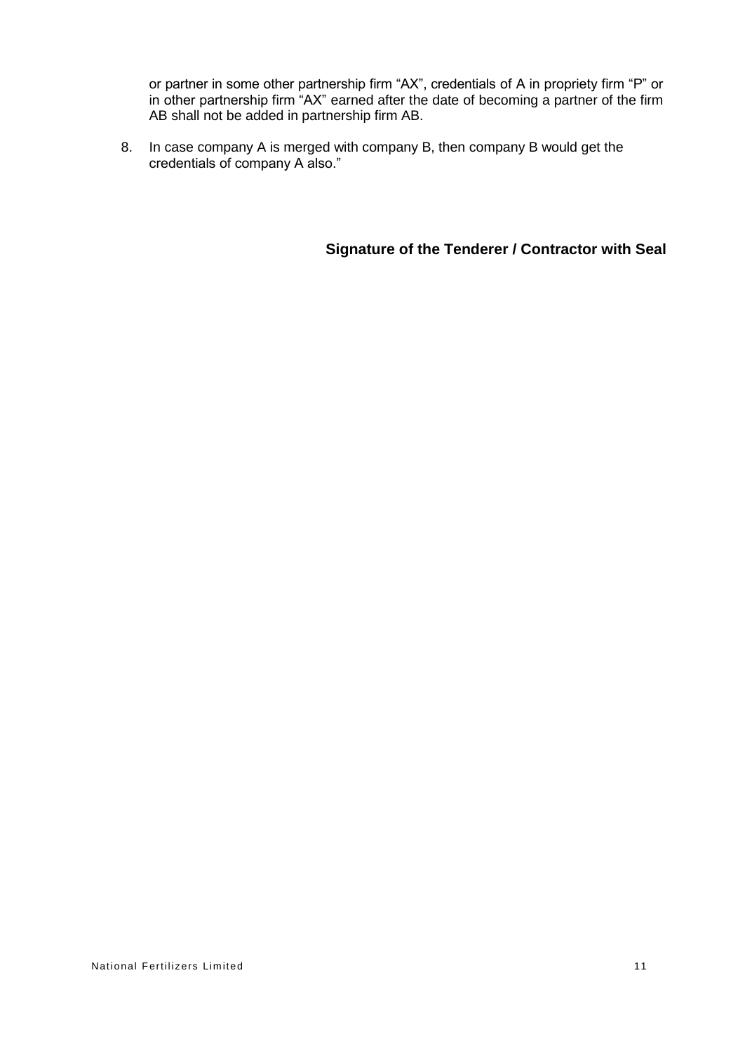or partner in some other partnership firm "AX", credentials of A in propriety firm "P" or in other partnership firm "AX" earned after the date of becoming a partner of the firm AB shall not be added in partnership firm AB.

8. In case company A is merged with company B, then company B would get the credentials of company A also."

**Signature of the Tenderer / Contractor with Seal**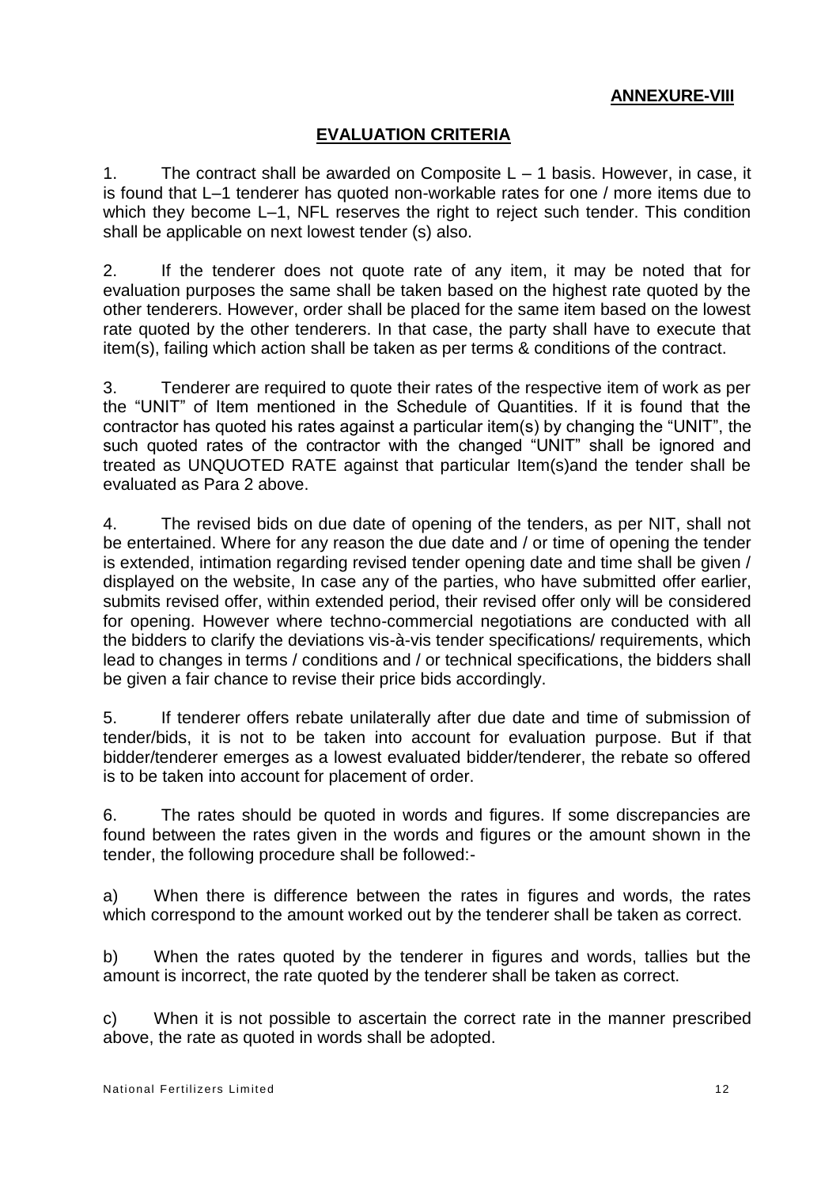**ANNEXURE-VIII**

## EVALUATION CRITERIA

1. The contract shall be awarded on Composite L – 1 basis. However, in case, it is found that L–1 tenderer has quoted non-workable rates for one / more items due to which they become L–1, NFL reserves the right to reject such tender. This condition shall be applicable on next lowest tender (s) also.

2. If the tenderer does not quote rate of any item, it may be noted that for evaluation purposes the same shall be taken based on the highest rate quoted by the other tenderers. However, order shall be placed for the same item based on the lowest rate quoted by the other tenderers. In that case, the party shall have to execute that item(s), failing which action shall be taken as per terms & conditions of the contract.

3. Tenderer are required to quote their rates of the respective item of work as per the "UNIT" of Item mentioned in the Schedule of Quantities. If it is found that the contractor has quoted his rates against a particular item(s) by changing the "UNIT", the such quoted rates of the contractor with the changed "UNIT" shall be ignored and treated as UNQUOTED RATE against that particular Item(s)and the tender shall be evaluated as Para 2 above.

4. The revised bids on due date of opening of the tenders, as per NIT, shall not be entertained. Where for any reason the due date and / or time of opening the tender is extended, intimation regarding revised tender opening date and time shall be given / displayed on the website, In case any of the parties, who have submitted offer earlier, submits revised offer, within extended period, their revised offer only will be considered for opening. However where techno-commercial negotiations are conducted with all the bidders to clarify the deviations vis-à-vis tender specifications/ requirements, which lead to changes in terms / conditions and / or technical specifications, the bidders shall be given a fair chance to revise their price bids accordingly.

5. If tenderer offers rebate unilaterally after due date and time of submission of tender/bids, it is not to be taken into account for evaluation purpose. But if that bidder/tenderer emerges as a lowest evaluated bidder/tenderer, the rebate so offered is to be taken into account for placement of order.

6. The rates should be quoted in words and figures. If some discrepancies are found between the rates given in the words and figures or the amount shown in the tender, the following procedure shall be followed:-

a) When there is difference between the rates in figures and words, the rates which correspond to the amount worked out by the tenderer shall be taken as correct.

b) When the rates quoted by the tenderer in figures and words, tallies but the amount is incorrect, the rate quoted by the tenderer shall be taken as correct.

c) When it is not possible to ascertain the correct rate in the manner prescribed above, the rate as quoted in words shall be adopted.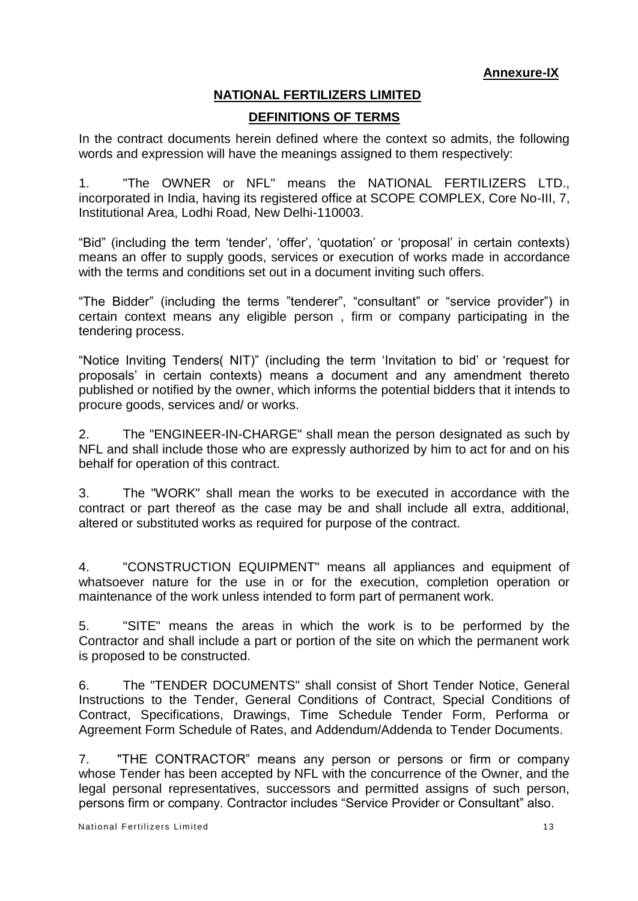**Annexure-IX**

## NATIONAL FERTILIZERS LIMITED

## DEFINITIONS OF TERMS

In the contract documents herein defined where the context so admits, the following words and expression will have the meanings assigned to them respectively:

1. "The OWNER or NFL" means the NATIONAL FERTILIZERS LTD., incorporated in India, having its registered office at SCOPE COMPLEX, Core No-III, 7, Institutional Area, Lodhi Road, New Delhi-110003.

"Bid" (including the term 'tender', 'offer', 'quotation' or 'proposal' in certain contexts) means an offer to supply goods, services or execution of works made in accordance with the terms and conditions set out in a document inviting such offers.

"The Bidder" (including the terms "tenderer", "consultant" or "service provider") in certain context means any eligible person , firm or company participating in the tendering process.

"Notice Inviting Tenders( NIT)" (including the term 'Invitation to bid' or 'request for proposals' in certain contexts) means a document and any amendment thereto published or notified by the owner, which informs the potential bidders that it intends to procure goods, services and/ or works.

2. The "ENGINEER-IN-CHARGE" shall mean the person designated as such by NFL and shall include those who are expressly authorized by him to act for and on his behalf for operation of this contract.

3. The "WORK" shall mean the works to be executed in accordance with the contract or part thereof as the case may be and shall include all extra, additional, altered or substituted works as required for purpose of the contract.

4. "CONSTRUCTION EQUIPMENT" means all appliances and equipment of whatsoever nature for the use in or for the execution, completion operation or maintenance of the work unless intended to form part of permanent work.

5. "SITE" means the areas in which the work is to be performed by the Contractor and shall include a part or portion of the site on which the permanent work is proposed to be constructed.

6. The "TENDER DOCUMENTS" shall consist of Short Tender Notice, General Instructions to the Tender, General Conditions of Contract, Special Conditions of Contract, Specifications, Drawings, Time Schedule Tender Form, Performa or Agreement Form Schedule of Rates, and Addendum/Addenda to Tender Documents.

7. "THE CONTRACTOR" means any person or persons or firm or company whose Tender has been accepted by NFL with the concurrence of the Owner, and the legal personal representatives, successors and permitted assigns of such person, persons firm or company. Contractor includes "Service Provider or Consultant" also.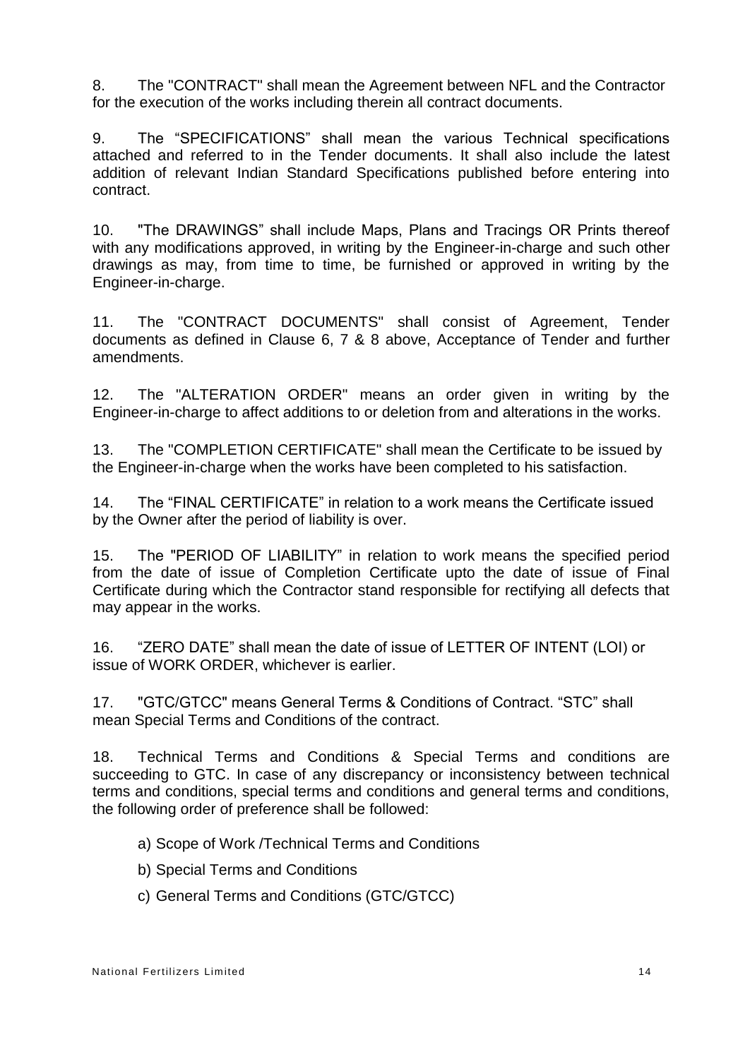8. The "CONTRACT" shall mean the Agreement between NFL and the Contractor for the execution of the works including therein all contract documents.

9. The "SPECIFICATIONS" shall mean the various Technical specifications attached and referred to in the Tender documents. It shall also include the latest addition of relevant Indian Standard Specifications published before entering into contract.

10. "The DRAWINGS" shall include Maps, Plans and Tracings OR Prints thereof with any modifications approved, in writing by the Engineer-in-charge and such other drawings as may, from time to time, be furnished or approved in writing by the Engineer-in-charge.

11. The "CONTRACT DOCUMENTS" shall consist of Agreement, Tender documents as defined in Clause 6, 7 & 8 above, Acceptance of Tender and further amendments.

12. The "ALTERATION ORDER" means an order given in writing by the Engineer-in-charge to affect additions to or deletion from and alterations in the works.

13. The "COMPLETION CERTIFICATE" shall mean the Certificate to be issued by the Engineer-in-charge when the works have been completed to his satisfaction.

14. The "FINAL CERTIFICATE" in relation to a work means the Certificate issued by the Owner after the period of liability is over.

15. The "PERIOD OF LIABILITY" in relation to work means the specified period from the date of issue of Completion Certificate upto the date of issue of Final Certificate during which the Contractor stand responsible for rectifying all defects that may appear in the works.

16. "ZERO DATE" shall mean the date of issue of LETTER OF INTENT (LOI) or issue of WORK ORDER, whichever is earlier.

17. "GTC/GTCC" means General Terms & Conditions of Contract. "STC" shall mean Special Terms and Conditions of the contract.

18. Technical Terms and Conditions & Special Terms and conditions are succeeding to GTC. In case of any discrepancy or inconsistency between technical terms and conditions, special terms and conditions and general terms and conditions, the following order of preference shall be followed:

a) Scope of Work /Technical Terms and Conditions

b) Special Terms and Conditions

c) General Terms and Conditions (GTC/GTCC)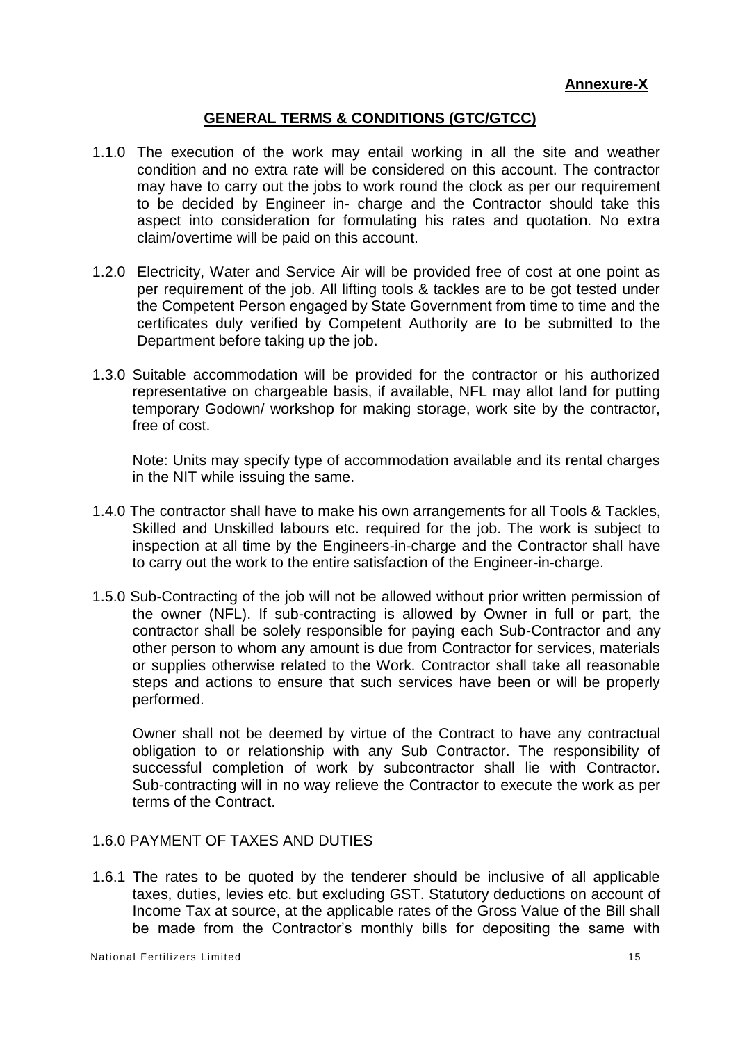**Annexure-X**

## GENERAL TERMS & CONDITIONS (GTC/GTCC)

1.1.0 The execution of the work may entail working in all the site and weather condition and no extra rate will be considered on this account. The contractor may have to carry out the jobs to work round the clock as per our requirement to be decided by Engineer in- charge and the Contractor should take this aspect into consideration for formulating his rates and quotation. No extra claim/overtime will be paid on this account.

1.2.0 Electricity, Water and Service Air will be provided free of cost at one point as per requirement of the job. All lifting tools & tackles are to be got tested under the Competent Person engaged by State Government from time to time and the certificates duly verified by Competent Authority are to be submitted to the Department before taking up the job.

1.3.0 Suitable accommodation will be provided for the contractor or his authorized representative on chargeable basis, if available, NFL may allot land for putting temporary Godown/ workshop for making storage, work site by the contractor, free of cost.

Note: Units may specify type of accommodation available and its rental charges in the NIT while issuing the same.

1.4.0 The contractor shall have to make his own arrangements for all Tools & Tackles, Skilled and Unskilled labours etc. required for the job. The work is subject to inspection at all time by the Engineers-in-charge and the Contractor shall have to carry out the work to the entire satisfaction of the Engineer-in-charge.

1.5.0 Sub-Contracting of the job will not be allowed without prior written permission of the owner (NFL). If sub-contracting is allowed by Owner in full or part, the contractor shall be solely responsible for paying each Sub-Contractor and any other person to whom any amount is due from Contractor for services, materials or supplies otherwise related to the Work. Contractor shall take all reasonable steps and actions to ensure that such services have been or will be properly performed.

Owner shall not be deemed by virtue of the Contract to have any contractual obligation to or relationship with any Sub Contractor. The responsibility of successful completion of work by subcontractor shall lie with Contractor. Sub-contracting will in no way relieve the Contractor to execute the work as per terms of the Contract.

1.6.0 PAYMENT OF TAXES AND DUTIES

1.6.1 The rates to be quoted by the tenderer should be inclusive of all applicable taxes, duties, levies etc. but excluding GST. Statutory deductions on account of Income Tax at source, at the applicable rates of the Gross Value of the Bill shall be made from the Contractor's monthly bills for depositing the same with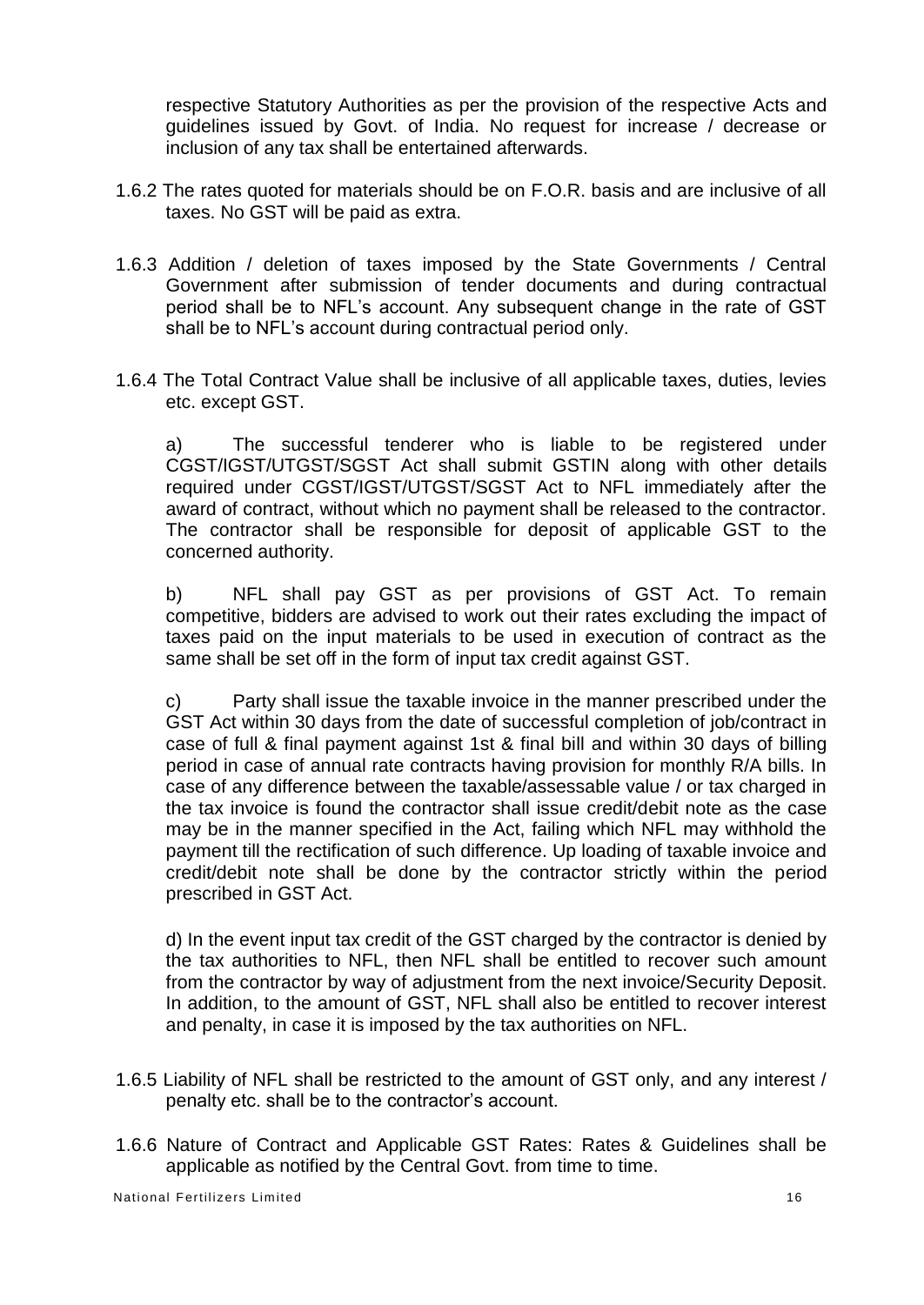respective Statutory Authorities as per the provision of the respective Acts and guidelines issued by Govt. of India. No request for increase / decrease or inclusion of any tax shall be entertained afterwards.

1.6.2 The rates quoted for materials should be on F.O.R. basis and are inclusive of all taxes. No GST will be paid as extra.

1.6.3 Addition / deletion of taxes imposed by the State Governments / Central Government after submission of tender documents and during contractual period shall be to NFL's account. Any subsequent change in the rate of GST shall be to NFL's account during contractual period only.

1.6.4 The Total Contract Value shall be inclusive of all applicable taxes, duties, levies etc. except GST.

a) The successful tenderer who is liable to be registered under CGST/IGST/UTGST/SGST Act shall submit GSTIN along with other details required under CGST/IGST/UTGST/SGST Act to NFL immediately after the award of contract, without which no payment shall be released to the contractor. The contractor shall be responsible for deposit of applicable GST to the concerned authority.

b) NFL shall pay GST as per provisions of GST Act. To remain competitive, bidders are advised to work out their rates excluding the impact of taxes paid on the input materials to be used in execution of contract as the same shall be set off in the form of input tax credit against GST.

c) Party shall issue the taxable invoice in the manner prescribed under the GST Act within 30 days from the date of successful completion of job/contract in case of full & final payment against 1st & final bill and within 30 days of billing period in case of annual rate contracts having provision for monthly R/A bills. In case of any difference between the taxable/assessable value / or tax charged in the tax invoice is found the contractor shall issue credit/debit note as the case may be in the manner specified in the Act, failing which NFL may withhold the payment till the rectification of such difference. Up loading of taxable invoice and credit/debit note shall be done by the contractor strictly within the period prescribed in GST Act.

d) In the event input tax credit of the GST charged by the contractor is denied by the tax authorities to NFL, then NFL shall be entitled to recover such amount from the contractor by way of adjustment from the next invoice/Security Deposit. In addition, to the amount of GST, NFL shall also be entitled to recover interest and penalty, in case it is imposed by the tax authorities on NFL.

1.6.5 Liability of NFL shall be restricted to the amount of GST only, and any interest / penalty etc. shall be to the contractor's account.

1.6.6 Nature of Contract and Applicable GST Rates: Rates & Guidelines shall be applicable as notified by the Central Govt. from time to time.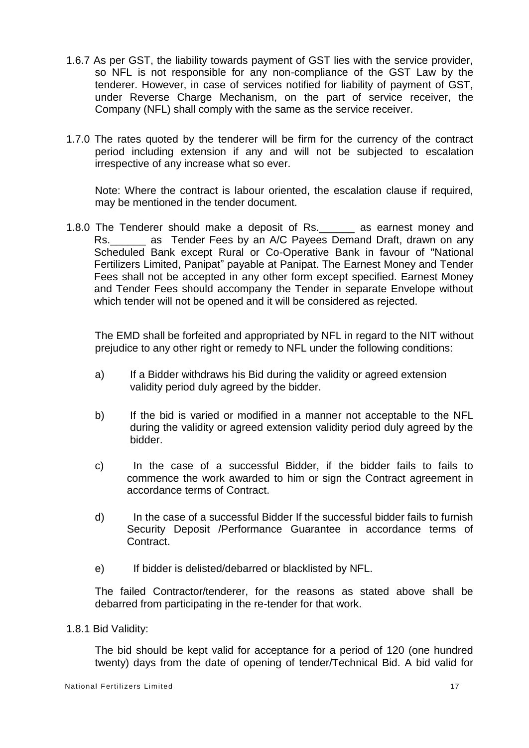1.6.7 As per GST, the liability towards payment of GST lies with the service provider, so NFL is not responsible for any non-compliance of the GST Law by the tenderer. However, in case of services notified for liability of payment of GST, under Reverse Charge Mechanism, on the part of service receiver, the Company (NFL) shall comply with the same as the service receiver.

1.7.0 The rates quoted by the tenderer will be firm for the currency of the contract period including extension if any and will not be subjected to escalation irrespective of any increase what so ever.

Note: Where the contract is labour oriented, the escalation clause if required, may be mentioned in the tender document.

1.8.0 The Tenderer should make a deposit of Rs.______ as earnest money and Rs.______ as Tender Fees by an A/C Payees Demand Draft, drawn on any Scheduled Bank except Rural or Co-Operative Bank in favour of "National Fertilizers Limited, Panipat" payable at Panipat. The Earnest Money and Tender Fees shall not be accepted in any other form except specified. Earnest Money and Tender Fees should accompany the Tender in separate Envelope without which tender will not be opened and it will be considered as rejected.

The EMD shall be forfeited and appropriated by NFL in regard to the NIT without prejudice to any other right or remedy to NFL under the following conditions:

a) If a Bidder withdraws his Bid during the validity or agreed extension validity period duly agreed by the bidder.

b) If the bid is varied or modified in a manner not acceptable to the NFL during the validity or agreed extension validity period duly agreed by the bidder.

c) In the case of a successful Bidder, if the bidder fails to fails to commence the work awarded to him or sign the Contract agreement in accordance terms of Contract.

d) In the case of a successful Bidder If the successful bidder fails to furnish Security Deposit /Performance Guarantee in accordance terms of Contract.

e) If bidder is delisted/debarred or blacklisted by NFL.

The failed Contractor/tenderer, for the reasons as stated above shall be debarred from participating in the re-tender for that work.

1.8.1 Bid Validity:

The bid should be kept valid for acceptance for a period of 120 (one hundred twenty) days from the date of opening of tender/Technical Bid. A bid valid for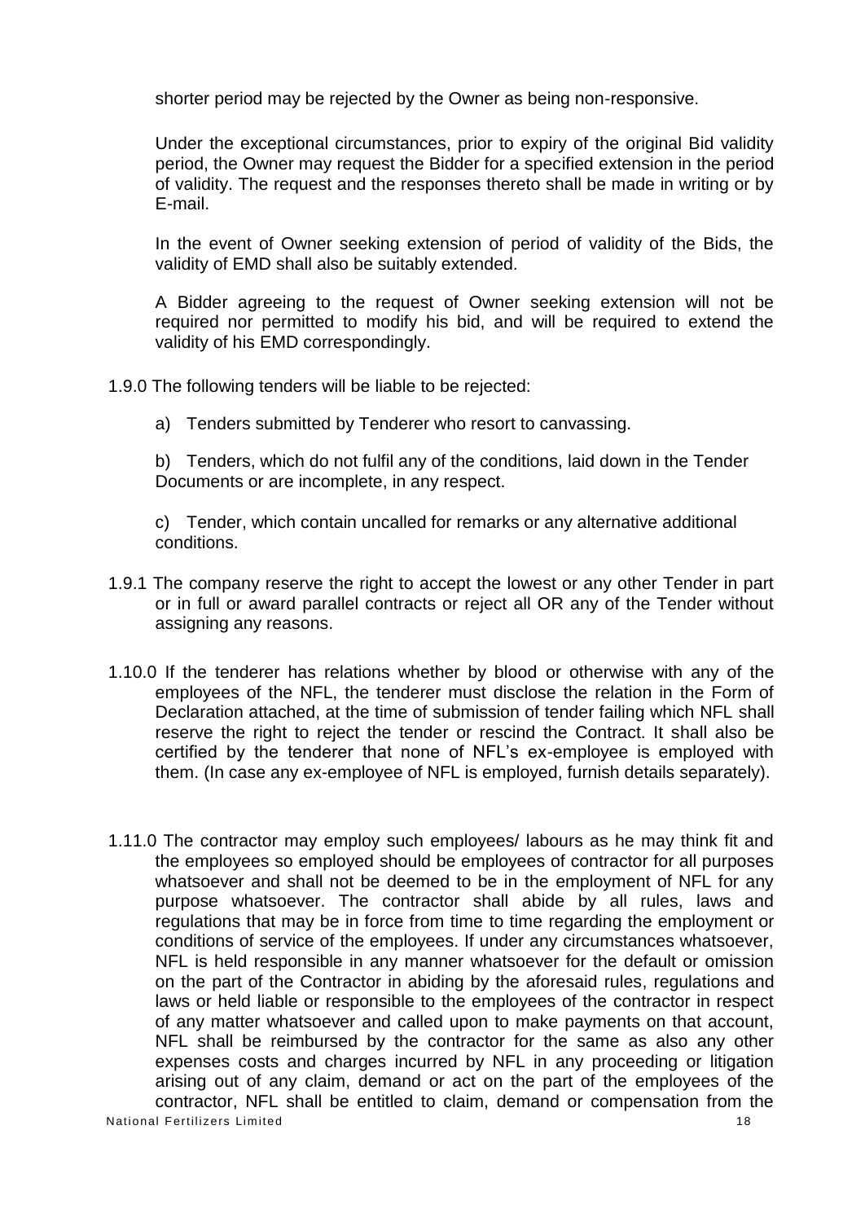shorter period may be rejected by the Owner as being non-responsive.

Under the exceptional circumstances, prior to expiry of the original Bid validity period, the Owner may request the Bidder for a specified extension in the period of validity. The request and the responses thereto shall be made in writing or by E-mail.

In the event of Owner seeking extension of period of validity of the Bids, the validity of EMD shall also be suitably extended.

A Bidder agreeing to the request of Owner seeking extension will not be required nor permitted to modify his bid, and will be required to extend the validity of his EMD correspondingly.

1.9.0 The following tenders will be liable to be rejected:

a) Tenders submitted by Tenderer who resort to canvassing.

b) Tenders, which do not fulfil any of the conditions, laid down in the Tender Documents or are incomplete, in any respect.

c) Tender, which contain uncalled for remarks or any alternative additional conditions.

1.9.1 The company reserve the right to accept the lowest or any other Tender in part or in full or award parallel contracts or reject all OR any of the Tender without assigning any reasons.

1.10.0 If the tenderer has relations whether by blood or otherwise with any of the employees of the NFL, the tenderer must disclose the relation in the Form of Declaration attached, at the time of submission of tender failing which NFL shall reserve the right to reject the tender or rescind the Contract. It shall also be certified by the tenderer that none of NFL's ex-employee is employed with them. (In case any ex-employee of NFL is employed, furnish details separately).

1.11.0 The contractor may employ such employees/ labours as he may think fit and the employees so employed should be employees of contractor for all purposes whatsoever and shall not be deemed to be in the employment of NFL for any purpose whatsoever. The contractor shall abide by all rules, laws and regulations that may be in force from time to time regarding the employment or conditions of service of the employees. If under any circumstances whatsoever, NFL is held responsible in any manner whatsoever for the default or omission on the part of the Contractor in abiding by the aforesaid rules, regulations and laws or held liable or responsible to the employees of the contractor in respect of any matter whatsoever and called upon to make payments on that account, NFL shall be reimbursed by the contractor for the same as also any other expenses costs and charges incurred by NFL in any proceeding or litigation arising out of any claim, demand or act on the part of the employees of the contractor, NFL shall be entitled to claim, demand or compensation from the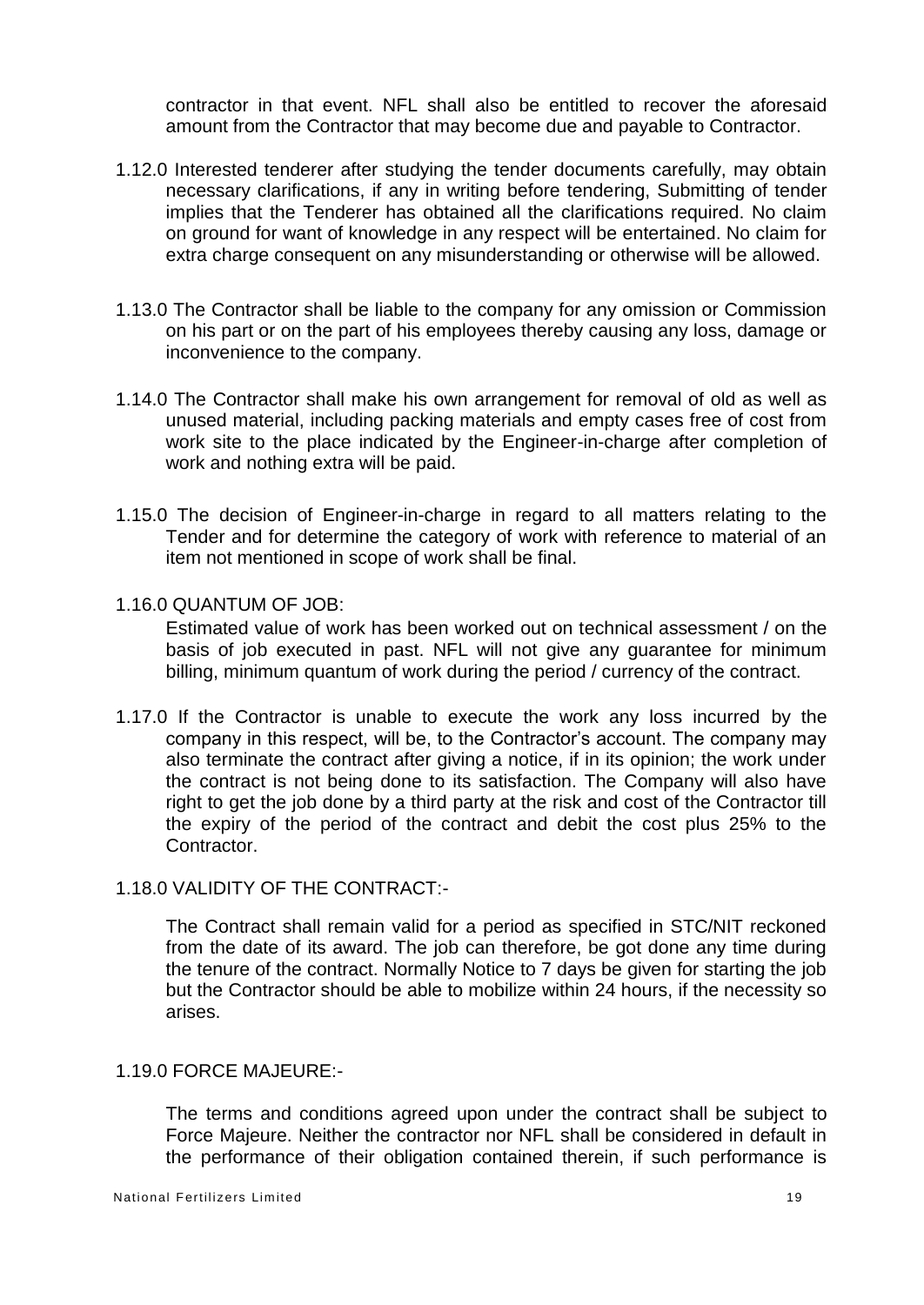contractor in that event. NFL shall also be entitled to recover the aforesaid amount from the Contractor that may become due and payable to Contractor.

1.12.0 Interested tenderer after studying the tender documents carefully, may obtain necessary clarifications, if any in writing before tendering, Submitting of tender implies that the Tenderer has obtained all the clarifications required. No claim on ground for want of knowledge in any respect will be entertained. No claim for extra charge consequent on any misunderstanding or otherwise will be allowed.

1.13.0 The Contractor shall be liable to the company for any omission or Commission on his part or on the part of his employees thereby causing any loss, damage or inconvenience to the company.

1.14.0 The Contractor shall make his own arrangement for removal of old as well as unused material, including packing materials and empty cases free of cost from work site to the place indicated by the Engineer-in-charge after completion of work and nothing extra will be paid.

1.15.0 The decision of Engineer-in-charge in regard to all matters relating to the Tender and for determine the category of work with reference to material of an item not mentioned in scope of work shall be final.

1.16.0 QUANTUM OF JOB:

Estimated value of work has been worked out on technical assessment / on the basis of job executed in past. NFL will not give any guarantee for minimum billing, minimum quantum of work during the period / currency of the contract.

1.17.0 If the Contractor is unable to execute the work any loss incurred by the company in this respect, will be, to the Contractor's account. The company may also terminate the contract after giving a notice, if in its opinion; the work under the contract is not being done to its satisfaction. The Company will also have right to get the job done by a third party at the risk and cost of the Contractor till the expiry of the period of the contract and debit the cost plus 25% to the Contractor.

1.18.0 VALIDITY OF THE CONTRACT:-

The Contract shall remain valid for a period as specified in STC/NIT reckoned from the date of its award. The job can therefore, be got done any time during the tenure of the contract. Normally Notice to 7 days be given for starting the job but the Contractor should be able to mobilize within 24 hours, if the necessity so arises.

1.19.0 FORCE MAJEURE:-

The terms and conditions agreed upon under the contract shall be subject to Force Majeure. Neither the contractor nor NFL shall be considered in default in the performance of their obligation contained therein, if such performance is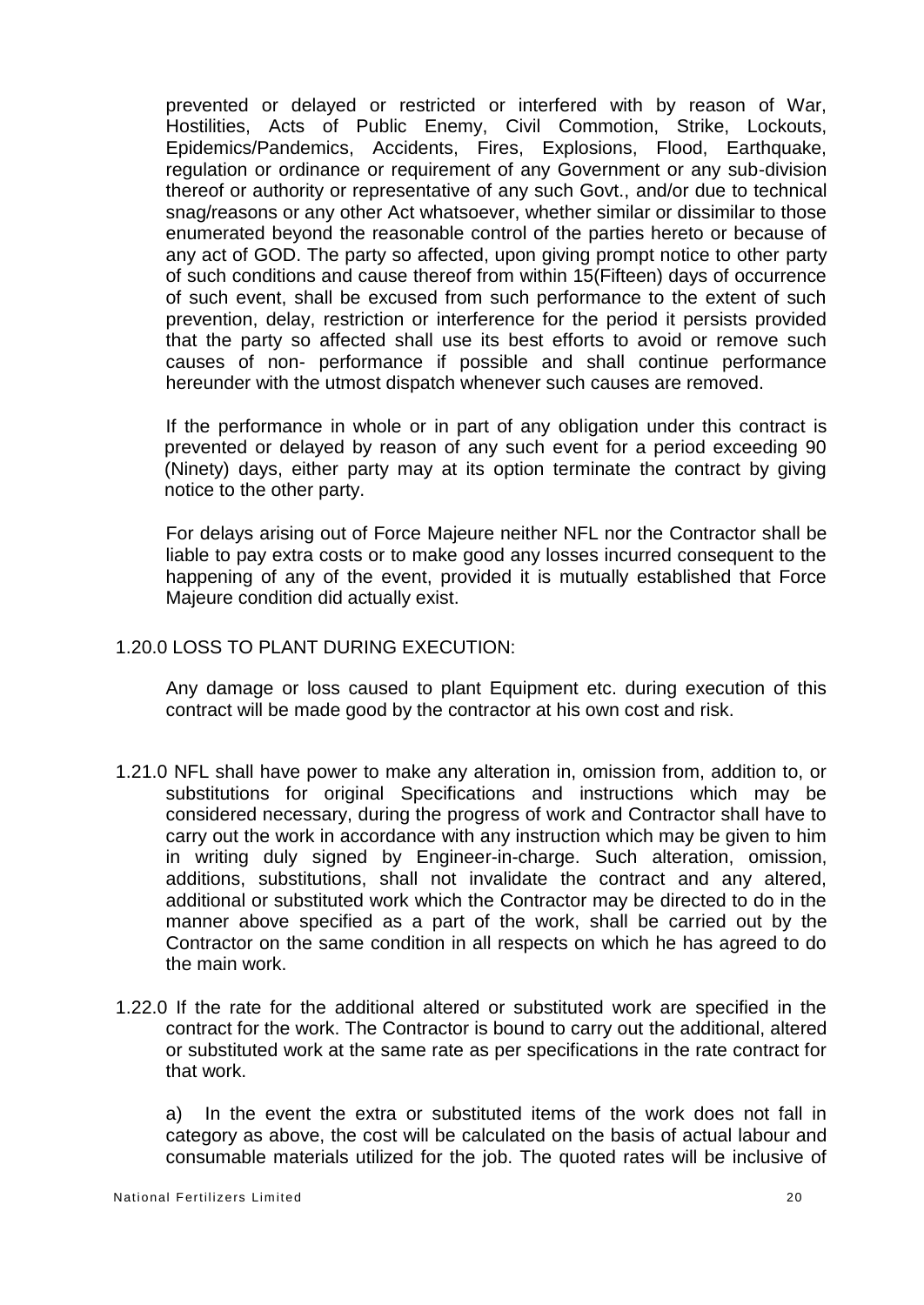prevented or delayed or restricted or interfered with by reason of War, Hostilities, Acts of Public Enemy, Civil Commotion, Strike, Lockouts, Epidemics/Pandemics, Accidents, Fires, Explosions, Flood, Earthquake, regulation or ordinance or requirement of any Government or any sub-division thereof or authority or representative of any such Govt., and/or due to technical snag/reasons or any other Act whatsoever, whether similar or dissimilar to those enumerated beyond the reasonable control of the parties hereto or because of any act of GOD. The party so affected, upon giving prompt notice to other party of such conditions and cause thereof from within 15(Fifteen) days of occurrence of such event, shall be excused from such performance to the extent of such prevention, delay, restriction or interference for the period it persists provided that the party so affected shall use its best efforts to avoid or remove such causes of non- performance if possible and shall continue performance hereunder with the utmost dispatch whenever such causes are removed.

If the performance in whole or in part of any obligation under this contract is prevented or delayed by reason of any such event for a period exceeding 90 (Ninety) days, either party may at its option terminate the contract by giving notice to the other party.

For delays arising out of Force Majeure neither NFL nor the Contractor shall be liable to pay extra costs or to make good any losses incurred consequent to the happening of any of the event, provided it is mutually established that Force Majeure condition did actually exist.

1.20.0 LOSS TO PLANT DURING EXECUTION:

Any damage or loss caused to plant Equipment etc. during execution of this contract will be made good by the contractor at his own cost and risk.

1.21.0 NFL shall have power to make any alteration in, omission from, addition to, or substitutions for original Specifications and instructions which may be considered necessary, during the progress of work and Contractor shall have to carry out the work in accordance with any instruction which may be given to him in writing duly signed by Engineer-in-charge. Such alteration, omission, additions, substitutions, shall not invalidate the contract and any altered, additional or substituted work which the Contractor may be directed to do in the manner above specified as a part of the work, shall be carried out by the Contractor on the same condition in all respects on which he has agreed to do the main work.

1.22.0 If the rate for the additional altered or substituted work are specified in the contract for the work. The Contractor is bound to carry out the additional, altered or substituted work at the same rate as per specifications in the rate contract for that work.

a) In the event the extra or substituted items of the work does not fall in category as above, the cost will be calculated on the basis of actual labour and consumable materials utilized for the job. The quoted rates will be inclusive of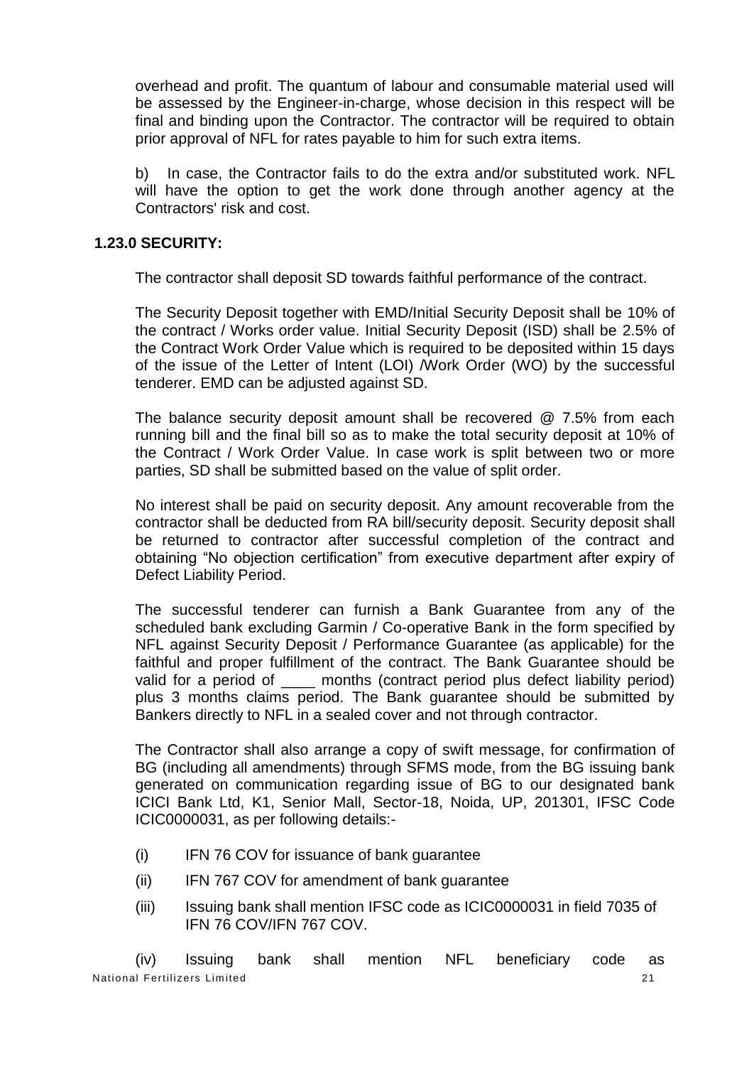overhead and profit. The quantum of labour and consumable material used will be assessed by the Engineer-in-charge, whose decision in this respect will be final and binding upon the Contractor. The contractor will be required to obtain prior approval of NFL for rates payable to him for such extra items.

b) In case, the Contractor fails to do the extra and/or substituted work. NFL will have the option to get the work done through another agency at the Contractors' risk and cost.

**1.23.0 SECURITY:**

The contractor shall deposit SD towards faithful performance of the contract.

The Security Deposit together with EMD/Initial Security Deposit shall be 10% of the contract / Works order value. Initial Security Deposit (ISD) shall be 2.5% of the Contract Work Order Value which is required to be deposited within 15 days of the issue of the Letter of Intent (LOI) /Work Order (WO) by the successful tenderer. EMD can be adjusted against SD.

The balance security deposit amount shall be recovered @ 7.5% from each running bill and the final bill so as to make the total security deposit at 10% of the Contract / Work Order Value. In case work is split between two or more parties, SD shall be submitted based on the value of split order.

No interest shall be paid on security deposit. Any amount recoverable from the contractor shall be deducted from RA bill/security deposit. Security deposit shall be returned to contractor after successful completion of the contract and obtaining "No objection certification" from executive department after expiry of Defect Liability Period.

The successful tenderer can furnish a Bank Guarantee from any of the scheduled bank excluding Garmin / Co-operative Bank in the form specified by NFL against Security Deposit / Performance Guarantee (as applicable) for the faithful and proper fulfillment of the contract. The Bank Guarantee should be valid for a period of ____ months (contract period plus defect liability period) plus 3 months claims period. The Bank guarantee should be submitted by Bankers directly to NFL in a sealed cover and not through contractor.

The Contractor shall also arrange a copy of swift message, for confirmation of BG (including all amendments) through SFMS mode, from the BG issuing bank generated on communication regarding issue of BG to our designated bank ICICI Bank Ltd, K1, Senior Mall, Sector-18, Noida, UP, 201301, IFSC Code ICIC0000031, as per following details:-

(i) IFN 76 COV for issuance of bank guarantee

(ii) IFN 767 COV for amendment of bank guarantee

(iii) Issuing bank shall mention IFSC code as ICIC0000031 in field 7035 of IFN 76 COV/IFN 767 COV.

(iv) Issuing bank shall mention NFL beneficiary code as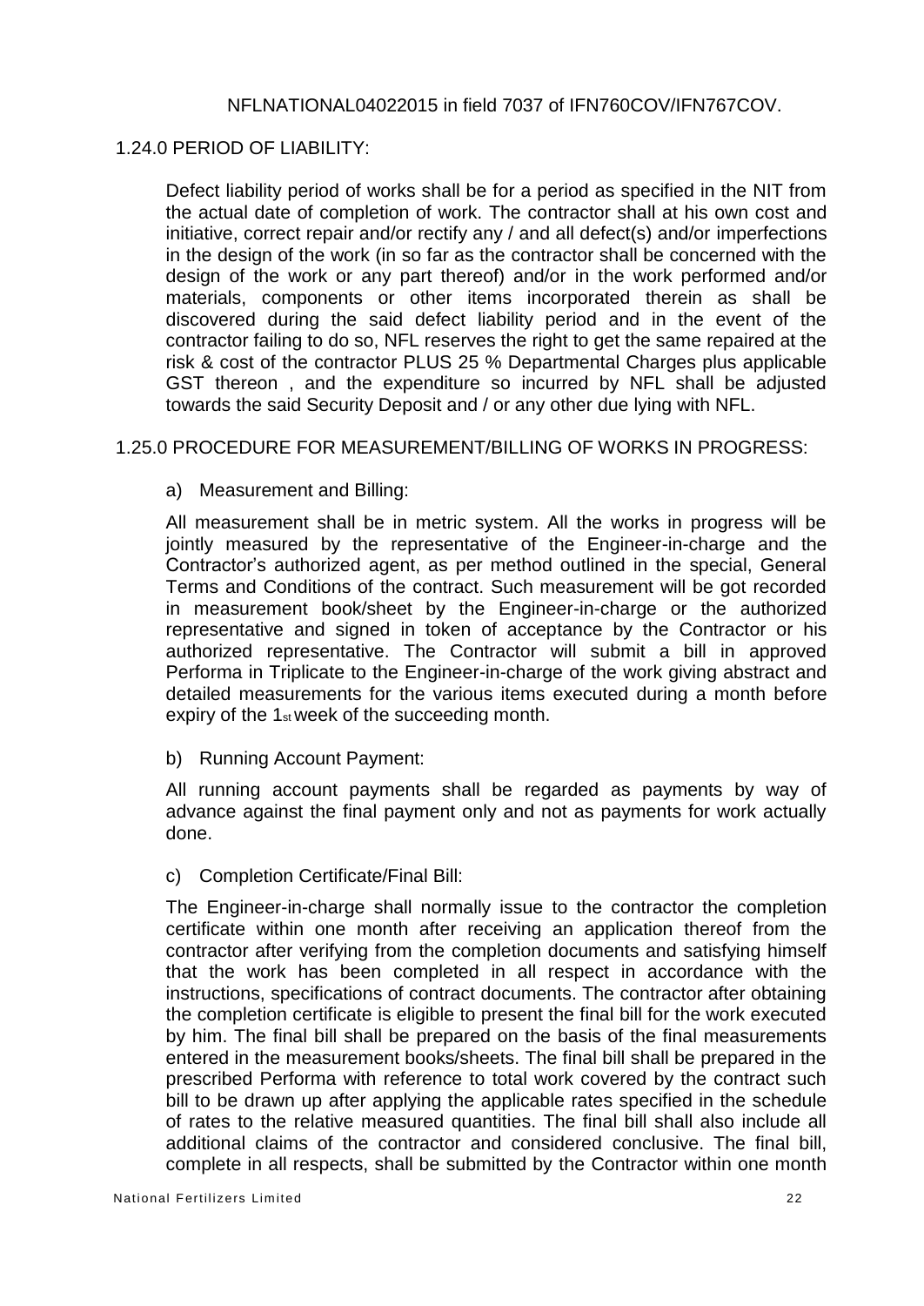NFLNATIONAL04022015 in field 7037 of IFN760COV/IFN767COV.

## 1.24.0 PERIOD OF LIABILITY:

Defect liability period of works shall be for a period as specified in the NIT from the actual date of completion of work. The contractor shall at his own cost and initiative, correct repair and/or rectify any / and all defect(s) and/or imperfections in the design of the work (in so far as the contractor shall be concerned with the design of the work or any part thereof) and/or in the work performed and/or materials, components or other items incorporated therein as shall be discovered during the said defect liability period and in the event of the contractor failing to do so, NFL reserves the right to get the same repaired at the risk & cost of the contractor PLUS 25 % Departmental Charges plus applicable GST thereon , and the expenditure so incurred by NFL shall be adjusted towards the said Security Deposit and / or any other due lying with NFL.

## 1.25.0 PROCEDURE FOR MEASUREMENT/BILLING OF WORKS IN PROGRESS:

a) Measurement and Billing:

All measurement shall be in metric system. All the works in progress will be jointly measured by the representative of the Engineer-in-charge and the Contractor's authorized agent, as per method outlined in the special, General Terms and Conditions of the contract. Such measurement will be got recorded in measurement book/sheet by the Engineer-in-charge or the authorized representative and signed in token of acceptance by the Contractor or his authorized representative. The Contractor will submit a bill in approved Performa in Triplicate to the Engineer-in-charge of the work giving abstract and detailed measurements for the various items executed during a month before expiry of the 1st week of the succeeding month.

b) Running Account Payment:

All running account payments shall be regarded as payments by way of advance against the final payment only and not as payments for work actually done.

c) Completion Certificate/Final Bill:

The Engineer-in-charge shall normally issue to the contractor the completion certificate within one month after receiving an application thereof from the contractor after verifying from the completion documents and satisfying himself that the work has been completed in all respect in accordance with the instructions, specifications of contract documents. The contractor after obtaining the completion certificate is eligible to present the final bill for the work executed by him. The final bill shall be prepared on the basis of the final measurements entered in the measurement books/sheets. The final bill shall be prepared in the prescribed Performa with reference to total work covered by the contract such bill to be drawn up after applying the applicable rates specified in the schedule of rates to the relative measured quantities. The final bill shall also include all additional claims of the contractor and considered conclusive. The final bill, complete in all respects, shall be submitted by the Contractor within one month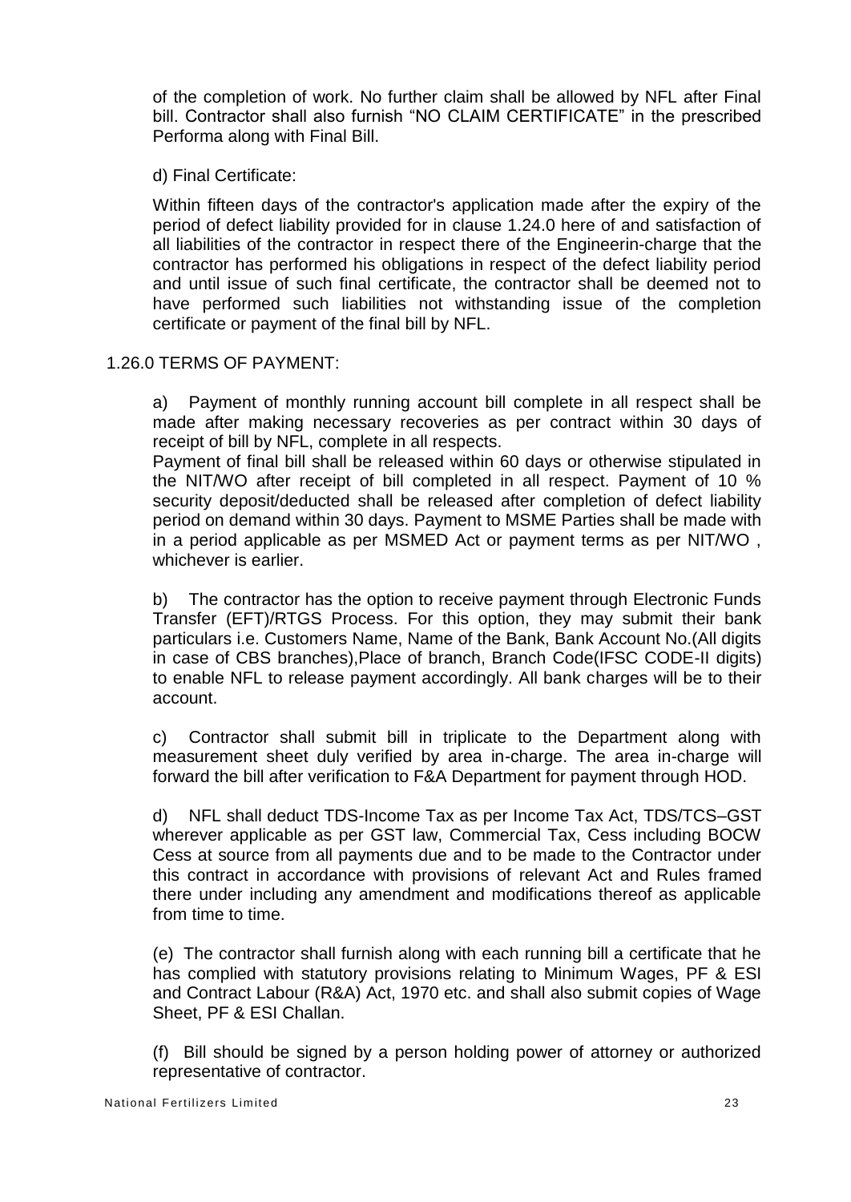of the completion of work. No further claim shall be allowed by NFL after Final bill. Contractor shall also furnish "NO CLAIM CERTIFICATE" in the prescribed Performa along with Final Bill.

d) Final Certificate:

Within fifteen days of the contractor's application made after the expiry of the period of defect liability provided for in clause 1.24.0 here of and satisfaction of all liabilities of the contractor in respect there of the Engineerin-charge that the contractor has performed his obligations in respect of the defect liability period and until issue of such final certificate, the contractor shall be deemed not to have performed such liabilities not withstanding issue of the completion certificate or payment of the final bill by NFL.

## 1.26.0 TERMS OF PAYMENT:

a) Payment of monthly running account bill complete in all respect shall be made after making necessary recoveries as per contract within 30 days of receipt of bill by NFL, complete in all respects.
Payment of final bill shall be released within 60 days or otherwise stipulated in the NIT/WO after receipt of bill completed in all respect. Payment of 10 % security deposit/deducted shall be released after completion of defect liability period on demand within 30 days. Payment to MSME Parties shall be made with in a period applicable as per MSMED Act or payment terms as per NIT/WO , whichever is earlier.

b) The contractor has the option to receive payment through Electronic Funds Transfer (EFT)/RTGS Process. For this option, they may submit their bank particulars i.e. Customers Name, Name of the Bank, Bank Account No.(All digits in case of CBS branches),Place of branch, Branch Code(IFSC CODE-II digits) to enable NFL to release payment accordingly. All bank charges will be to their account.

c) Contractor shall submit bill in triplicate to the Department along with measurement sheet duly verified by area in-charge. The area in-charge will forward the bill after verification to F&A Department for payment through HOD.

d) NFL shall deduct TDS-Income Tax as per Income Tax Act, TDS/TCS–GST wherever applicable as per GST law, Commercial Tax, Cess including BOCW Cess at source from all payments due and to be made to the Contractor under this contract in accordance with provisions of relevant Act and Rules framed there under including any amendment and modifications thereof as applicable from time to time.

(e) The contractor shall furnish along with each running bill a certificate that he has complied with statutory provisions relating to Minimum Wages, PF & ESI and Contract Labour (R&A) Act, 1970 etc. and shall also submit copies of Wage Sheet, PF & ESI Challan.

(f) Bill should be signed by a person holding power of attorney or authorized representative of contractor.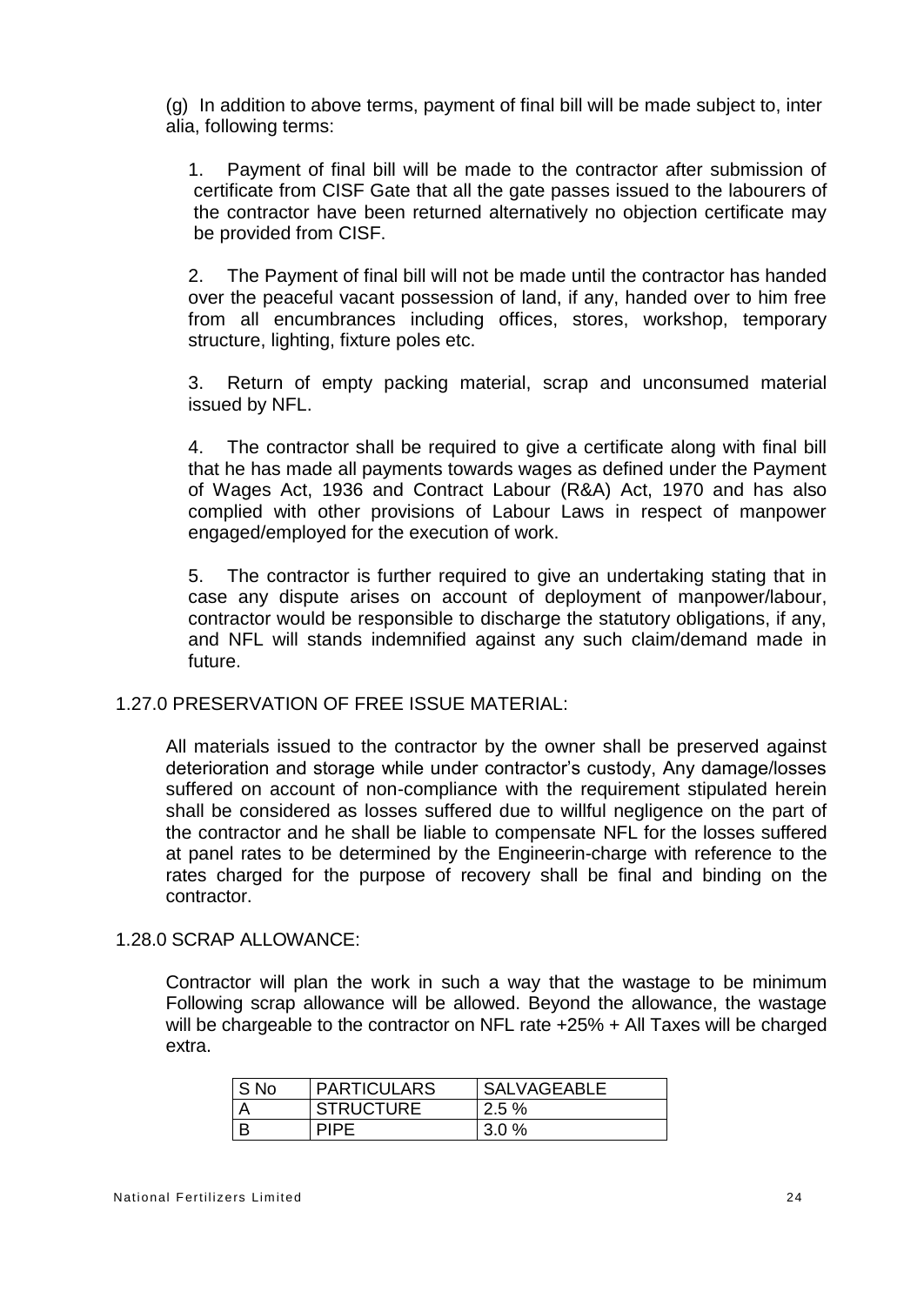(g) In addition to above terms, payment of final bill will be made subject to, inter alia, following terms:

1. Payment of final bill will be made to the contractor after submission of certificate from CISF Gate that all the gate passes issued to the labourers of the contractor have been returned alternatively no objection certificate may be provided from CISF.

2. The Payment of final bill will not be made until the contractor has handed over the peaceful vacant possession of land, if any, handed over to him free from all encumbrances including offices, stores, workshop, temporary structure, lighting, fixture poles etc.

3. Return of empty packing material, scrap and unconsumed material issued by NFL.

4. The contractor shall be required to give a certificate along with final bill that he has made all payments towards wages as defined under the Payment of Wages Act, 1936 and Contract Labour (R&A) Act, 1970 and has also complied with other provisions of Labour Laws in respect of manpower engaged/employed for the execution of work.

5. The contractor is further required to give an undertaking stating that in case any dispute arises on account of deployment of manpower/labour, contractor would be responsible to discharge the statutory obligations, if any, and NFL will stands indemnified against any such claim/demand made in future.

## 1.27.0 PRESERVATION OF FREE ISSUE MATERIAL:

All materials issued to the contractor by the owner shall be preserved against deterioration and storage while under contractor's custody, Any damage/losses suffered on account of non-compliance with the requirement stipulated herein shall be considered as losses suffered due to willful negligence on the part of the contractor and he shall be liable to compensate NFL for the losses suffered at panel rates to be determined by the Engineerin-charge with reference to the rates charged for the purpose of recovery shall be final and binding on the contractor.

## 1.28.0 SCRAP ALLOWANCE:

Contractor will plan the work in such a way that the wastage to be minimum Following scrap allowance will be allowed. Beyond the allowance, the wastage will be chargeable to the contractor on NFL rate +25% + All Taxes will be charged extra.

| S No | PARTICULARS | SALVAGEABLE |
|---|---|---|
| A | STRUCTURE | 2.5 % |
| B | PIPE | 3.0 % |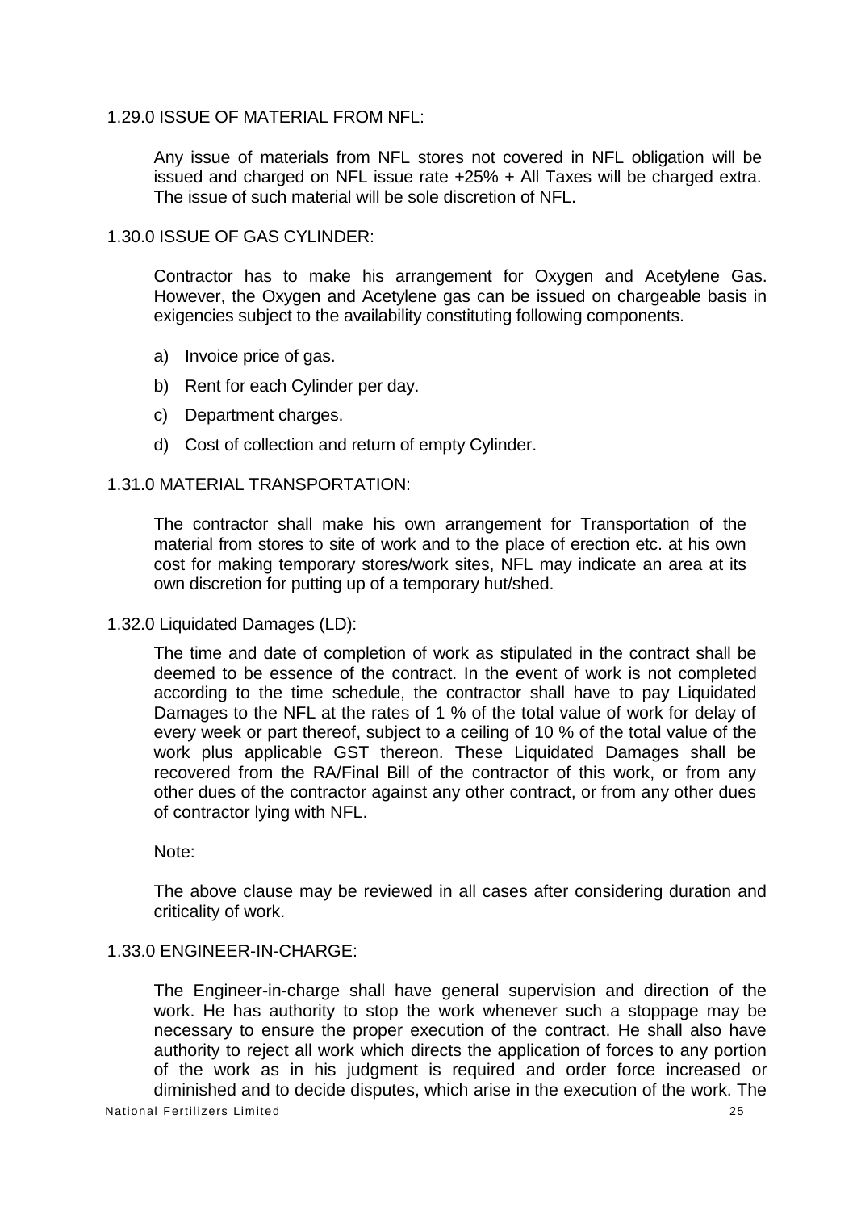### 1.29.0 ISSUE OF MATERIAL FROM NFL:

Any issue of materials from NFL stores not covered in NFL obligation will be issued and charged on NFL issue rate +25% + All Taxes will be charged extra. The issue of such material will be sole discretion of NFL.

### 1.30.0 ISSUE OF GAS CYLINDER:

Contractor has to make his arrangement for Oxygen and Acetylene Gas. However, the Oxygen and Acetylene gas can be issued on chargeable basis in exigencies subject to the availability constituting following components.

a) Invoice price of gas.

b) Rent for each Cylinder per day.

c) Department charges.

d) Cost of collection and return of empty Cylinder.

### 1.31.0 MATERIAL TRANSPORTATION:

The contractor shall make his own arrangement for Transportation of the material from stores to site of work and to the place of erection etc. at his own cost for making temporary stores/work sites, NFL may indicate an area at its own discretion for putting up of a temporary hut/shed.

### 1.32.0 Liquidated Damages (LD):

The time and date of completion of work as stipulated in the contract shall be deemed to be essence of the contract. In the event of work is not completed according to the time schedule, the contractor shall have to pay Liquidated Damages to the NFL at the rates of 1 % of the total value of work for delay of every week or part thereof, subject to a ceiling of 10 % of the total value of the work plus applicable GST thereon. These Liquidated Damages shall be recovered from the RA/Final Bill of the contractor of this work, or from any other dues of the contractor against any other contract, or from any other dues of contractor lying with NFL.

Note:

The above clause may be reviewed in all cases after considering duration and criticality of work.

### 1.33.0 ENGINEER-IN-CHARGE:

The Engineer-in-charge shall have general supervision and direction of the work. He has authority to stop the work whenever such a stoppage may be necessary to ensure the proper execution of the contract. He shall also have authority to reject all work which directs the application of forces to any portion of the work as in his judgment is required and order force increased or diminished and to decide disputes, which arise in the execution of the work. The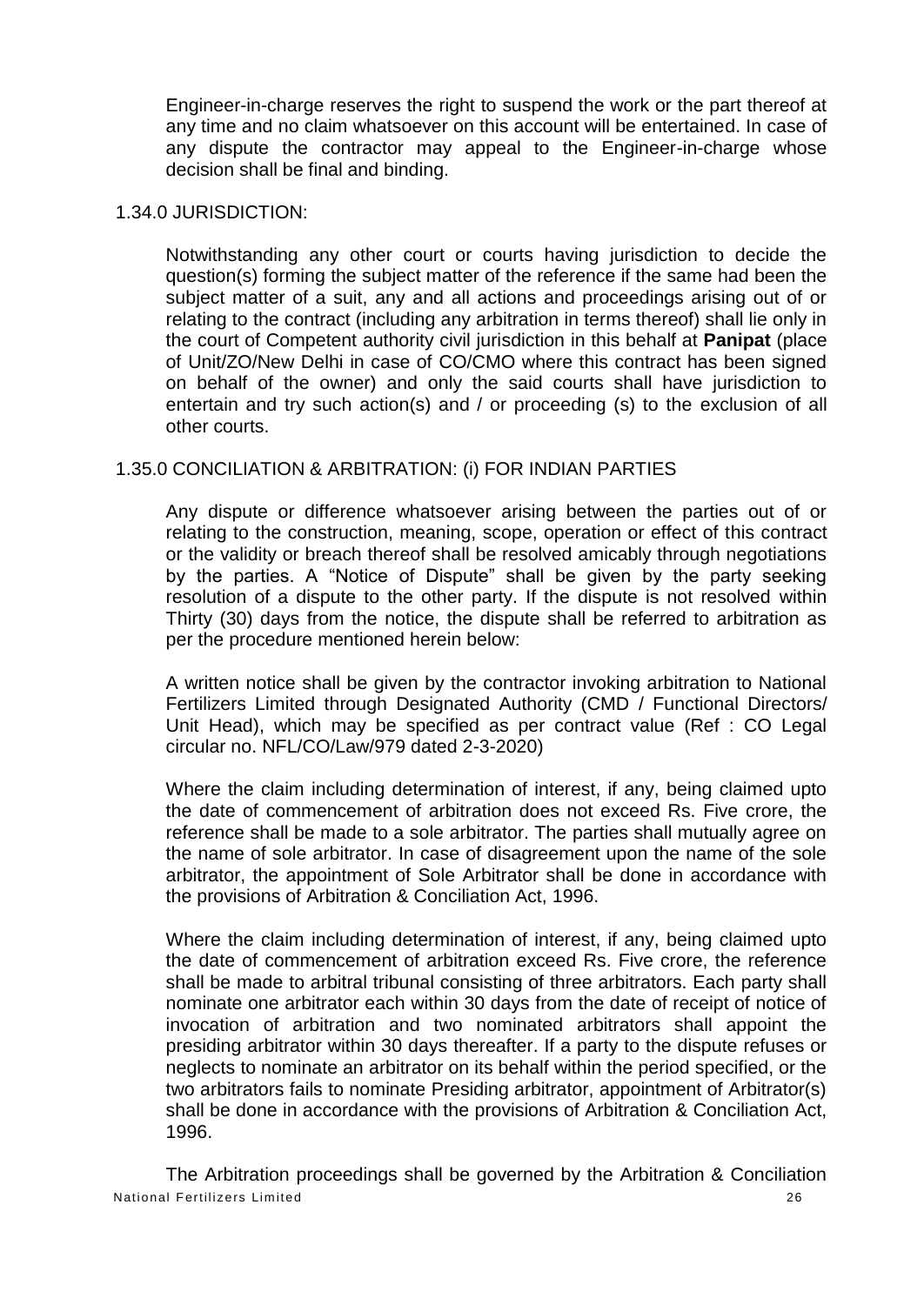Engineer-in-charge reserves the right to suspend the work or the part thereof at any time and no claim whatsoever on this account will be entertained. In case of any dispute the contractor may appeal to the Engineer-in-charge whose decision shall be final and binding.

1.34.0 JURISDICTION:

Notwithstanding any other court or courts having jurisdiction to decide the question(s) forming the subject matter of the reference if the same had been the subject matter of a suit, any and all actions and proceedings arising out of or relating to the contract (including any arbitration in terms thereof) shall lie only in the court of Competent authority civil jurisdiction in this behalf at **Panipat** (place of Unit/ZO/New Delhi in case of CO/CMO where this contract has been signed on behalf of the owner) and only the said courts shall have jurisdiction to entertain and try such action(s) and / or proceeding (s) to the exclusion of all other courts.

1.35.0 CONCILIATION & ARBITRATION: (i) FOR INDIAN PARTIES

Any dispute or difference whatsoever arising between the parties out of or relating to the construction, meaning, scope, operation or effect of this contract or the validity or breach thereof shall be resolved amicably through negotiations by the parties. A "Notice of Dispute" shall be given by the party seeking resolution of a dispute to the other party. If the dispute is not resolved within Thirty (30) days from the notice, the dispute shall be referred to arbitration as per the procedure mentioned herein below:

A written notice shall be given by the contractor invoking arbitration to National Fertilizers Limited through Designated Authority (CMD / Functional Directors/ Unit Head), which may be specified as per contract value (Ref : CO Legal circular no. NFL/CO/Law/979 dated 2-3-2020)

Where the claim including determination of interest, if any, being claimed upto the date of commencement of arbitration does not exceed Rs. Five crore, the reference shall be made to a sole arbitrator. The parties shall mutually agree on the name of sole arbitrator. In case of disagreement upon the name of the sole arbitrator, the appointment of Sole Arbitrator shall be done in accordance with the provisions of Arbitration & Conciliation Act, 1996.

Where the claim including determination of interest, if any, being claimed upto the date of commencement of arbitration exceed Rs. Five crore, the reference shall be made to arbitral tribunal consisting of three arbitrators. Each party shall nominate one arbitrator each within 30 days from the date of receipt of notice of invocation of arbitration and two nominated arbitrators shall appoint the presiding arbitrator within 30 days thereafter. If a party to the dispute refuses or neglects to nominate an arbitrator on its behalf within the period specified, or the two arbitrators fails to nominate Presiding arbitrator, appointment of Arbitrator(s) shall be done in accordance with the provisions of Arbitration & Conciliation Act, 1996.

The Arbitration proceedings shall be governed by the Arbitration & Conciliation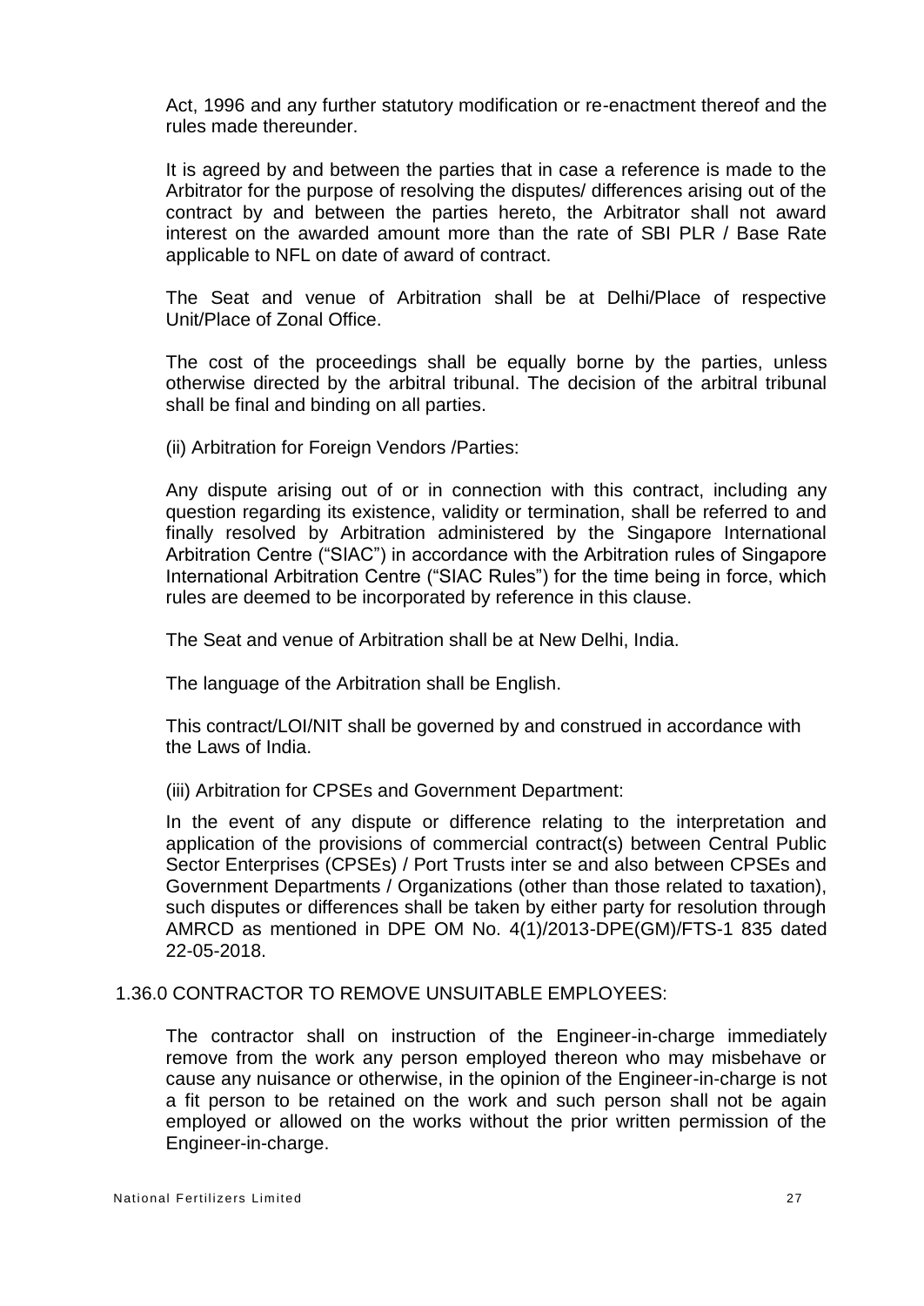Act, 1996 and any further statutory modification or re-enactment thereof and the rules made thereunder.

It is agreed by and between the parties that in case a reference is made to the Arbitrator for the purpose of resolving the disputes/ differences arising out of the contract by and between the parties hereto, the Arbitrator shall not award interest on the awarded amount more than the rate of SBI PLR / Base Rate applicable to NFL on date of award of contract.

The Seat and venue of Arbitration shall be at Delhi/Place of respective Unit/Place of Zonal Office.

The cost of the proceedings shall be equally borne by the parties, unless otherwise directed by the arbitral tribunal. The decision of the arbitral tribunal shall be final and binding on all parties.

(ii) Arbitration for Foreign Vendors /Parties:

Any dispute arising out of or in connection with this contract, including any question regarding its existence, validity or termination, shall be referred to and finally resolved by Arbitration administered by the Singapore International Arbitration Centre ("SIAC") in accordance with the Arbitration rules of Singapore International Arbitration Centre ("SIAC Rules") for the time being in force, which rules are deemed to be incorporated by reference in this clause.

The Seat and venue of Arbitration shall be at New Delhi, India.

The language of the Arbitration shall be English.

This contract/LOI/NIT shall be governed by and construed in accordance with the Laws of India.

(iii) Arbitration for CPSEs and Government Department:

In the event of any dispute or difference relating to the interpretation and application of the provisions of commercial contract(s) between Central Public Sector Enterprises (CPSEs) / Port Trusts inter se and also between CPSEs and Government Departments / Organizations (other than those related to taxation), such disputes or differences shall be taken by either party for resolution through AMRCD as mentioned in DPE OM No. 4(1)/2013-DPE(GM)/FTS-1 835 dated 22-05-2018.

## 1.36.0 CONTRACTOR TO REMOVE UNSUITABLE EMPLOYEES:

The contractor shall on instruction of the Engineer-in-charge immediately remove from the work any person employed thereon who may misbehave or cause any nuisance or otherwise, in the opinion of the Engineer-in-charge is not a fit person to be retained on the work and such person shall not be again employed or allowed on the works without the prior written permission of the Engineer-in-charge.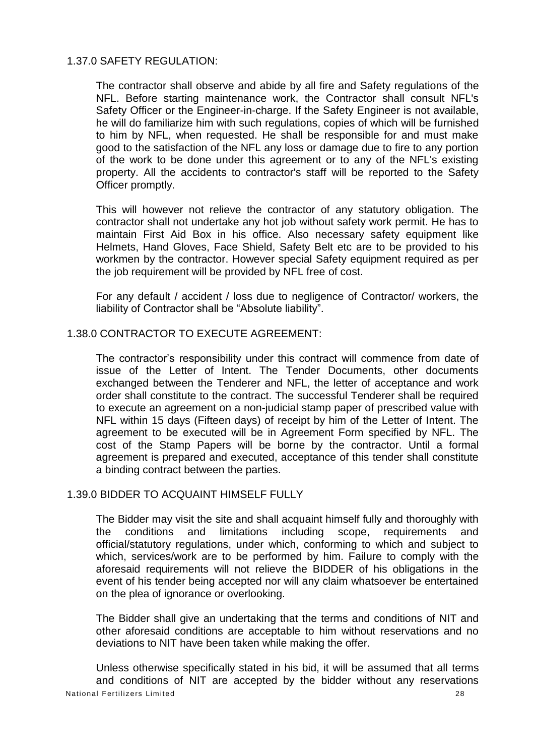### 1.37.0 SAFETY REGULATION:

The contractor shall observe and abide by all fire and Safety regulations of the NFL. Before starting maintenance work, the Contractor shall consult NFL's Safety Officer or the Engineer-in-charge. If the Safety Engineer is not available, he will do familiarize him with such regulations, copies of which will be furnished to him by NFL, when requested. He shall be responsible for and must make good to the satisfaction of the NFL any loss or damage due to fire to any portion of the work to be done under this agreement or to any of the NFL's existing property. All the accidents to contractor's staff will be reported to the Safety Officer promptly.

This will however not relieve the contractor of any statutory obligation. The contractor shall not undertake any hot job without safety work permit. He has to maintain First Aid Box in his office. Also necessary safety equipment like Helmets, Hand Gloves, Face Shield, Safety Belt etc are to be provided to his workmen by the contractor. However special Safety equipment required as per the job requirement will be provided by NFL free of cost.

For any default / accident / loss due to negligence of Contractor/ workers, the liability of Contractor shall be "Absolute liability".

### 1.38.0 CONTRACTOR TO EXECUTE AGREEMENT:

The contractor's responsibility under this contract will commence from date of issue of the Letter of Intent. The Tender Documents, other documents exchanged between the Tenderer and NFL, the letter of acceptance and work order shall constitute to the contract. The successful Tenderer shall be required to execute an agreement on a non-judicial stamp paper of prescribed value with NFL within 15 days (Fifteen days) of receipt by him of the Letter of Intent. The agreement to be executed will be in Agreement Form specified by NFL. The cost of the Stamp Papers will be borne by the contractor. Until a formal agreement is prepared and executed, acceptance of this tender shall constitute a binding contract between the parties.

### 1.39.0 BIDDER TO ACQUAINT HIMSELF FULLY

The Bidder may visit the site and shall acquaint himself fully and thoroughly with the conditions and limitations including scope, requirements and official/statutory regulations, under which, conforming to which and subject to which, services/work are to be performed by him. Failure to comply with the aforesaid requirements will not relieve the BIDDER of his obligations in the event of his tender being accepted nor will any claim whatsoever be entertained on the plea of ignorance or overlooking.

The Bidder shall give an undertaking that the terms and conditions of NIT and other aforesaid conditions are acceptable to him without reservations and no deviations to NIT have been taken while making the offer.

Unless otherwise specifically stated in his bid, it will be assumed that all terms and conditions of NIT are accepted by the bidder without any reservations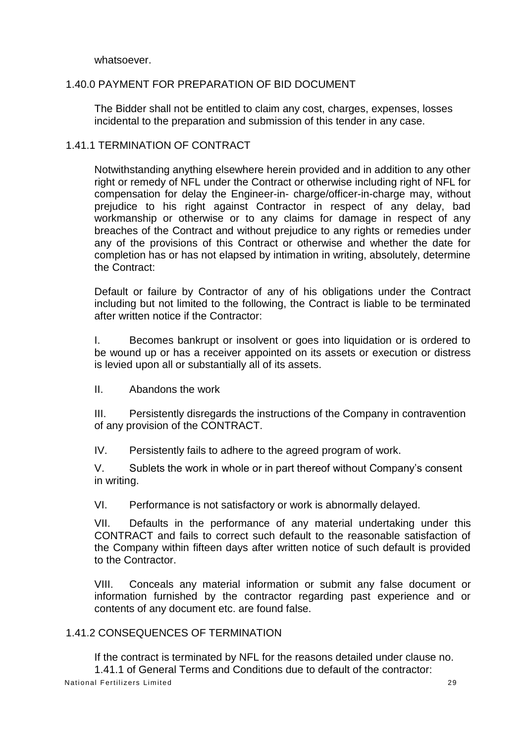whatsoever.

## 1.40.0 PAYMENT FOR PREPARATION OF BID DOCUMENT

The Bidder shall not be entitled to claim any cost, charges, expenses, losses incidental to the preparation and submission of this tender in any case.

## 1.41.1 TERMINATION OF CONTRACT

Notwithstanding anything elsewhere herein provided and in addition to any other right or remedy of NFL under the Contract or otherwise including right of NFL for compensation for delay the Engineer-in- charge/officer-in-charge may, without prejudice to his right against Contractor in respect of any delay, bad workmanship or otherwise or to any claims for damage in respect of any breaches of the Contract and without prejudice to any rights or remedies under any of the provisions of this Contract or otherwise and whether the date for completion has or has not elapsed by intimation in writing, absolutely, determine the Contract:

Default or failure by Contractor of any of his obligations under the Contract including but not limited to the following, the Contract is liable to be terminated after written notice if the Contractor:

I. Becomes bankrupt or insolvent or goes into liquidation or is ordered to be wound up or has a receiver appointed on its assets or execution or distress is levied upon all or substantially all of its assets.

II. Abandons the work

III. Persistently disregards the instructions of the Company in contravention of any provision of the CONTRACT.

IV. Persistently fails to adhere to the agreed program of work.

V. Sublets the work in whole or in part thereof without Company's consent in writing.

VI. Performance is not satisfactory or work is abnormally delayed.

VII. Defaults in the performance of any material undertaking under this CONTRACT and fails to correct such default to the reasonable satisfaction of the Company within fifteen days after written notice of such default is provided to the Contractor.

VIII. Conceals any material information or submit any false document or information furnished by the contractor regarding past experience and or contents of any document etc. are found false.

## 1.41.2 CONSEQUENCES OF TERMINATION

If the contract is terminated by NFL for the reasons detailed under clause no. 1.41.1 of General Terms and Conditions due to default of the contractor: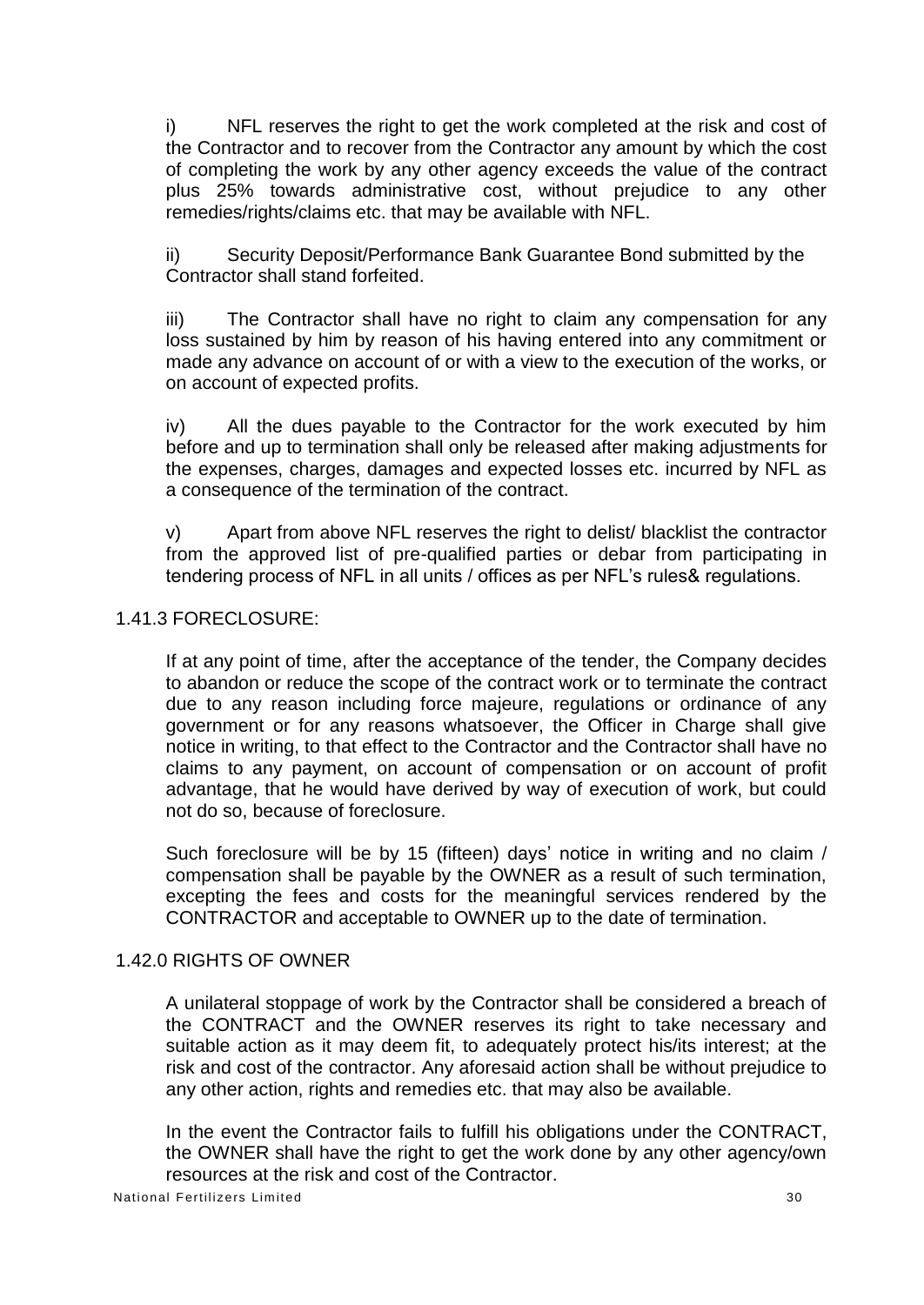i) NFL reserves the right to get the work completed at the risk and cost of the Contractor and to recover from the Contractor any amount by which the cost of completing the work by any other agency exceeds the value of the contract plus 25% towards administrative cost, without prejudice to any other remedies/rights/claims etc. that may be available with NFL.

ii) Security Deposit/Performance Bank Guarantee Bond submitted by the Contractor shall stand forfeited.

iii) The Contractor shall have no right to claim any compensation for any loss sustained by him by reason of his having entered into any commitment or made any advance on account of or with a view to the execution of the works, or on account of expected profits.

iv) All the dues payable to the Contractor for the work executed by him before and up to termination shall only be released after making adjustments for the expenses, charges, damages and expected losses etc. incurred by NFL as a consequence of the termination of the contract.

v) Apart from above NFL reserves the right to delist/ blacklist the contractor from the approved list of pre-qualified parties or debar from participating in tendering process of NFL in all units / offices as per NFL's rules& regulations.

### 1.41.3 FORECLOSURE:

If at any point of time, after the acceptance of the tender, the Company decides to abandon or reduce the scope of the contract work or to terminate the contract due to any reason including force majeure, regulations or ordinance of any government or for any reasons whatsoever, the Officer in Charge shall give notice in writing, to that effect to the Contractor and the Contractor shall have no claims to any payment, on account of compensation or on account of profit advantage, that he would have derived by way of execution of work, but could not do so, because of foreclosure.

Such foreclosure will be by 15 (fifteen) days' notice in writing and no claim / compensation shall be payable by the OWNER as a result of such termination, excepting the fees and costs for the meaningful services rendered by the CONTRACTOR and acceptable to OWNER up to the date of termination.

### 1.42.0 RIGHTS OF OWNER

A unilateral stoppage of work by the Contractor shall be considered a breach of the CONTRACT and the OWNER reserves its right to take necessary and suitable action as it may deem fit, to adequately protect his/its interest; at the risk and cost of the contractor. Any aforesaid action shall be without prejudice to any other action, rights and remedies etc. that may also be available.

In the event the Contractor fails to fulfill his obligations under the CONTRACT, the OWNER shall have the right to get the work done by any other agency/own resources at the risk and cost of the Contractor.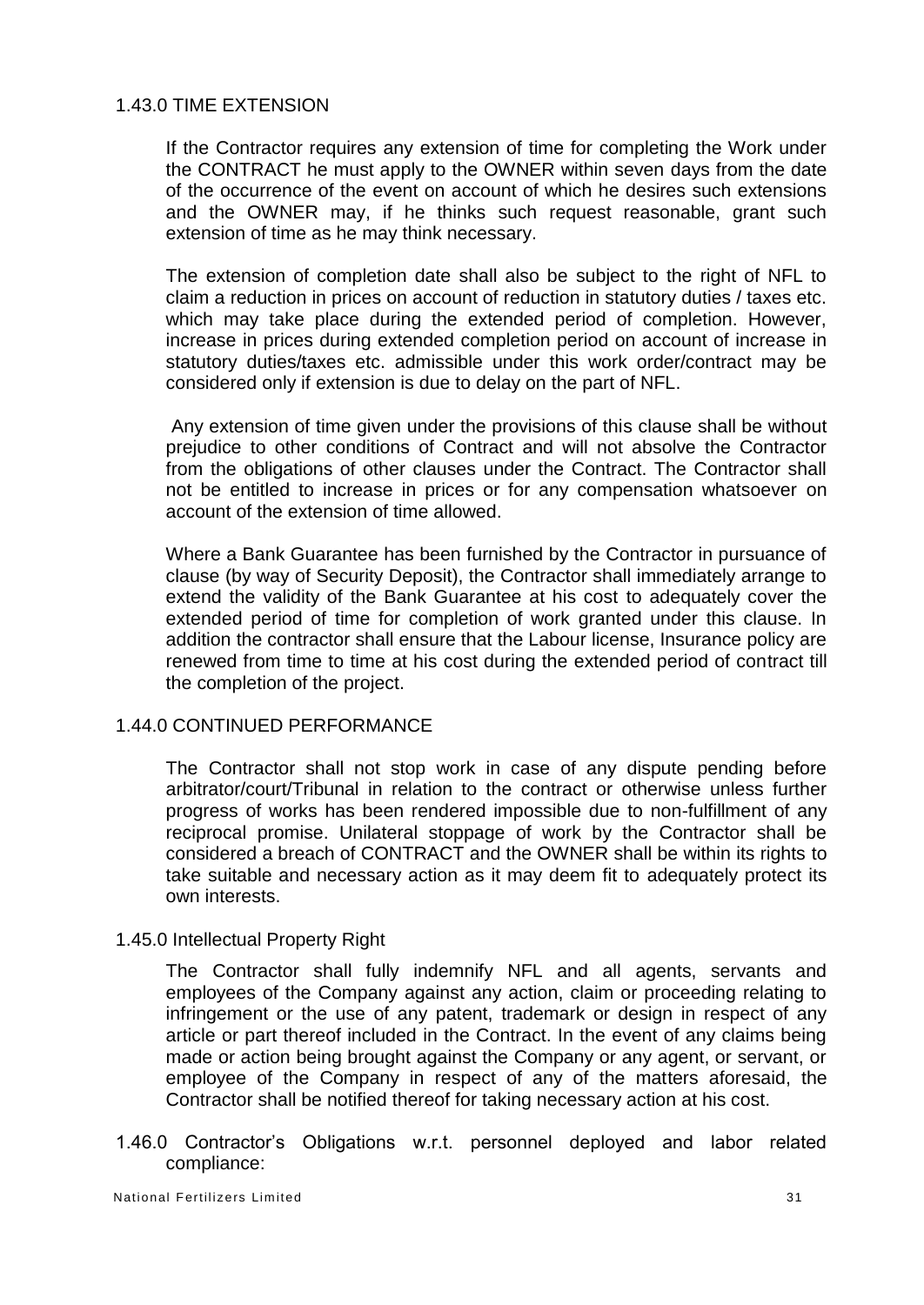### 1.43.0 TIME EXTENSION

If the Contractor requires any extension of time for completing the Work under the CONTRACT he must apply to the OWNER within seven days from the date of the occurrence of the event on account of which he desires such extensions and the OWNER may, if he thinks such request reasonable, grant such extension of time as he may think necessary.

The extension of completion date shall also be subject to the right of NFL to claim a reduction in prices on account of reduction in statutory duties / taxes etc. which may take place during the extended period of completion. However, increase in prices during extended completion period on account of increase in statutory duties/taxes etc. admissible under this work order/contract may be considered only if extension is due to delay on the part of NFL.

Any extension of time given under the provisions of this clause shall be without prejudice to other conditions of Contract and will not absolve the Contractor from the obligations of other clauses under the Contract. The Contractor shall not be entitled to increase in prices or for any compensation whatsoever on account of the extension of time allowed.

Where a Bank Guarantee has been furnished by the Contractor in pursuance of clause (by way of Security Deposit), the Contractor shall immediately arrange to extend the validity of the Bank Guarantee at his cost to adequately cover the extended period of time for completion of work granted under this clause. In addition the contractor shall ensure that the Labour license, Insurance policy are renewed from time to time at his cost during the extended period of contract till the completion of the project.

### 1.44.0 CONTINUED PERFORMANCE

The Contractor shall not stop work in case of any dispute pending before arbitrator/court/Tribunal in relation to the contract or otherwise unless further progress of works has been rendered impossible due to non-fulfillment of any reciprocal promise. Unilateral stoppage of work by the Contractor shall be considered a breach of CONTRACT and the OWNER shall be within its rights to take suitable and necessary action as it may deem fit to adequately protect its own interests.

### 1.45.0 Intellectual Property Right

The Contractor shall fully indemnify NFL and all agents, servants and employees of the Company against any action, claim or proceeding relating to infringement or the use of any patent, trademark or design in respect of any article or part thereof included in the Contract. In the event of any claims being made or action being brought against the Company or any agent, or servant, or employee of the Company in respect of any of the matters aforesaid, the Contractor shall be notified thereof for taking necessary action at his cost.

### 1.46.0 Contractor's Obligations w.r.t. personnel deployed and labor related compliance: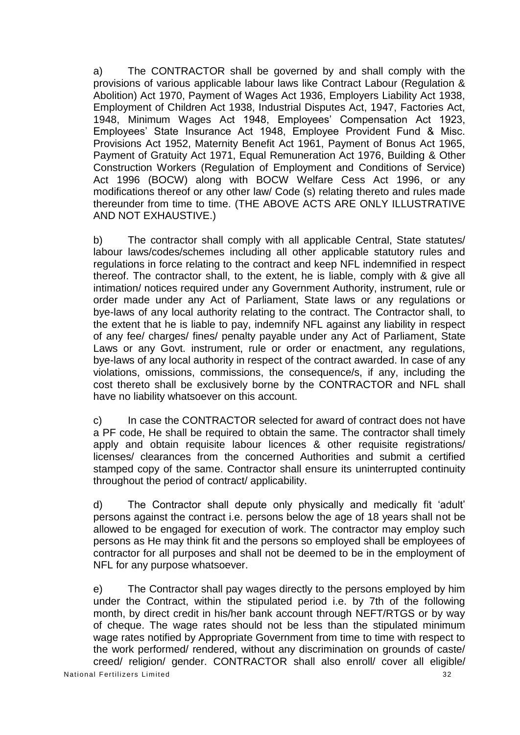a) The CONTRACTOR shall be governed by and shall comply with the provisions of various applicable labour laws like Contract Labour (Regulation & Abolition) Act 1970, Payment of Wages Act 1936, Employers Liability Act 1938, Employment of Children Act 1938, Industrial Disputes Act, 1947, Factories Act, 1948, Minimum Wages Act 1948, Employees' Compensation Act 1923, Employees' State Insurance Act 1948, Employee Provident Fund & Misc. Provisions Act 1952, Maternity Benefit Act 1961, Payment of Bonus Act 1965, Payment of Gratuity Act 1971, Equal Remuneration Act 1976, Building & Other Construction Workers (Regulation of Employment and Conditions of Service) Act 1996 (BOCW) along with BOCW Welfare Cess Act 1996, or any modifications thereof or any other law/ Code (s) relating thereto and rules made thereunder from time to time. (THE ABOVE ACTS ARE ONLY ILLUSTRATIVE AND NOT EXHAUSTIVE.)

b) The contractor shall comply with all applicable Central, State statutes/ labour laws/codes/schemes including all other applicable statutory rules and regulations in force relating to the contract and keep NFL indemnified in respect thereof. The contractor shall, to the extent, he is liable, comply with & give all intimation/ notices required under any Government Authority, instrument, rule or order made under any Act of Parliament, State laws or any regulations or bye-laws of any local authority relating to the contract. The Contractor shall, to the extent that he is liable to pay, indemnify NFL against any liability in respect of any fee/ charges/ fines/ penalty payable under any Act of Parliament, State Laws or any Govt. instrument, rule or order or enactment, any regulations, bye-laws of any local authority in respect of the contract awarded. In case of any violations, omissions, commissions, the consequence/s, if any, including the cost thereto shall be exclusively borne by the CONTRACTOR and NFL shall have no liability whatsoever on this account.

c) In case the CONTRACTOR selected for award of contract does not have a PF code, He shall be required to obtain the same. The contractor shall timely apply and obtain requisite labour licences & other requisite registrations/ licenses/ clearances from the concerned Authorities and submit a certified stamped copy of the same. Contractor shall ensure its uninterrupted continuity throughout the period of contract/ applicability.

d) The Contractor shall depute only physically and medically fit 'adult' persons against the contract i.e. persons below the age of 18 years shall not be allowed to be engaged for execution of work. The contractor may employ such persons as He may think fit and the persons so employed shall be employees of contractor for all purposes and shall not be deemed to be in the employment of NFL for any purpose whatsoever.

e) The Contractor shall pay wages directly to the persons employed by him under the Contract, within the stipulated period i.e. by 7th of the following month, by direct credit in his/her bank account through NEFT/RTGS or by way of cheque. The wage rates should not be less than the stipulated minimum wage rates notified by Appropriate Government from time to time with respect to the work performed/ rendered, without any discrimination on grounds of caste/ creed/ religion/ gender. CONTRACTOR shall also enroll/ cover all eligible/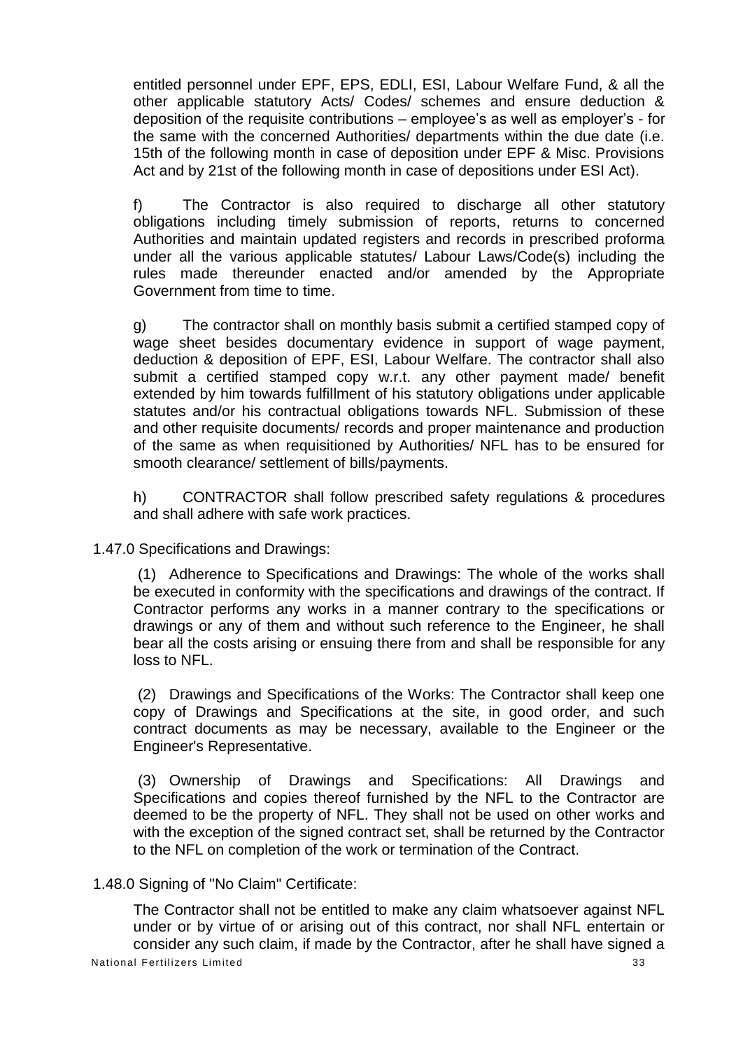entitled personnel under EPF, EPS, EDLI, ESI, Labour Welfare Fund, & all the other applicable statutory Acts/ Codes/ schemes and ensure deduction & deposition of the requisite contributions – employee's as well as employer's - for the same with the concerned Authorities/ departments within the due date (i.e. 15th of the following month in case of deposition under EPF & Misc. Provisions Act and by 21st of the following month in case of depositions under ESI Act).

f) The Contractor is also required to discharge all other statutory obligations including timely submission of reports, returns to concerned Authorities and maintain updated registers and records in prescribed proforma under all the various applicable statutes/ Labour Laws/Code(s) including the rules made thereunder enacted and/or amended by the Appropriate Government from time to time.

g) The contractor shall on monthly basis submit a certified stamped copy of wage sheet besides documentary evidence in support of wage payment, deduction & deposition of EPF, ESI, Labour Welfare. The contractor shall also submit a certified stamped copy w.r.t. any other payment made/ benefit extended by him towards fulfillment of his statutory obligations under applicable statutes and/or his contractual obligations towards NFL. Submission of these and other requisite documents/ records and proper maintenance and production of the same as when requisitioned by Authorities/ NFL has to be ensured for smooth clearance/ settlement of bills/payments.

h) CONTRACTOR shall follow prescribed safety regulations & procedures and shall adhere with safe work practices.

1.47.0 Specifications and Drawings:

(1) Adherence to Specifications and Drawings: The whole of the works shall be executed in conformity with the specifications and drawings of the contract. If Contractor performs any works in a manner contrary to the specifications or drawings or any of them and without such reference to the Engineer, he shall bear all the costs arising or ensuing there from and shall be responsible for any loss to NFL.

(2) Drawings and Specifications of the Works: The Contractor shall keep one copy of Drawings and Specifications at the site, in good order, and such contract documents as may be necessary, available to the Engineer or the Engineer's Representative.

(3) Ownership of Drawings and Specifications: All Drawings and Specifications and copies thereof furnished by the NFL to the Contractor are deemed to be the property of NFL. They shall not be used on other works and with the exception of the signed contract set, shall be returned by the Contractor to the NFL on completion of the work or termination of the Contract.

1.48.0 Signing of "No Claim" Certificate:

The Contractor shall not be entitled to make any claim whatsoever against NFL under or by virtue of or arising out of this contract, nor shall NFL entertain or consider any such claim, if made by the Contractor, after he shall have signed a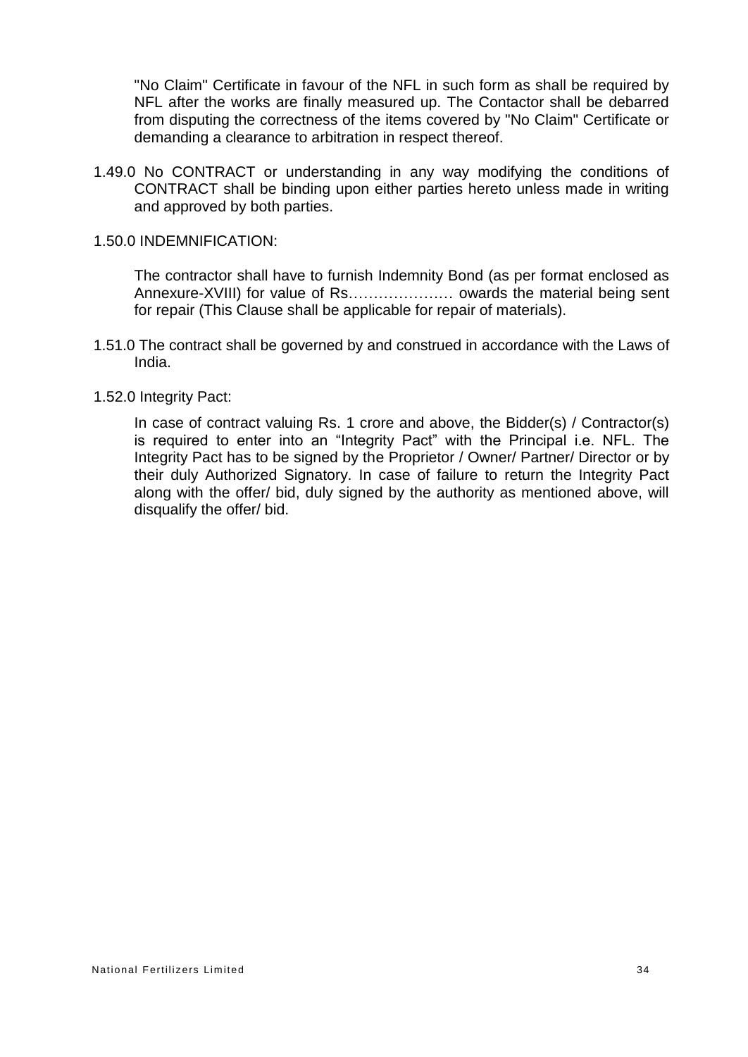"No Claim" Certificate in favour of the NFL in such form as shall be required by NFL after the works are finally measured up. The Contactor shall be debarred from disputing the correctness of the items covered by "No Claim" Certificate or demanding a clearance to arbitration in respect thereof.

1.49.0 No CONTRACT or understanding in any way modifying the conditions of CONTRACT shall be binding upon either parties hereto unless made in writing and approved by both parties.

1.50.0 INDEMNIFICATION:

The contractor shall have to furnish Indemnity Bond (as per format enclosed as Annexure-XVIII) for value of Rs………………… owards the material being sent for repair (This Clause shall be applicable for repair of materials).

1.51.0 The contract shall be governed by and construed in accordance with the Laws of India.

1.52.0 Integrity Pact:

In case of contract valuing Rs. 1 crore and above, the Bidder(s) / Contractor(s) is required to enter into an "Integrity Pact" with the Principal i.e. NFL. The Integrity Pact has to be signed by the Proprietor / Owner/ Partner/ Director or by their duly Authorized Signatory. In case of failure to return the Integrity Pact along with the offer/ bid, duly signed by the authority as mentioned above, will disqualify the offer/ bid.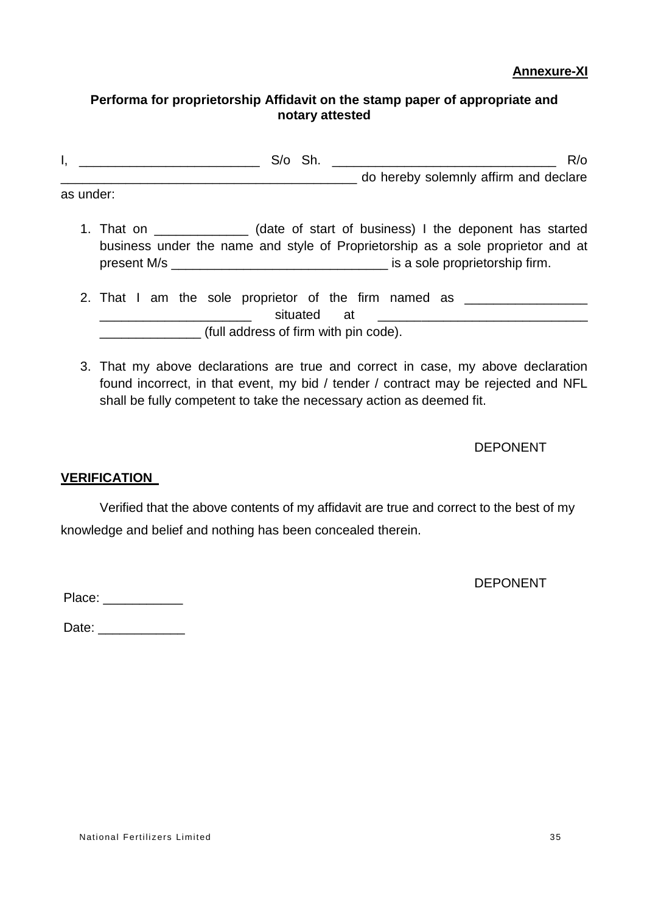**Annexure-XI**

**Performa for proprietorship Affidavit on the stamp paper of appropriate and notary attested**

I, _________________________ S/o Sh. ________________________________ R/o _________________________________________ do hereby solemnly affirm and declare as under:

1. That on _____________ (date of start of business) I the deponent has started business under the name and style of Proprietorship as a sole proprietor and at present M/s ______________________________ is a sole proprietorship firm.

2. That I am the sole proprietor of the firm named as _________________ _____________________ situated at ______________________________ ______________ (full address of firm with pin code).

3. That my above declarations are true and correct in case, my above declaration found incorrect, in that event, my bid / tender / contract may be rejected and NFL shall be fully competent to take the necessary action as deemed fit.

DEPONENT

**VERIFICATION**

Verified that the above contents of my affidavit are true and correct to the best of my knowledge and belief and nothing has been concealed therein.

DEPONENT

Place: ___________

Date: ____________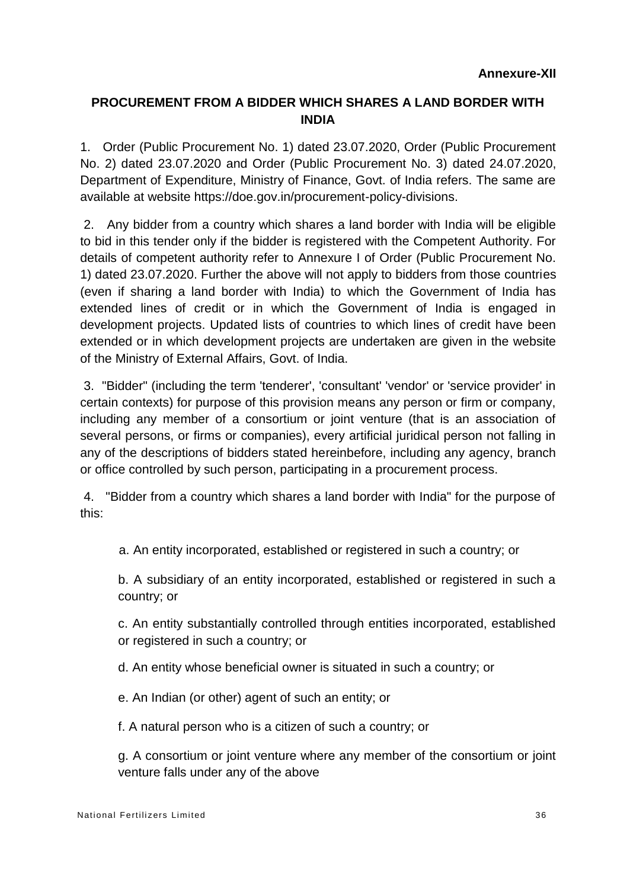**Annexure-XII**

## PROCUREMENT FROM A BIDDER WHICH SHARES A LAND BORDER WITH INDIA

1. Order (Public Procurement No. 1) dated 23.07.2020, Order (Public Procurement No. 2) dated 23.07.2020 and Order (Public Procurement No. 3) dated 24.07.2020, Department of Expenditure, Ministry of Finance, Govt. of India refers. The same are available at website https://doe.gov.in/procurement-policy-divisions.

2. Any bidder from a country which shares a land border with India will be eligible to bid in this tender only if the bidder is registered with the Competent Authority. For details of competent authority refer to Annexure I of Order (Public Procurement No. 1) dated 23.07.2020. Further the above will not apply to bidders from those countries (even if sharing a land border with India) to which the Government of India has extended lines of credit or in which the Government of India is engaged in development projects. Updated lists of countries to which lines of credit have been extended or in which development projects are undertaken are given in the website of the Ministry of External Affairs, Govt. of India.

3. "Bidder" (including the term 'tenderer', 'consultant' 'vendor' or 'service provider' in certain contexts) for purpose of this provision means any person or firm or company, including any member of a consortium or joint venture (that is an association of several persons, or firms or companies), every artificial juridical person not falling in any of the descriptions of bidders stated hereinbefore, including any agency, branch or office controlled by such person, participating in a procurement process.

4. "Bidder from a country which shares a land border with India" for the purpose of this:

   a. An entity incorporated, established or registered in such a country; or

   b. A subsidiary of an entity incorporated, established or registered in such a country; or

   c. An entity substantially controlled through entities incorporated, established or registered in such a country; or

   d. An entity whose beneficial owner is situated in such a country; or

   e. An Indian (or other) agent of such an entity; or

   f. A natural person who is a citizen of such a country; or

   g. A consortium or joint venture where any member of the consortium or joint venture falls under any of the above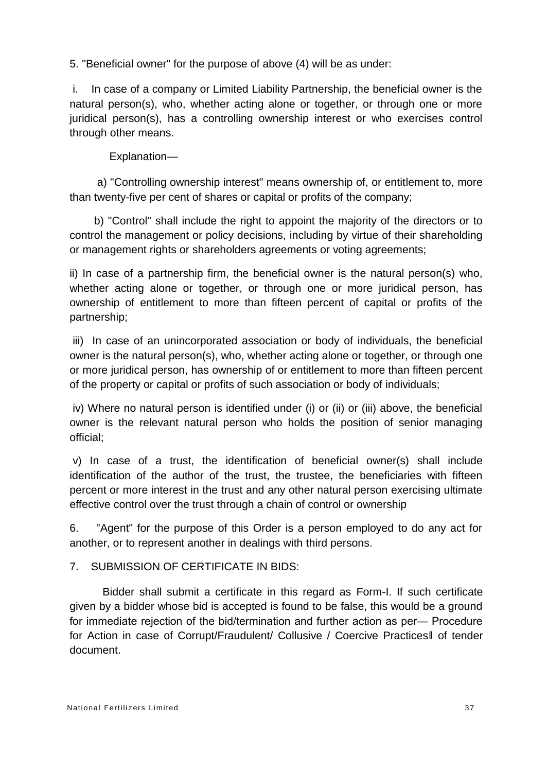5. "Beneficial owner" for the purpose of above (4) will be as under:

i. In case of a company or Limited Liability Partnership, the beneficial owner is the natural person(s), who, whether acting alone or together, or through one or more juridical person(s), has a controlling ownership interest or who exercises control through other means.

Explanation—

a) "Controlling ownership interest" means ownership of, or entitlement to, more than twenty-five per cent of shares or capital or profits of the company;

b) "Control" shall include the right to appoint the majority of the directors or to control the management or policy decisions, including by virtue of their shareholding or management rights or shareholders agreements or voting agreements;

ii) In case of a partnership firm, the beneficial owner is the natural person(s) who, whether acting alone or together, or through one or more juridical person, has ownership of entitlement to more than fifteen percent of capital or profits of the partnership;

iii) In case of an unincorporated association or body of individuals, the beneficial owner is the natural person(s), who, whether acting alone or together, or through one or more juridical person, has ownership of or entitlement to more than fifteen percent of the property or capital or profits of such association or body of individuals;

iv) Where no natural person is identified under (i) or (ii) or (iii) above, the beneficial owner is the relevant natural person who holds the position of senior managing official;

v) In case of a trust, the identification of beneficial owner(s) shall include identification of the author of the trust, the trustee, the beneficiaries with fifteen percent or more interest in the trust and any other natural person exercising ultimate effective control over the trust through a chain of control or ownership

6. "Agent" for the purpose of this Order is a person employed to do any act for another, or to represent another in dealings with third persons.

7. SUBMISSION OF CERTIFICATE IN BIDS:

Bidder shall submit a certificate in this regard as Form-I. If such certificate given by a bidder whose bid is accepted is found to be false, this would be a ground for immediate rejection of the bid/termination and further action as per— Procedure for Action in case of Corrupt/Fraudulent/ Collusive / Coercive Practices‖ of tender document.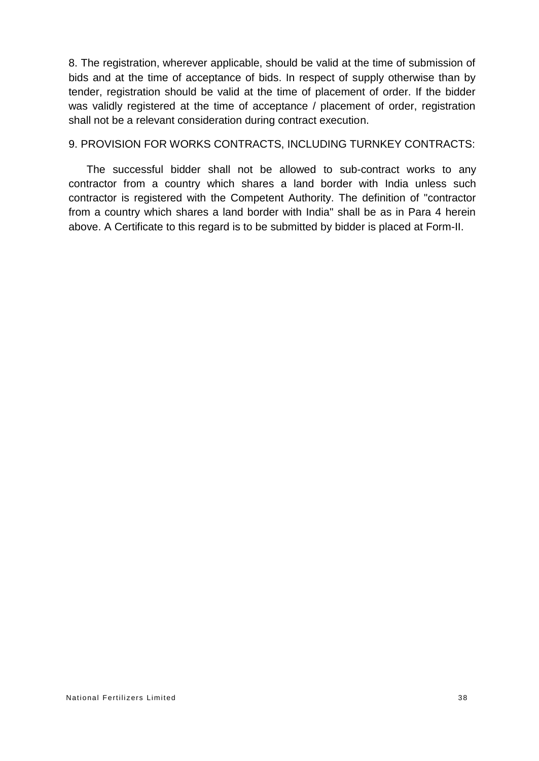8. The registration, wherever applicable, should be valid at the time of submission of bids and at the time of acceptance of bids. In respect of supply otherwise than by tender, registration should be valid at the time of placement of order. If the bidder was validly registered at the time of acceptance / placement of order, registration shall not be a relevant consideration during contract execution.

9. PROVISION FOR WORKS CONTRACTS, INCLUDING TURNKEY CONTRACTS:

The successful bidder shall not be allowed to sub-contract works to any contractor from a country which shares a land border with India unless such contractor is registered with the Competent Authority. The definition of "contractor from a country which shares a land border with India" shall be as in Para 4 herein above. A Certificate to this regard is to be submitted by bidder is placed at Form-II.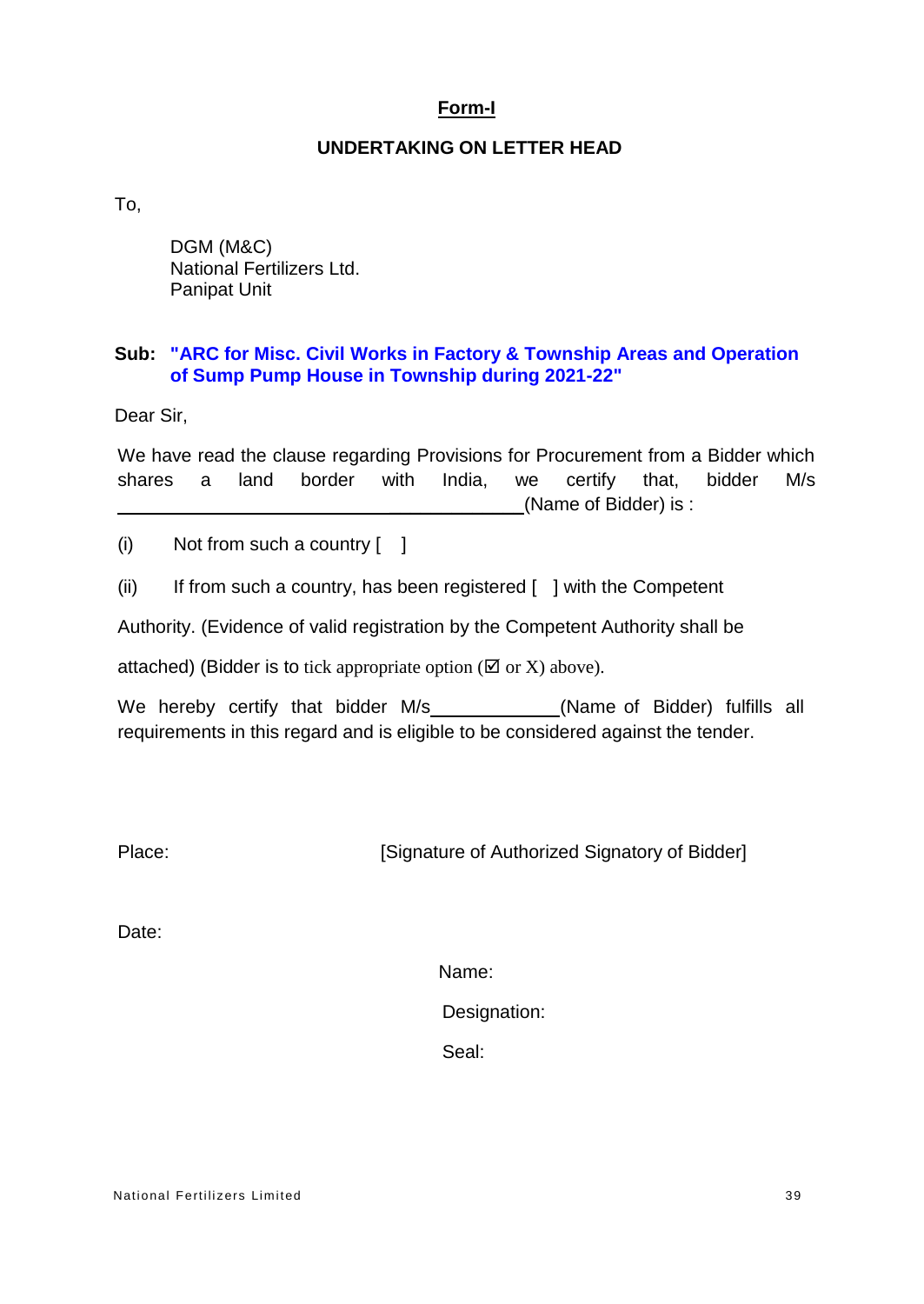**Form-I**

**UNDERTAKING ON LETTER HEAD**

To,

DGM (M&C)
National Fertilizers Ltd.
Panipat Unit

**Sub: "ARC for Misc. Civil Works in Factory & Township Areas and Operation of Sump Pump House in Township during 2021-22"**

Dear Sir,

We have read the clause regarding Provisions for Procurement from a Bidder which shares a land border with India, we certify that, bidder M/s \_\_\_\_\_\_\_\_\_\_\_\_\_\_\_\_\_\_\_\_\_\_\_\_\_\_\_\_\_\_\_\_\_\_\_\_(Name of Bidder) is :

(i) Not from such a country [ ]

(ii) If from such a country, has been registered [ ] with the Competent Authority. (Evidence of valid registration by the Competent Authority shall be attached) (Bidder is to tick appropriate option (☑ or X) above).

We hereby certify that bidder M/s\_\_\_\_\_\_\_\_\_\_\_\_\_(Name of Bidder) fulfills all requirements in this regard and is eligible to be considered against the tender.

Place: [Signature of Authorized Signatory of Bidder]

Date:

Name:

Designation:

Seal: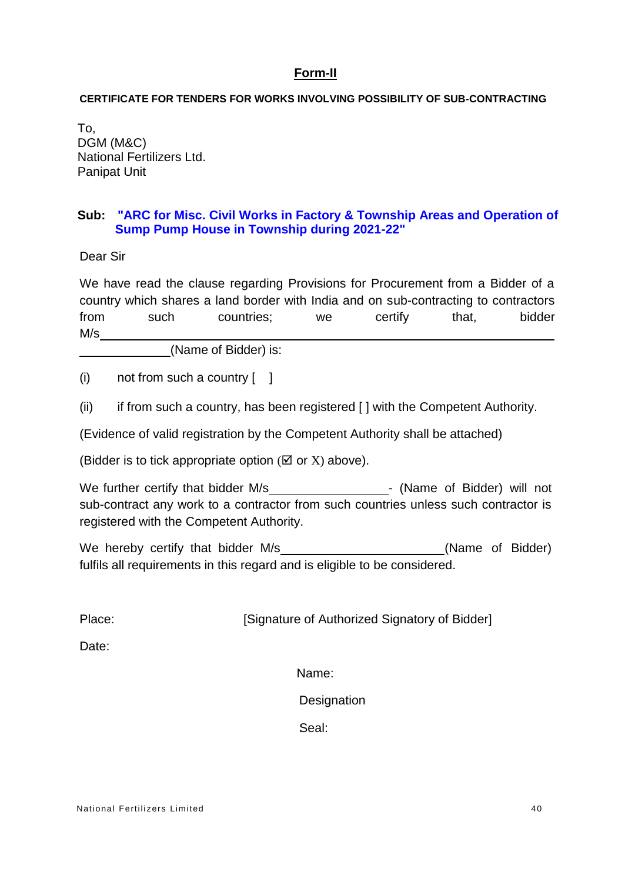## Form-II

**CERTIFICATE FOR TENDERS FOR WORKS INVOLVING POSSIBILITY OF SUB-CONTRACTING**

To,
DGM (M&C)
National Fertilizers Ltd.
Panipat Unit

**Sub: "ARC for Misc. Civil Works in Factory & Township Areas and Operation of Sump Pump House in Township during 2021-22"**

Dear Sir

We have read the clause regarding Provisions for Procurement from a Bidder of a country which shares a land border with India and on sub-contracting to contractors from such countries; we certify that, bidder M/s_________________________________________________
_____________(Name of Bidder) is:

(i) not from such a country [ ]

(ii) if from such a country, has been registered [ ] with the Competent Authority.

(Evidence of valid registration by the Competent Authority shall be attached)

(Bidder is to tick appropriate option (☑ or X) above).

We further certify that bidder M/s________________- (Name of Bidder) will not sub-contract any work to a contractor from such countries unless such contractor is registered with the Competent Authority.

We hereby certify that bidder M/s______________________(Name of Bidder) fulfils all requirements in this regard and is eligible to be considered.

Place: [Signature of Authorized Signatory of Bidder]

Date:

Name:

Designation

Seal: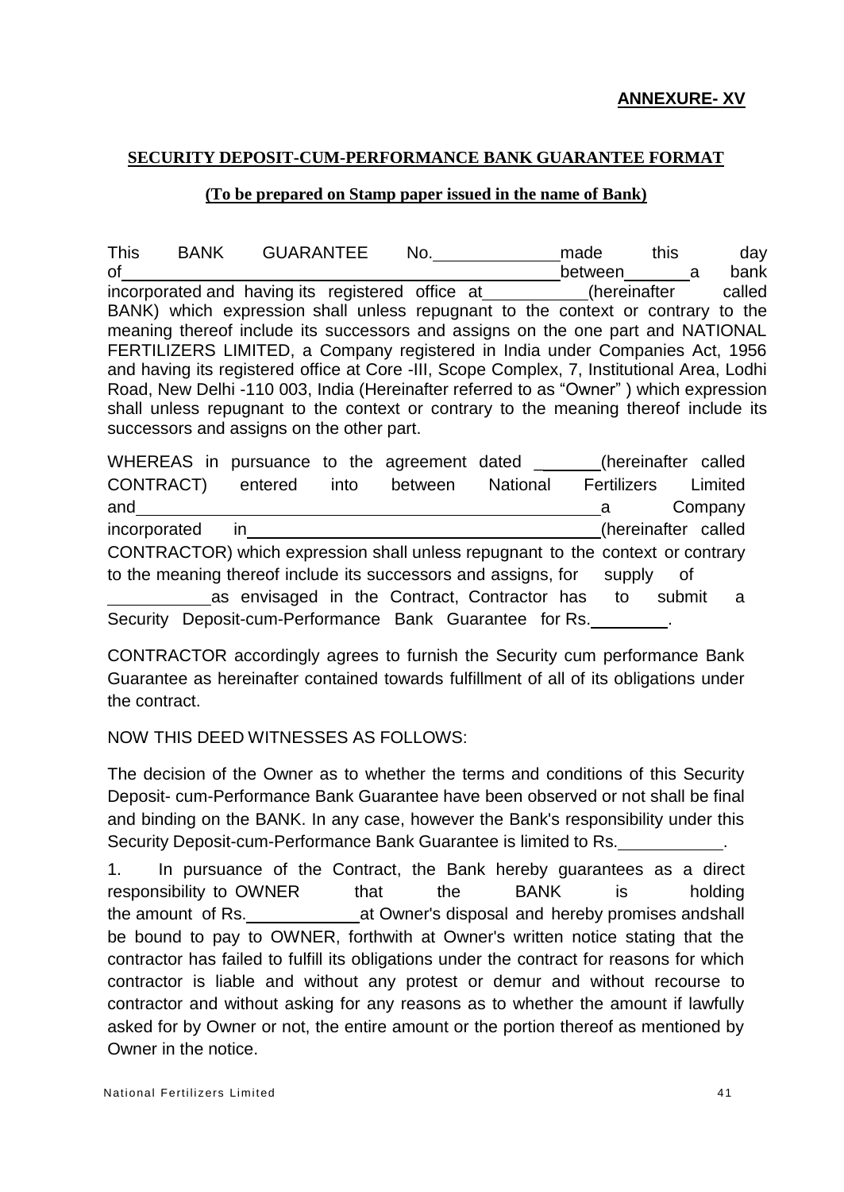**ANNEXURE- XV**

**SECURITY DEPOSIT-CUM-PERFORMANCE BANK GUARANTEE FORMAT**

**(To be prepared on Stamp paper issued in the name of Bank)**

This BANK GUARANTEE No.\_\_\_\_\_\_\_\_\_\_\_\_made this day of\_\_\_\_\_\_\_\_\_\_\_\_\_\_\_\_\_\_\_\_\_\_\_\_\_\_\_\_\_\_\_\_\_\_\_\_\_\_\_\_\_\_between\_\_\_\_\_\_a bank incorporated and having its registered office at\_\_\_\_\_\_\_\_\_\_(hereinafter called BANK) which expression shall unless repugnant to the context or contrary to the meaning thereof include its successors and assigns on the one part and NATIONAL FERTILIZERS LIMITED, a Company registered in India under Companies Act, 1956 and having its registered office at Core -III, Scope Complex, 7, Institutional Area, Lodhi Road, New Delhi -110 003, India (Hereinafter referred to as "Owner" ) which expression shall unless repugnant to the context or contrary to the meaning thereof include its successors and assigns on the other part.

WHEREAS in pursuance to the agreement dated \_\_\_\_\_\_\_(hereinafter called CONTRACT) entered into between National Fertilizers Limited and\_\_\_\_\_\_\_\_\_\_\_\_\_\_\_\_\_\_\_\_\_\_\_\_\_\_\_\_\_\_\_\_\_\_\_\_\_\_\_\_\_\_\_a Company incorporated in\_\_\_\_\_\_\_\_\_\_\_\_\_\_\_\_\_\_\_\_\_\_\_\_\_\_\_\_\_\_\_\_\_\_\_\_(hereinafter called CONTRACTOR) which expression shall unless repugnant to the context or contrary to the meaning thereof include its successors and assigns, for supply of \_\_\_\_\_\_\_\_\_\_\_as envisaged in the Contract, Contractor has to submit a Security Deposit-cum-Performance Bank Guarantee for Rs.\_\_\_\_\_\_\_\_\_.

CONTRACTOR accordingly agrees to furnish the Security cum performance Bank Guarantee as hereinafter contained towards fulfillment of all of its obligations under the contract.

NOW THIS DEED WITNESSES AS FOLLOWS:

The decision of the Owner as to whether the terms and conditions of this Security Deposit- cum-Performance Bank Guarantee have been observed or not shall be final and binding on the BANK. In any case, however the Bank's responsibility under this Security Deposit-cum-Performance Bank Guarantee is limited to Rs.\_\_\_\_\_\_\_\_\_\_\_.

1. In pursuance of the Contract, the Bank hereby guarantees as a direct responsibility to OWNER that the BANK is holding the amount of Rs.\_\_\_\_\_\_\_\_\_\_\_\_at Owner's disposal and hereby promises andshall be bound to pay to OWNER, forthwith at Owner's written notice stating that the contractor has failed to fulfill its obligations under the contract for reasons for which contractor is liable and without any protest or demur and without recourse to contractor and without asking for any reasons as to whether the amount if lawfully asked for by Owner or not, the entire amount or the portion thereof as mentioned by Owner in the notice.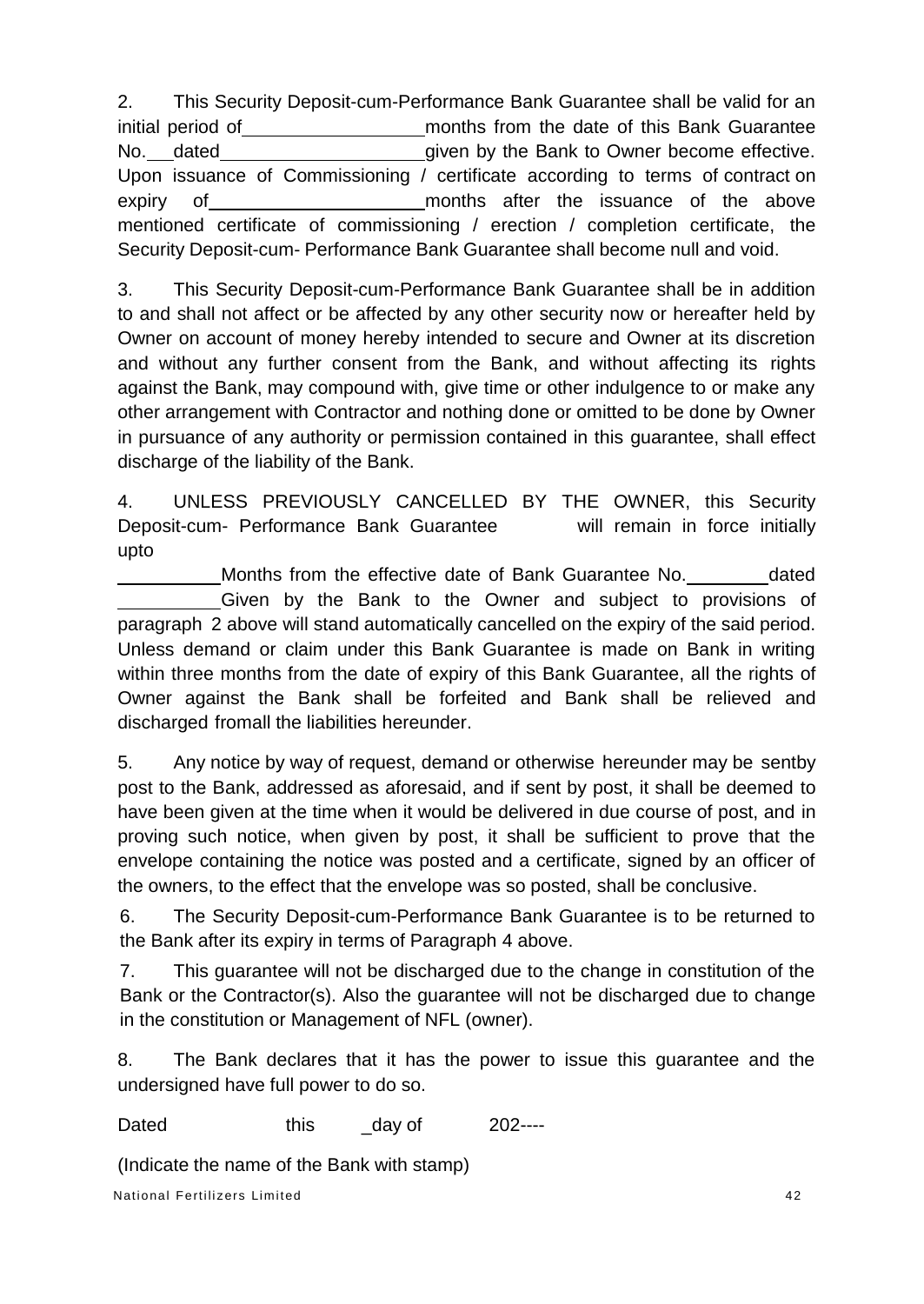2. This Security Deposit-cum-Performance Bank Guarantee shall be valid for an initial period of __________________ months from the date of this Bank Guarantee No. ___ dated ____________________ given by the Bank to Owner become effective. Upon issuance of Commissioning / certificate according to terms of contract on expiry of _____________________ months after the issuance of the above mentioned certificate of commissioning / erection / completion certificate, the Security Deposit-cum- Performance Bank Guarantee shall become null and void.

3. This Security Deposit-cum-Performance Bank Guarantee shall be in addition to and shall not affect or be affected by any other security now or hereafter held by Owner on account of money hereby intended to secure and Owner at its discretion and without any further consent from the Bank, and without affecting its rights against the Bank, may compound with, give time or other indulgence to or make any other arrangement with Contractor and nothing done or omitted to be done by Owner in pursuance of any authority or permission contained in this guarantee, shall effect discharge of the liability of the Bank.

4. UNLESS PREVIOUSLY CANCELLED BY THE OWNER, this Security Deposit-cum- Performance Bank Guarantee will remain in force initially upto __________ Months from the effective date of Bank Guarantee No. ________ dated __________ Given by the Bank to the Owner and subject to provisions of paragraph 2 above will stand automatically cancelled on the expiry of the said period. Unless demand or claim under this Bank Guarantee is made on Bank in writing within three months from the date of expiry of this Bank Guarantee, all the rights of Owner against the Bank shall be forfeited and Bank shall be relieved and discharged fromall the liabilities hereunder.

5. Any notice by way of request, demand or otherwise hereunder may be sentby post to the Bank, addressed as aforesaid, and if sent by post, it shall be deemed to have been given at the time when it would be delivered in due course of post, and in proving such notice, when given by post, it shall be sufficient to prove that the envelope containing the notice was posted and a certificate, signed by an officer of the owners, to the effect that the envelope was so posted, shall be conclusive.

6. The Security Deposit-cum-Performance Bank Guarantee is to be returned to the Bank after its expiry in terms of Paragraph 4 above.

7. This guarantee will not be discharged due to the change in constitution of the Bank or the Contractor(s). Also the guarantee will not be discharged due to change in the constitution or Management of NFL (owner).

8. The Bank declares that it has the power to issue this guarantee and the undersigned have full power to do so.

Dated this _day of 202----

(Indicate the name of the Bank with stamp)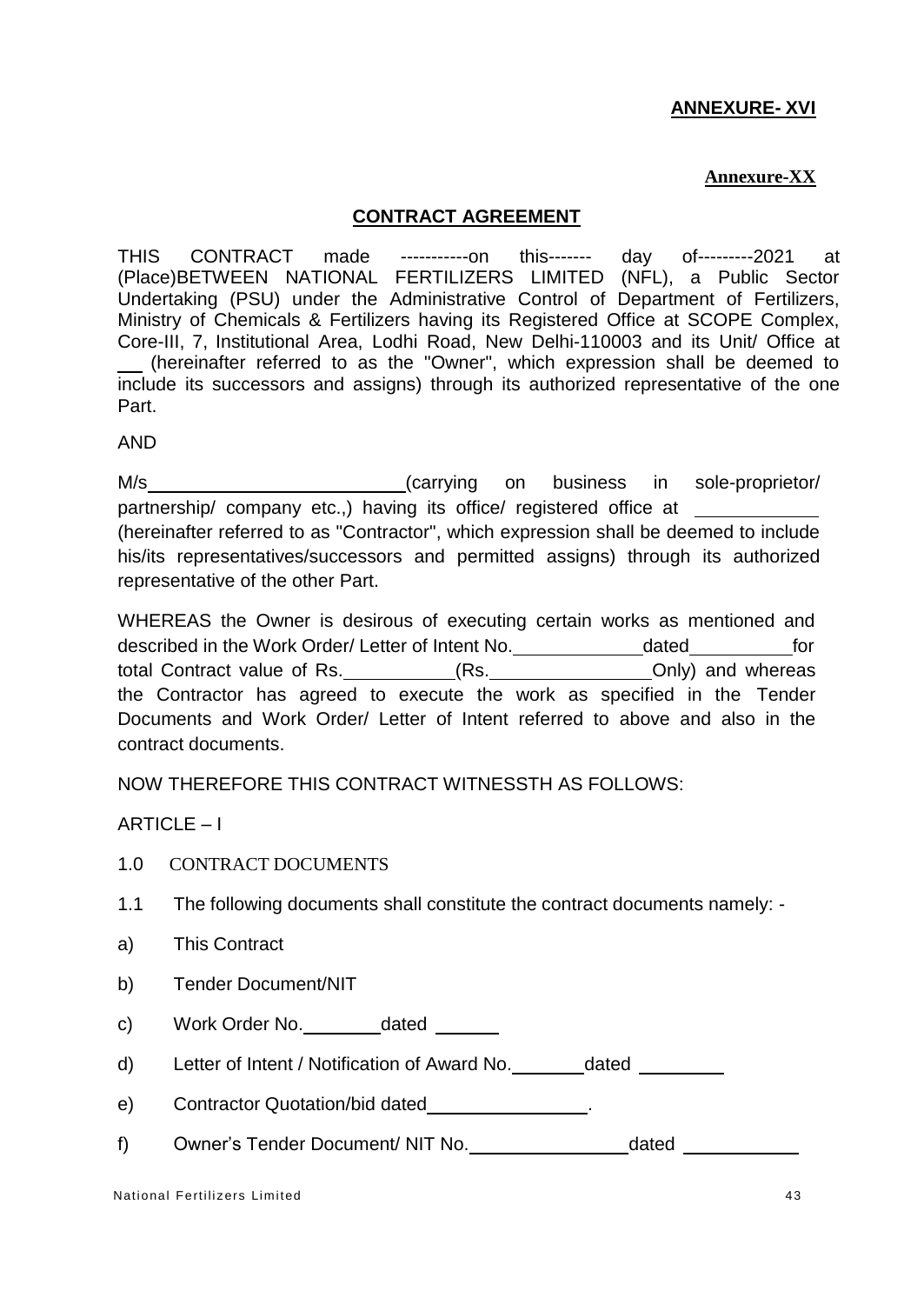**ANNEXURE- XVI**

**Annexure-XX**

## CONTRACT AGREEMENT

THIS CONTRACT made -----------on this------- day of---------2021 at (Place)BETWEEN NATIONAL FERTILIZERS LIMITED (NFL), a Public Sector Undertaking (PSU) under the Administrative Control of Department of Fertilizers, Ministry of Chemicals & Fertilizers having its Registered Office at SCOPE Complex, Core-III, 7, Institutional Area, Lodhi Road, New Delhi-110003 and its Unit/ Office at \_\_ (hereinafter referred to as the "Owner", which expression shall be deemed to include its successors and assigns) through its authorized representative of the one Part.

AND

M/s\_\_\_\_\_\_\_\_\_\_\_\_\_\_\_\_\_\_\_\_\_\_\_\_\_\_(carrying on business in sole-proprietor/ partnership/ company etc.,) having its office/ registered office at \_\_\_\_\_\_\_\_\_\_\_\_ (hereinafter referred to as "Contractor", which expression shall be deemed to include his/its representatives/successors and permitted assigns) through its authorized representative of the other Part.

WHEREAS the Owner is desirous of executing certain works as mentioned and described in the Work Order/ Letter of Intent No.\_\_\_\_\_\_\_\_\_\_\_\_dated\_\_\_\_\_\_\_\_\_\_for total Contract value of Rs.\_\_\_\_\_\_\_\_\_\_\_(Rs.\_\_\_\_\_\_\_\_\_\_\_\_\_\_\_\_Only) and whereas the Contractor has agreed to execute the work as specified in the Tender Documents and Work Order/ Letter of Intent referred to above and also in the contract documents.

NOW THEREFORE THIS CONTRACT WITNESSTH AS FOLLOWS:

ARTICLE – I

1.0 CONTRACT DOCUMENTS

1.1 The following documents shall constitute the contract documents namely: -

a) This Contract

b) Tender Document/NIT

c) Work Order No.\_\_\_\_\_\_\_\_dated \_\_\_\_\_\_

d) Letter of Intent / Notification of Award No.\_\_\_\_\_\_\_dated \_\_\_\_\_\_\_\_

e) Contractor Quotation/bid dated\_\_\_\_\_\_\_\_\_\_\_\_\_\_\_\_.

f) Owner's Tender Document/ NIT No.\_\_\_\_\_\_\_\_\_\_\_\_\_\_\_\_dated \_\_\_\_\_\_\_\_\_\_\_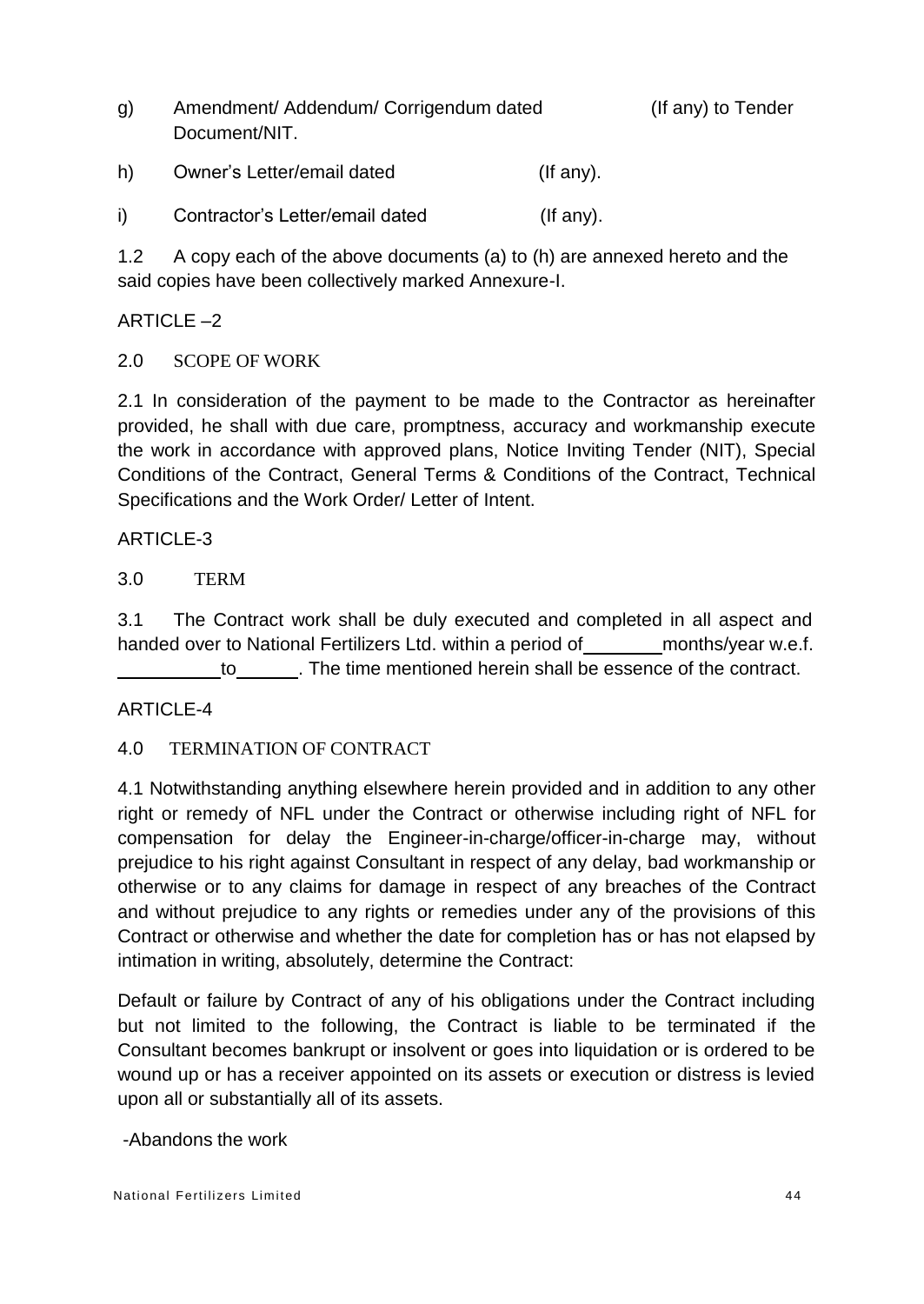g) Amendment/ Addendum/ Corrigendum dated (If any) to Tender Document/NIT.

h) Owner's Letter/email dated (If any).

i) Contractor's Letter/email dated (If any).

1.2 A copy each of the above documents (a) to (h) are annexed hereto and the said copies have been collectively marked Annexure-I.

ARTICLE –2

2.0 SCOPE OF WORK

2.1 In consideration of the payment to be made to the Contractor as hereinafter provided, he shall with due care, promptness, accuracy and workmanship execute the work in accordance with approved plans, Notice Inviting Tender (NIT), Special Conditions of the Contract, General Terms & Conditions of the Contract, Technical Specifications and the Work Order/ Letter of Intent.

ARTICLE-3

3.0 TERM

3.1 The Contract work shall be duly executed and completed in all aspect and handed over to National Fertilizers Ltd. within a period of ________ months/year w.e.f. __________ to ______. The time mentioned herein shall be essence of the contract.

ARTICLE-4

4.0 TERMINATION OF CONTRACT

4.1 Notwithstanding anything elsewhere herein provided and in addition to any other right or remedy of NFL under the Contract or otherwise including right of NFL for compensation for delay the Engineer-in-charge/officer-in-charge may, without prejudice to his right against Consultant in respect of any delay, bad workmanship or otherwise or to any claims for damage in respect of any breaches of the Contract and without prejudice to any rights or remedies under any of the provisions of this Contract or otherwise and whether the date for completion has or has not elapsed by intimation in writing, absolutely, determine the Contract:

Default or failure by Contract of any of his obligations under the Contract including but not limited to the following, the Contract is liable to be terminated if the Consultant becomes bankrupt or insolvent or goes into liquidation or is ordered to be wound up or has a receiver appointed on its assets or execution or distress is levied upon all or substantially all of its assets.

-Abandons the work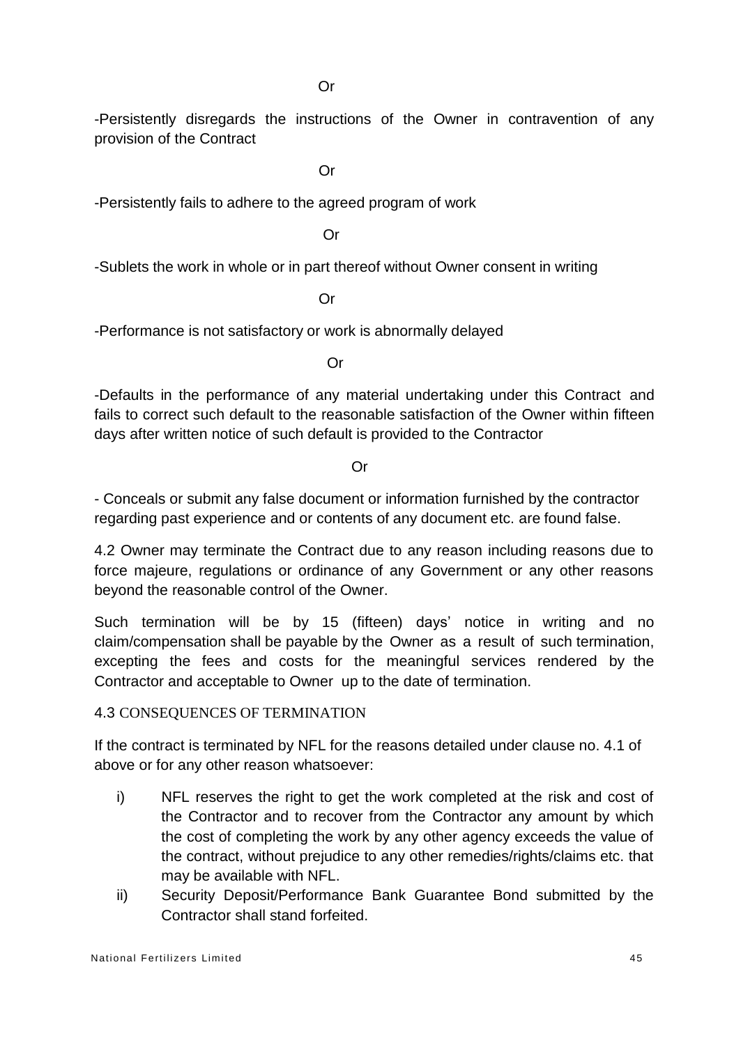Or

-Persistently disregards the instructions of the Owner in contravention of any provision of the Contract

Or

-Persistently fails to adhere to the agreed program of work

Or

-Sublets the work in whole or in part thereof without Owner consent in writing

Or

-Performance is not satisfactory or work is abnormally delayed

Or

-Defaults in the performance of any material undertaking under this Contract and fails to correct such default to the reasonable satisfaction of the Owner within fifteen days after written notice of such default is provided to the Contractor

Or

- Conceals or submit any false document or information furnished by the contractor regarding past experience and or contents of any document etc. are found false.

4.2 Owner may terminate the Contract due to any reason including reasons due to force majeure, regulations or ordinance of any Government or any other reasons beyond the reasonable control of the Owner.

Such termination will be by 15 (fifteen) days' notice in writing and no claim/compensation shall be payable by the Owner as a result of such termination, excepting the fees and costs for the meaningful services rendered by the Contractor and acceptable to Owner up to the date of termination.

4.3 CONSEQUENCES OF TERMINATION

If the contract is terminated by NFL for the reasons detailed under clause no. 4.1 of above or for any other reason whatsoever:

i) NFL reserves the right to get the work completed at the risk and cost of the Contractor and to recover from the Contractor any amount by which the cost of completing the work by any other agency exceeds the value of the contract, without prejudice to any other remedies/rights/claims etc. that may be available with NFL.

ii) Security Deposit/Performance Bank Guarantee Bond submitted by the Contractor shall stand forfeited.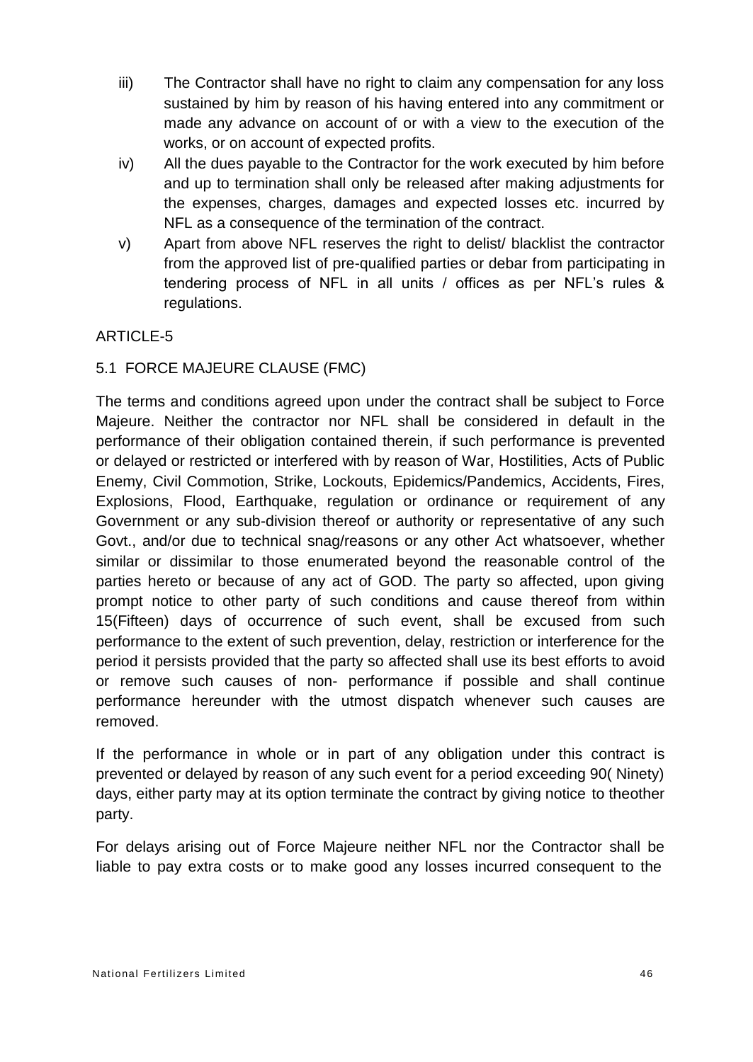iii) The Contractor shall have no right to claim any compensation for any loss sustained by him by reason of his having entered into any commitment or made any advance on account of or with a view to the execution of the works, or on account of expected profits.

iv) All the dues payable to the Contractor for the work executed by him before and up to termination shall only be released after making adjustments for the expenses, charges, damages and expected losses etc. incurred by NFL as a consequence of the termination of the contract.

v) Apart from above NFL reserves the right to delist/ blacklist the contractor from the approved list of pre-qualified parties or debar from participating in tendering process of NFL in all units / offices as per NFL's rules & regulations.

ARTICLE-5

5.1 FORCE MAJEURE CLAUSE (FMC)

The terms and conditions agreed upon under the contract shall be subject to Force Majeure. Neither the contractor nor NFL shall be considered in default in the performance of their obligation contained therein, if such performance is prevented or delayed or restricted or interfered with by reason of War, Hostilities, Acts of Public Enemy, Civil Commotion, Strike, Lockouts, Epidemics/Pandemics, Accidents, Fires, Explosions, Flood, Earthquake, regulation or ordinance or requirement of any Government or any sub-division thereof or authority or representative of any such Govt., and/or due to technical snag/reasons or any other Act whatsoever, whether similar or dissimilar to those enumerated beyond the reasonable control of the parties hereto or because of any act of GOD. The party so affected, upon giving prompt notice to other party of such conditions and cause thereof from within 15(Fifteen) days of occurrence of such event, shall be excused from such performance to the extent of such prevention, delay, restriction or interference for the period it persists provided that the party so affected shall use its best efforts to avoid or remove such causes of non- performance if possible and shall continue performance hereunder with the utmost dispatch whenever such causes are removed.

If the performance in whole or in part of any obligation under this contract is prevented or delayed by reason of any such event for a period exceeding 90( Ninety) days, either party may at its option terminate the contract by giving notice to theother party.

For delays arising out of Force Majeure neither NFL nor the Contractor shall be liable to pay extra costs or to make good any losses incurred consequent to the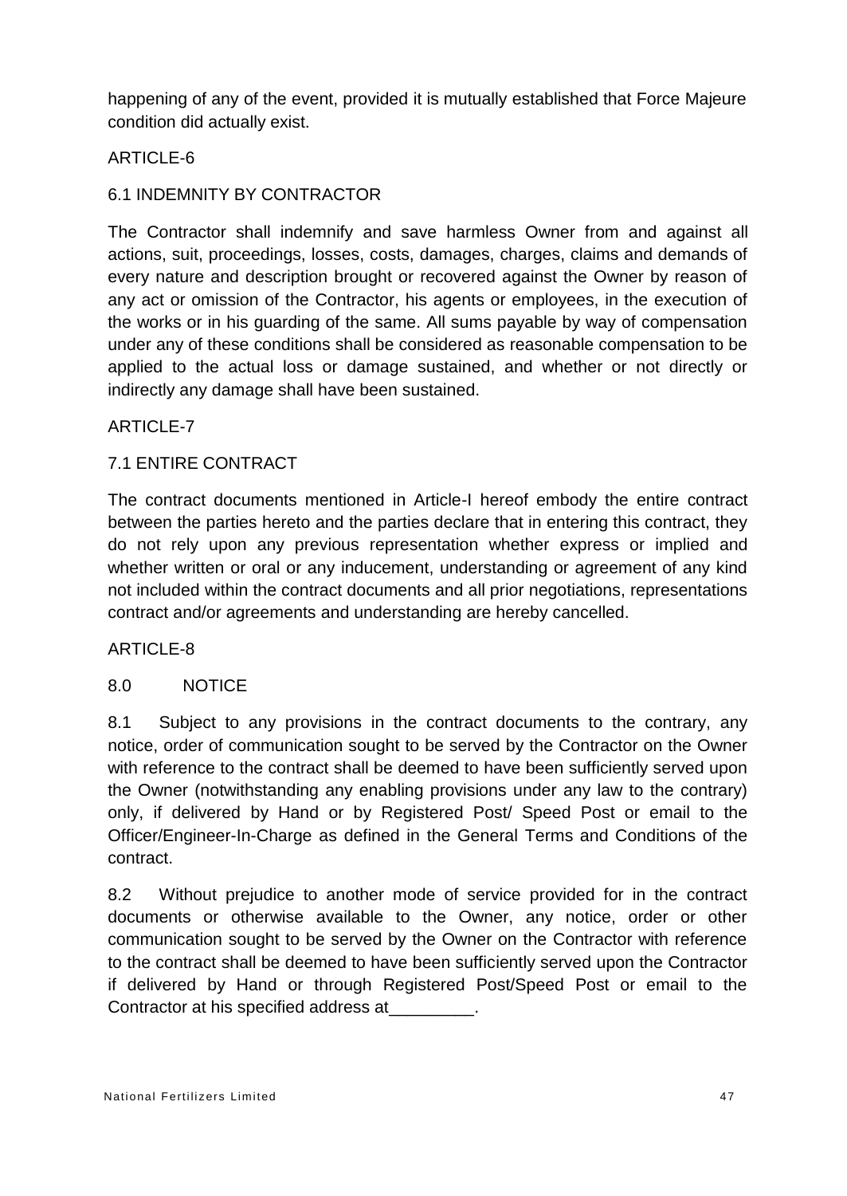happening of any of the event, provided it is mutually established that Force Majeure condition did actually exist.

ARTICLE-6

6.1 INDEMNITY BY CONTRACTOR

The Contractor shall indemnify and save harmless Owner from and against all actions, suit, proceedings, losses, costs, damages, charges, claims and demands of every nature and description brought or recovered against the Owner by reason of any act or omission of the Contractor, his agents or employees, in the execution of the works or in his guarding of the same. All sums payable by way of compensation under any of these conditions shall be considered as reasonable compensation to be applied to the actual loss or damage sustained, and whether or not directly or indirectly any damage shall have been sustained.

ARTICLE-7

7.1 ENTIRE CONTRACT

The contract documents mentioned in Article-I hereof embody the entire contract between the parties hereto and the parties declare that in entering this contract, they do not rely upon any previous representation whether express or implied and whether written or oral or any inducement, understanding or agreement of any kind not included within the contract documents and all prior negotiations, representations contract and/or agreements and understanding are hereby cancelled.

ARTICLE-8

8.0 NOTICE

8.1 Subject to any provisions in the contract documents to the contrary, any notice, order of communication sought to be served by the Contractor on the Owner with reference to the contract shall be deemed to have been sufficiently served upon the Owner (notwithstanding any enabling provisions under any law to the contrary) only, if delivered by Hand or by Registered Post/ Speed Post or email to the Officer/Engineer-In-Charge as defined in the General Terms and Conditions of the contract.

8.2 Without prejudice to another mode of service provided for in the contract documents or otherwise available to the Owner, any notice, order or other communication sought to be served by the Owner on the Contractor with reference to the contract shall be deemed to have been sufficiently served upon the Contractor if delivered by Hand or through Registered Post/Speed Post or email to the Contractor at his specified address at_________.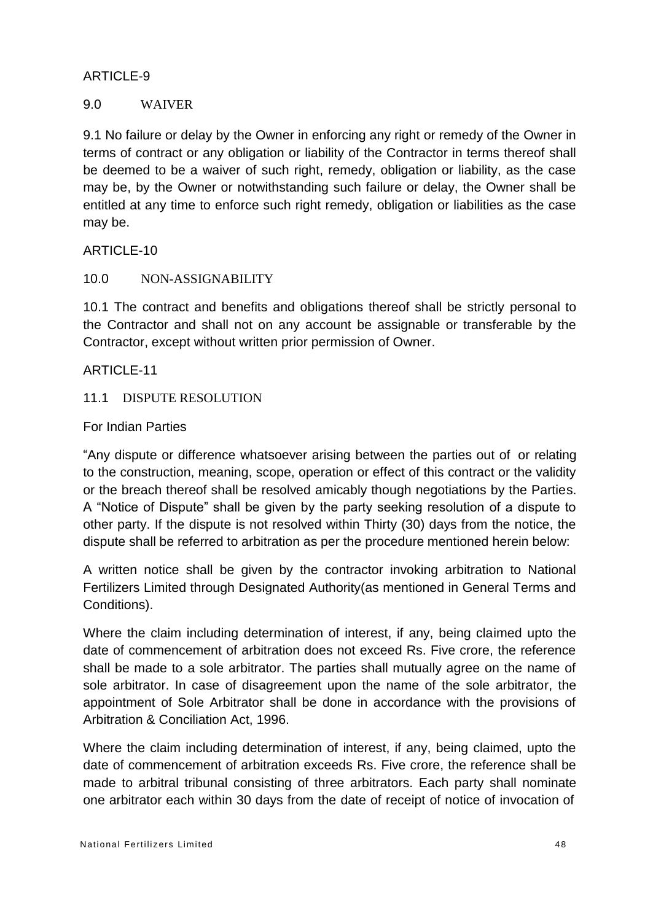ARTICLE-9

9.0 WAIVER

9.1 No failure or delay by the Owner in enforcing any right or remedy of the Owner in terms of contract or any obligation or liability of the Contractor in terms thereof shall be deemed to be a waiver of such right, remedy, obligation or liability, as the case may be, by the Owner or notwithstanding such failure or delay, the Owner shall be entitled at any time to enforce such right remedy, obligation or liabilities as the case may be.

ARTICLE-10

10.0 NON-ASSIGNABILITY

10.1 The contract and benefits and obligations thereof shall be strictly personal to the Contractor and shall not on any account be assignable or transferable by the Contractor, except without written prior permission of Owner.

ARTICLE-11

11.1 DISPUTE RESOLUTION

For Indian Parties

"Any dispute or difference whatsoever arising between the parties out of or relating to the construction, meaning, scope, operation or effect of this contract or the validity or the breach thereof shall be resolved amicably though negotiations by the Parties. A "Notice of Dispute" shall be given by the party seeking resolution of a dispute to other party. If the dispute is not resolved within Thirty (30) days from the notice, the dispute shall be referred to arbitration as per the procedure mentioned herein below:

A written notice shall be given by the contractor invoking arbitration to National Fertilizers Limited through Designated Authority(as mentioned in General Terms and Conditions).

Where the claim including determination of interest, if any, being claimed upto the date of commencement of arbitration does not exceed Rs. Five crore, the reference shall be made to a sole arbitrator. The parties shall mutually agree on the name of sole arbitrator. In case of disagreement upon the name of the sole arbitrator, the appointment of Sole Arbitrator shall be done in accordance with the provisions of Arbitration & Conciliation Act, 1996.

Where the claim including determination of interest, if any, being claimed, upto the date of commencement of arbitration exceeds Rs. Five crore, the reference shall be made to arbitral tribunal consisting of three arbitrators. Each party shall nominate one arbitrator each within 30 days from the date of receipt of notice of invocation of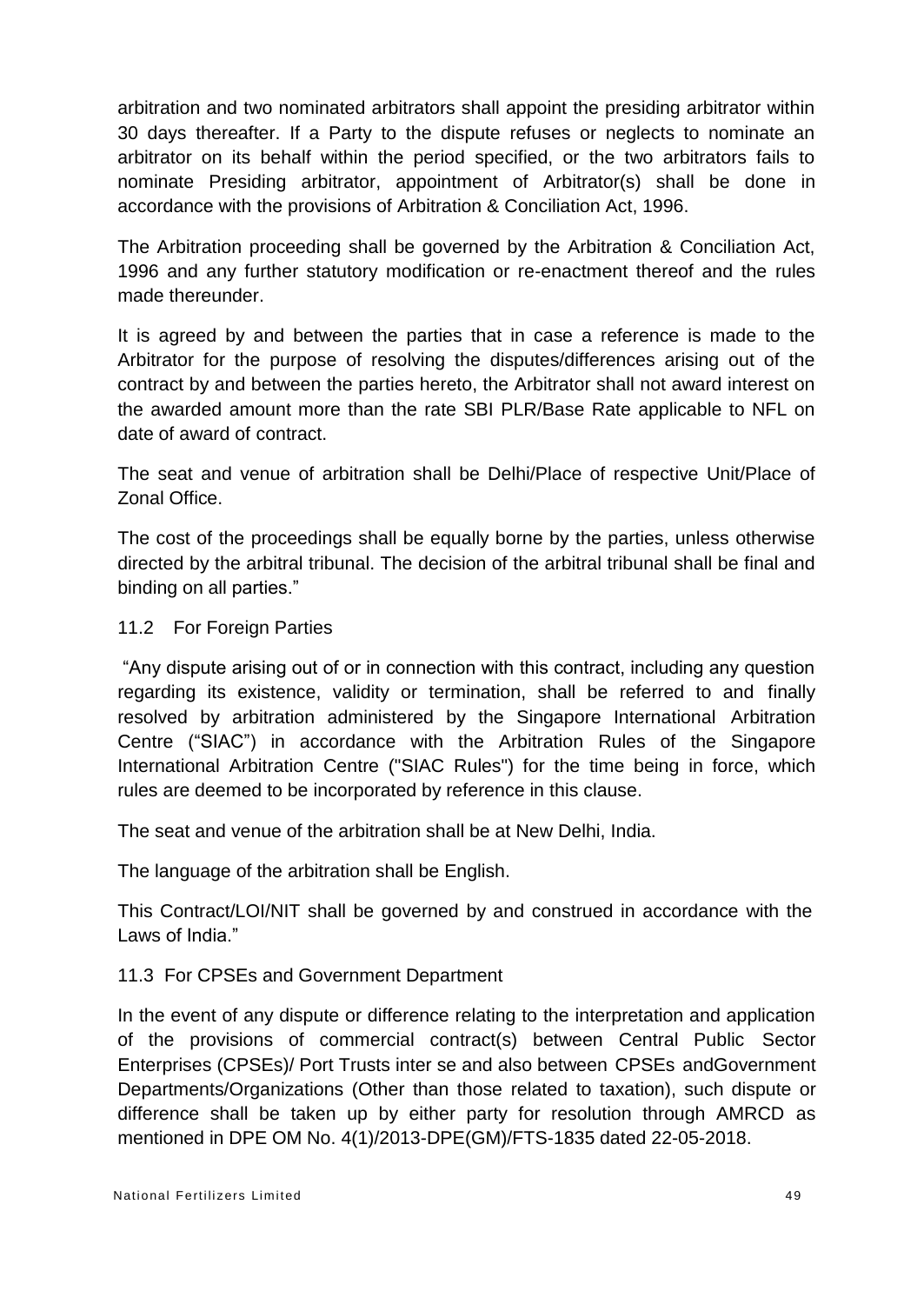arbitration and two nominated arbitrators shall appoint the presiding arbitrator within 30 days thereafter. If a Party to the dispute refuses or neglects to nominate an arbitrator on its behalf within the period specified, or the two arbitrators fails to nominate Presiding arbitrator, appointment of Arbitrator(s) shall be done in accordance with the provisions of Arbitration & Conciliation Act, 1996.

The Arbitration proceeding shall be governed by the Arbitration & Conciliation Act, 1996 and any further statutory modification or re-enactment thereof and the rules made thereunder.

It is agreed by and between the parties that in case a reference is made to the Arbitrator for the purpose of resolving the disputes/differences arising out of the contract by and between the parties hereto, the Arbitrator shall not award interest on the awarded amount more than the rate SBI PLR/Base Rate applicable to NFL on date of award of contract.

The seat and venue of arbitration shall be Delhi/Place of respective Unit/Place of Zonal Office.

The cost of the proceedings shall be equally borne by the parties, unless otherwise directed by the arbitral tribunal. The decision of the arbitral tribunal shall be final and binding on all parties."

11.2 For Foreign Parties

"Any dispute arising out of or in connection with this contract, including any question regarding its existence, validity or termination, shall be referred to and finally resolved by arbitration administered by the Singapore International Arbitration Centre ("SIAC") in accordance with the Arbitration Rules of the Singapore International Arbitration Centre ("SIAC Rules") for the time being in force, which rules are deemed to be incorporated by reference in this clause.

The seat and venue of the arbitration shall be at New Delhi, India.

The language of the arbitration shall be English.

This Contract/LOI/NIT shall be governed by and construed in accordance with the Laws of India."

11.3 For CPSEs and Government Department

In the event of any dispute or difference relating to the interpretation and application of the provisions of commercial contract(s) between Central Public Sector Enterprises (CPSEs)/ Port Trusts inter se and also between CPSEs andGovernment Departments/Organizations (Other than those related to taxation), such dispute or difference shall be taken up by either party for resolution through AMRCD as mentioned in DPE OM No. 4(1)/2013-DPE(GM)/FTS-1835 dated 22-05-2018.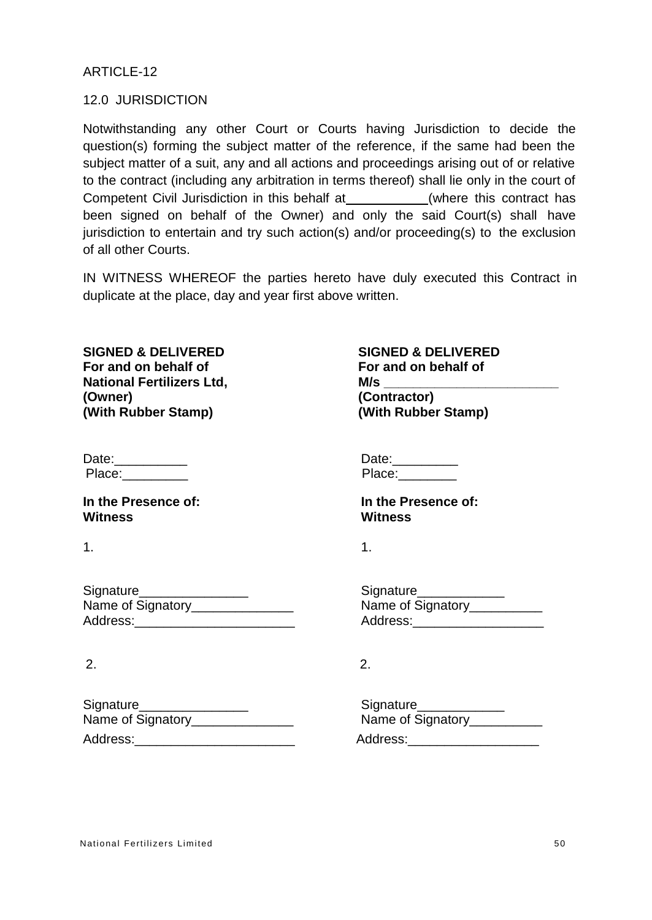ARTICLE-12

12.0 JURISDICTION

Notwithstanding any other Court or Courts having Jurisdiction to decide the question(s) forming the subject matter of the reference, if the same had been the subject matter of a suit, any and all actions and proceedings arising out of or relative to the contract (including any arbitration in terms thereof) shall lie only in the court of Competent Civil Jurisdiction in this behalf at___________(where this contract has been signed on behalf of the Owner) and only the said Court(s) shall have jurisdiction to entertain and try such action(s) and/or proceeding(s) to the exclusion of all other Courts.

IN WITNESS WHEREOF the parties hereto have duly executed this Contract in duplicate at the place, day and year first above written.

**SIGNED & DELIVERED**
**For and on behalf of**
**National Fertilizers Ltd,**
**(Owner)**
**(With Rubber Stamp)**

Date:__________
Place:_________

**In the Presence of:**
**Witness**

1.

Signature_______________
Name of Signatory______________
Address:______________________

2.

Signature_______________
Name of Signatory______________
Address:______________________

**SIGNED & DELIVERED**
**For and on behalf of**
**M/s _______________________**
**(Contractor)**
**(With Rubber Stamp)**

Date:_________
Place:________

**In the Presence of:**
**Witness**

1.

Signature____________
Name of Signatory__________
Address:__________________

2.

Signature____________
Name of Signatory__________
Address:__________________